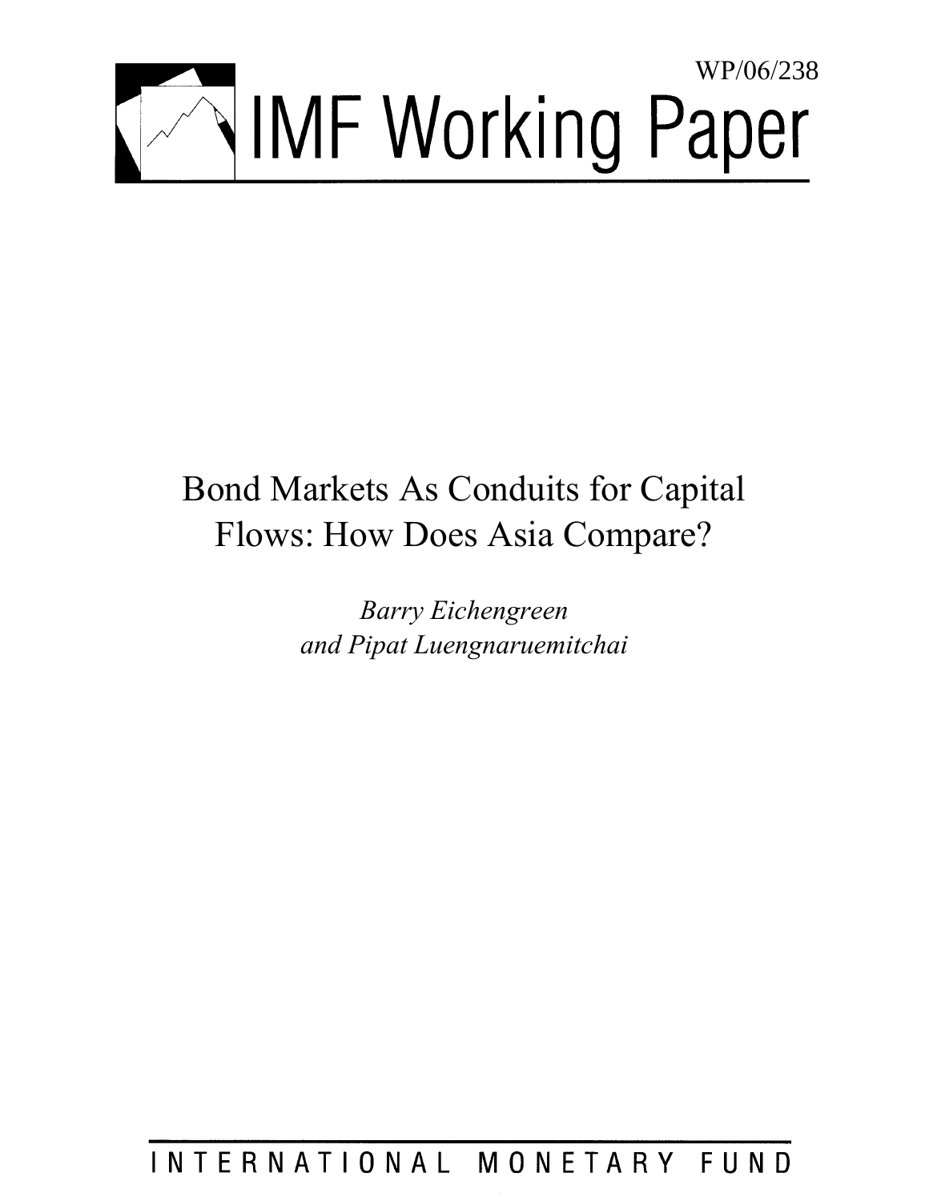WP/06/238

# IMF Working Paper

# Bond Markets As Conduits for Capital Flows: How Does Asia Compare?

*Barry Eichengreen and Pipat Luengnaruemitchai*

INTERNATIONAL MONETARY FUND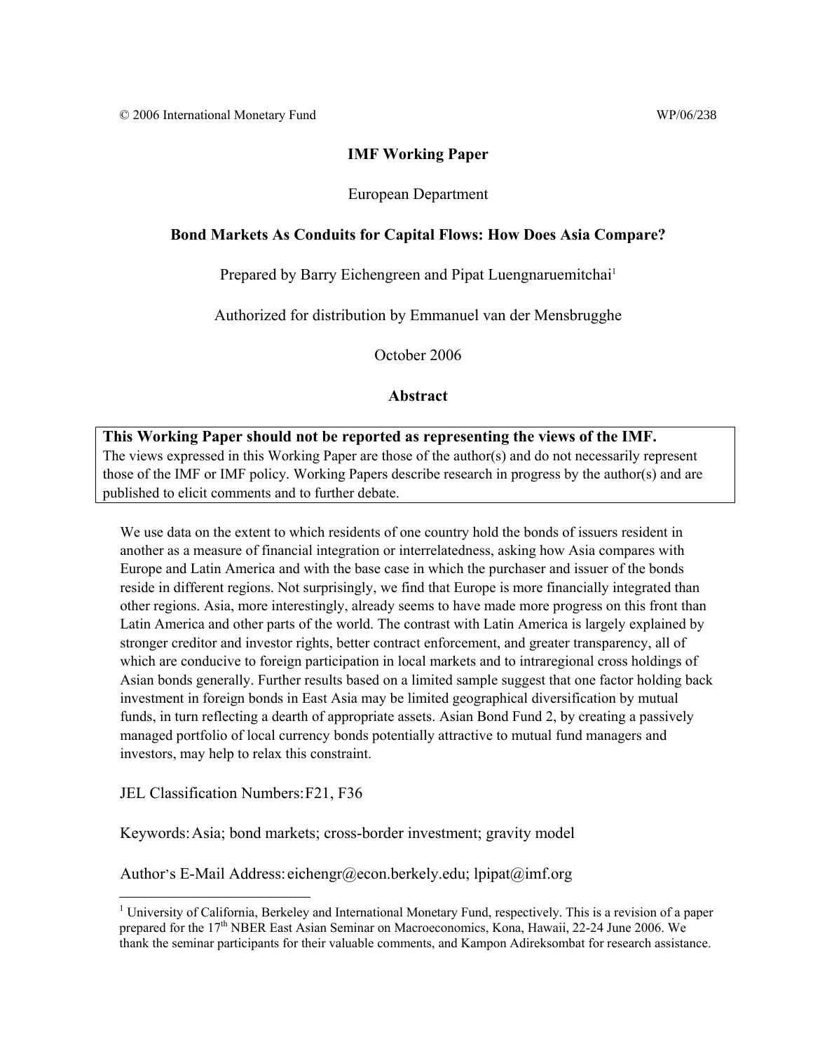© 2006 International Monetary Fund WP/06/238

**IMF Working Paper**

European Department

**Bond Markets As Conduits for Capital Flows: How Does Asia Compare?**

Prepared by Barry Eichengreen and Pipat Luengnaruemitchai[1]

Authorized for distribution by Emmanuel van der Mensbrugghe

October 2006

**Abstract**

**This Working Paper should not be reported as representing the views of the IMF.**
The views expressed in this Working Paper are those of the author(s) and do not necessarily represent those of the IMF or IMF policy. Working Papers describe research in progress by the author(s) and are published to elicit comments and to further debate.

We use data on the extent to which residents of one country hold the bonds of issuers resident in another as a measure of financial integration or interrelatedness, asking how Asia compares with Europe and Latin America and with the base case in which the purchaser and issuer of the bonds reside in different regions. Not surprisingly, we find that Europe is more financially integrated than other regions. Asia, more interestingly, already seems to have made more progress on this front than Latin America and other parts of the world. The contrast with Latin America is largely explained by stronger creditor and investor rights, better contract enforcement, and greater transparency, all of which are conducive to foreign participation in local markets and to intraregional cross holdings of Asian bonds generally. Further results based on a limited sample suggest that one factor holding back investment in foreign bonds in East Asia may be limited geographical diversification by mutual funds, in turn reflecting a dearth of appropriate assets. Asian Bond Fund 2, by creating a passively managed portfolio of local currency bonds potentially attractive to mutual fund managers and investors, may help to relax this constraint.

JEL Classification Numbers: F21, F36

Keywords: Asia; bond markets; cross-border investment; gravity model

Author's E-Mail Address: eichengr@econ.berkely.edu; lpipat@imf.org

[1] University of California, Berkeley and International Monetary Fund, respectively. This is a revision of a paper prepared for the 17th NBER East Asian Seminar on Macroeconomics, Kona, Hawaii, 22-24 June 2006. We thank the seminar participants for their valuable comments, and Kampon Adireksombat for research assistance.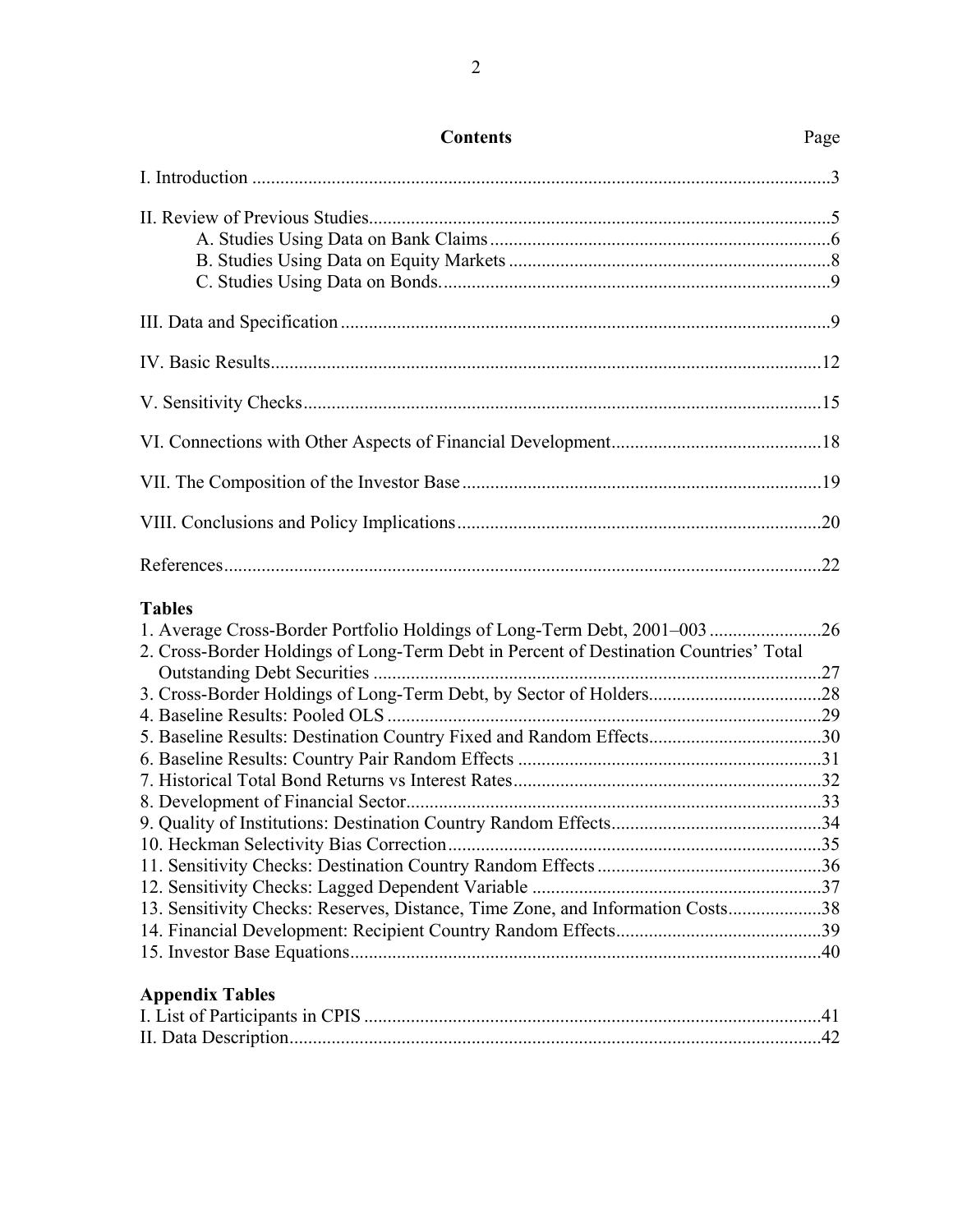## Contents

| | Page |
|---|---|
| I. Introduction | 3 |
| II. Review of Previous Studies | 5 |
| A. Studies Using Data on Bank Claims | 6 |
| B. Studies Using Data on Equity Markets | 8 |
| C. Studies Using Data on Bonds. | 9 |
| III. Data and Specification | 9 |
| IV. Basic Results | 12 |
| V. Sensitivity Checks | 15 |
| VI. Connections with Other Aspects of Financial Development | 18 |
| VII. The Composition of the Investor Base | 19 |
| VIII. Conclusions and Policy Implications | 20 |
| References | 22 |

### Tables

| | |
|---|---|
| 1. Average Cross-Border Portfolio Holdings of Long-Term Debt, 2001–003 | 26 |
| 2. Cross-Border Holdings of Long-Term Debt in Percent of Destination Countries' Total Outstanding Debt Securities | 27 |
| 3. Cross-Border Holdings of Long-Term Debt, by Sector of Holders | 28 |
| 4. Baseline Results: Pooled OLS | 29 |
| 5. Baseline Results: Destination Country Fixed and Random Effects | 30 |
| 6. Baseline Results: Country Pair Random Effects | 31 |
| 7. Historical Total Bond Returns vs Interest Rates | 32 |
| 8. Development of Financial Sector | 33 |
| 9. Quality of Institutions: Destination Country Random Effects | 34 |
| 10. Heckman Selectivity Bias Correction | 35 |
| 11. Sensitivity Checks: Destination Country Random Effects | 36 |
| 12. Sensitivity Checks: Lagged Dependent Variable | 37 |
| 13. Sensitivity Checks: Reserves, Distance, Time Zone, and Information Costs | 38 |
| 14. Financial Development: Recipient Country Random Effects | 39 |
| 15. Investor Base Equations | 40 |

### Appendix Tables

| | |
|---|---|
| I. List of Participants in CPIS | 41 |
| II. Data Description | 42 |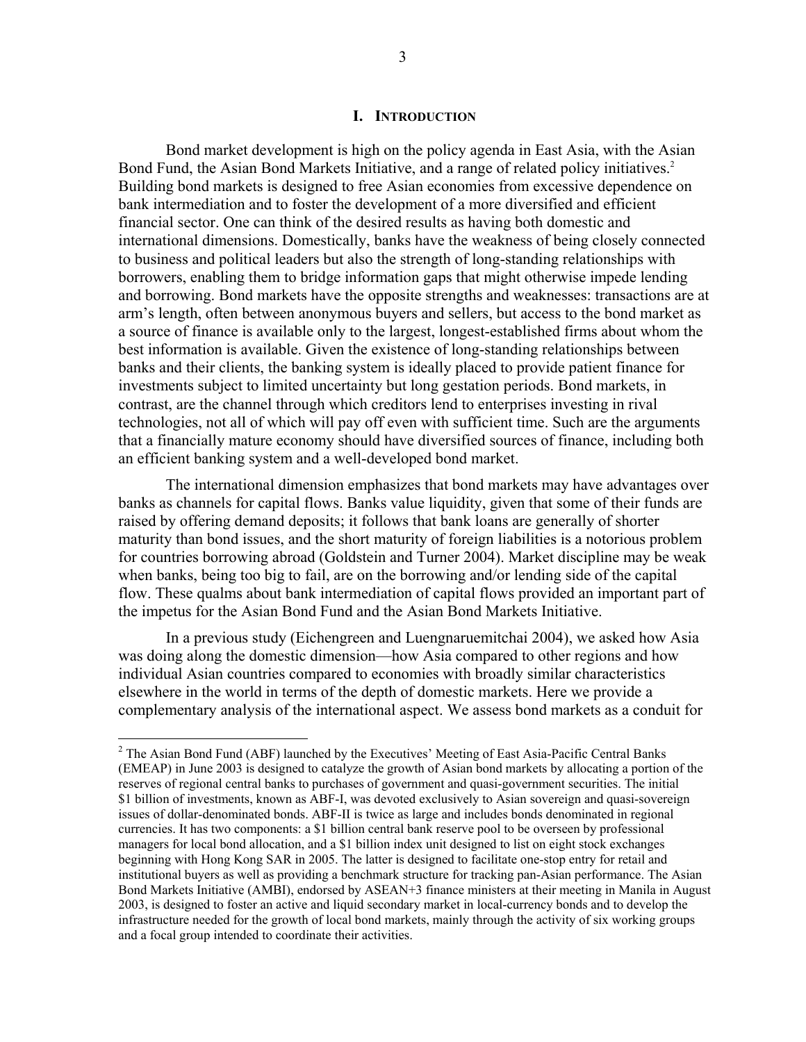# I. Introduction

Bond market development is high on the policy agenda in East Asia, with the Asian Bond Fund, the Asian Bond Markets Initiative, and a range of related policy initiatives.[2] Building bond markets is designed to free Asian economies from excessive dependence on bank intermediation and to foster the development of a more diversified and efficient financial sector. One can think of the desired results as having both domestic and international dimensions. Domestically, banks have the weakness of being closely connected to business and political leaders but also the strength of long-standing relationships with borrowers, enabling them to bridge information gaps that might otherwise impede lending and borrowing. Bond markets have the opposite strengths and weaknesses: transactions are at arm's length, often between anonymous buyers and sellers, but access to the bond market as a source of finance is available only to the largest, longest-established firms about whom the best information is available. Given the existence of long-standing relationships between banks and their clients, the banking system is ideally placed to provide patient finance for investments subject to limited uncertainty but long gestation periods. Bond markets, in contrast, are the channel through which creditors lend to enterprises investing in rival technologies, not all of which will pay off even with sufficient time. Such are the arguments that a financially mature economy should have diversified sources of finance, including both an efficient banking system and a well-developed bond market.

The international dimension emphasizes that bond markets may have advantages over banks as channels for capital flows. Banks value liquidity, given that some of their funds are raised by offering demand deposits; it follows that bank loans are generally of shorter maturity than bond issues, and the short maturity of foreign liabilities is a notorious problem for countries borrowing abroad (Goldstein and Turner 2004). Market discipline may be weak when banks, being too big to fail, are on the borrowing and/or lending side of the capital flow. These qualms about bank intermediation of capital flows provided an important part of the impetus for the Asian Bond Fund and the Asian Bond Markets Initiative.

In a previous study (Eichengreen and Luengnaruemitchai 2004), we asked how Asia was doing along the domestic dimension—how Asia compared to other regions and how individual Asian countries compared to economies with broadly similar characteristics elsewhere in the world in terms of the depth of domestic markets. Here we provide a complementary analysis of the international aspect. We assess bond markets as a conduit for

---

[2] The Asian Bond Fund (ABF) launched by the Executives' Meeting of East Asia-Pacific Central Banks (EMEAP) in June 2003 is designed to catalyze the growth of Asian bond markets by allocating a portion of the reserves of regional central banks to purchases of government and quasi-government securities. The initial \$1 billion of investments, known as ABF-I, was devoted exclusively to Asian sovereign and quasi-sovereign issues of dollar-denominated bonds. ABF-II is twice as large and includes bonds denominated in regional currencies. It has two components: a \$1 billion central bank reserve pool to be overseen by professional managers for local bond allocation, and a \$1 billion index unit designed to list on eight stock exchanges beginning with Hong Kong SAR in 2005. The latter is designed to facilitate one-stop entry for retail and institutional buyers as well as providing a benchmark structure for tracking pan-Asian performance. The Asian Bond Markets Initiative (AMBI), endorsed by ASEAN+3 finance ministers at their meeting in Manila in August 2003, is designed to foster an active and liquid secondary market in local-currency bonds and to develop the infrastructure needed for the growth of local bond markets, mainly through the activity of six working groups and a focal group intended to coordinate their activities.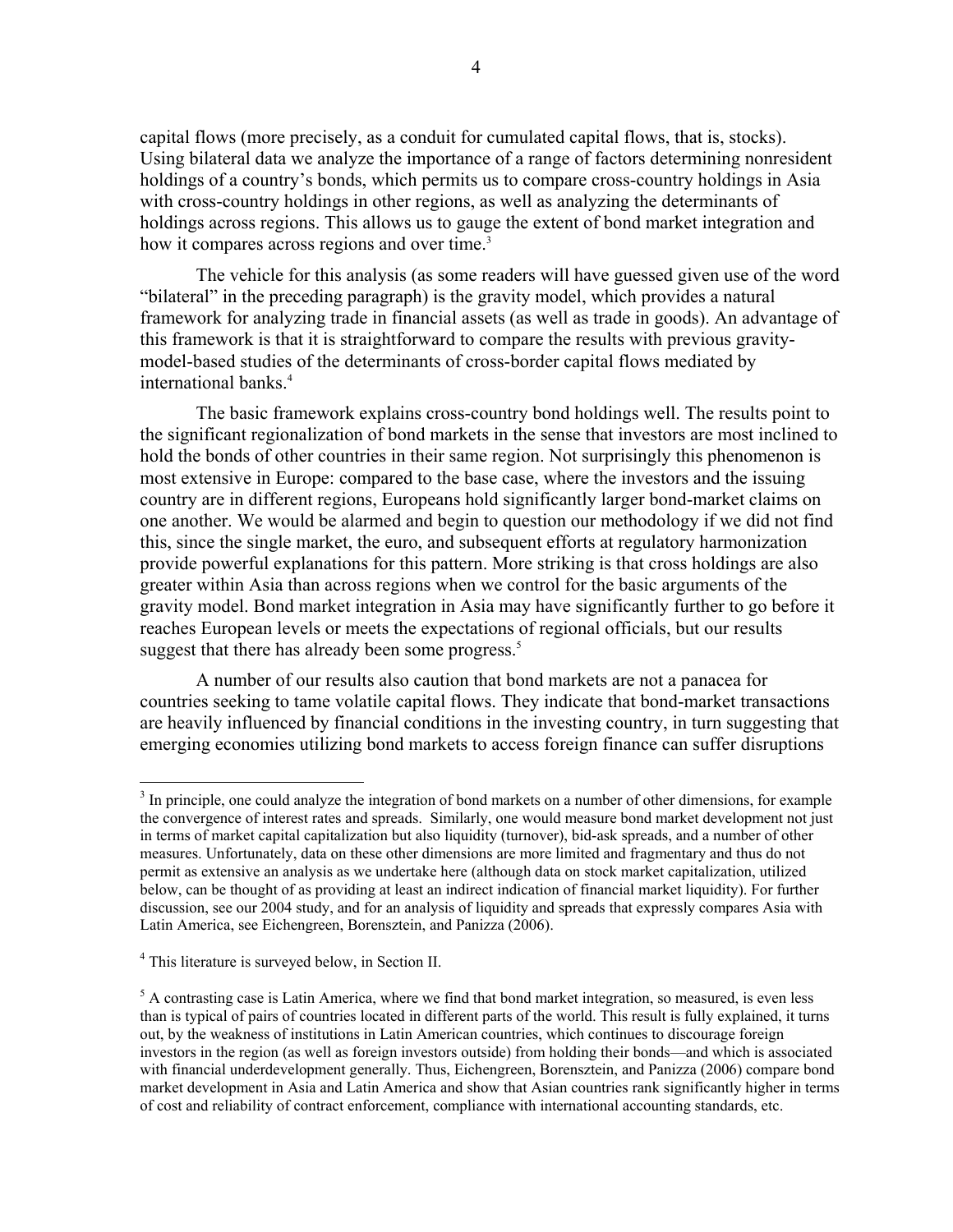capital flows (more precisely, as a conduit for cumulated capital flows, that is, stocks). Using bilateral data we analyze the importance of a range of factors determining nonresident holdings of a country's bonds, which permits us to compare cross-country holdings in Asia with cross-country holdings in other regions, as well as analyzing the determinants of holdings across regions. This allows us to gauge the extent of bond market integration and how it compares across regions and over time.[3]

The vehicle for this analysis (as some readers will have guessed given use of the word "bilateral" in the preceding paragraph) is the gravity model, which provides a natural framework for analyzing trade in financial assets (as well as trade in goods). An advantage of this framework is that it is straightforward to compare the results with previous gravity-model-based studies of the determinants of cross-border capital flows mediated by international banks.[4]

The basic framework explains cross-country bond holdings well. The results point to the significant regionalization of bond markets in the sense that investors are most inclined to hold the bonds of other countries in their same region. Not surprisingly this phenomenon is most extensive in Europe: compared to the base case, where the investors and the issuing country are in different regions, Europeans hold significantly larger bond-market claims on one another. We would be alarmed and begin to question our methodology if we did not find this, since the single market, the euro, and subsequent efforts at regulatory harmonization provide powerful explanations for this pattern. More striking is that cross holdings are also greater within Asia than across regions when we control for the basic arguments of the gravity model. Bond market integration in Asia may have significantly further to go before it reaches European levels or meets the expectations of regional officials, but our results suggest that there has already been some progress.[5]

A number of our results also caution that bond markets are not a panacea for countries seeking to tame volatile capital flows. They indicate that bond-market transactions are heavily influenced by financial conditions in the investing country, in turn suggesting that emerging economies utilizing bond markets to access foreign finance can suffer disruptions

---

[3] In principle, one could analyze the integration of bond markets on a number of other dimensions, for example the convergence of interest rates and spreads. Similarly, one would measure bond market development not just in terms of market capital capitalization but also liquidity (turnover), bid-ask spreads, and a number of other measures. Unfortunately, data on these other dimensions are more limited and fragmentary and thus do not permit as extensive an analysis as we undertake here (although data on stock market capitalization, utilized below, can be thought of as providing at least an indirect indication of financial market liquidity). For further discussion, see our 2004 study, and for an analysis of liquidity and spreads that expressly compares Asia with Latin America, see Eichengreen, Borensztein, and Panizza (2006).

[4] This literature is surveyed below, in Section II.

[5] A contrasting case is Latin America, where we find that bond market integration, so measured, is even less than is typical of pairs of countries located in different parts of the world. This result is fully explained, it turns out, by the weakness of institutions in Latin American countries, which continues to discourage foreign investors in the region (as well as foreign investors outside) from holding their bonds—and which is associated with financial underdevelopment generally. Thus, Eichengreen, Borensztein, and Panizza (2006) compare bond market development in Asia and Latin America and show that Asian countries rank significantly higher in terms of cost and reliability of contract enforcement, compliance with international accounting standards, etc.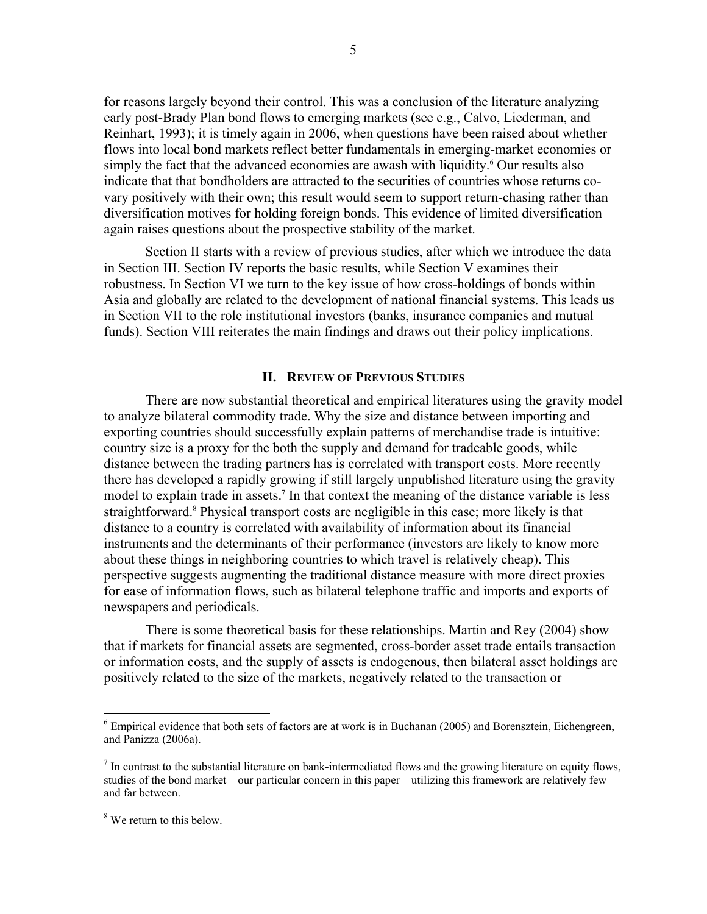for reasons largely beyond their control. This was a conclusion of the literature analyzing early post-Brady Plan bond flows to emerging markets (see e.g., Calvo, Liederman, and Reinhart, 1993); it is timely again in 2006, when questions have been raised about whether flows into local bond markets reflect better fundamentals in emerging-market economies or simply the fact that the advanced economies are awash with liquidity.[6] Our results also indicate that that bondholders are attracted to the securities of countries whose returns co-vary positively with their own; this result would seem to support return-chasing rather than diversification motives for holding foreign bonds. This evidence of limited diversification again raises questions about the prospective stability of the market.

Section II starts with a review of previous studies, after which we introduce the data in Section III. Section IV reports the basic results, while Section V examines their robustness. In Section VI we turn to the key issue of how cross-holdings of bonds within Asia and globally are related to the development of national financial systems. This leads us in Section VII to the role institutional investors (banks, insurance companies and mutual funds). Section VIII reiterates the main findings and draws out their policy implications.

## II. Review of Previous Studies

There are now substantial theoretical and empirical literatures using the gravity model to analyze bilateral commodity trade. Why the size and distance between importing and exporting countries should successfully explain patterns of merchandise trade is intuitive: country size is a proxy for the both the supply and demand for tradeable goods, while distance between the trading partners has is correlated with transport costs. More recently there has developed a rapidly growing if still largely unpublished literature using the gravity model to explain trade in assets.[7] In that context the meaning of the distance variable is less straightforward.[8] Physical transport costs are negligible in this case; more likely is that distance to a country is correlated with availability of information about its financial instruments and the determinants of their performance (investors are likely to know more about these things in neighboring countries to which travel is relatively cheap). This perspective suggests augmenting the traditional distance measure with more direct proxies for ease of information flows, such as bilateral telephone traffic and imports and exports of newspapers and periodicals.

There is some theoretical basis for these relationships. Martin and Rey (2004) show that if markets for financial assets are segmented, cross-border asset trade entails transaction or information costs, and the supply of assets is endogenous, then bilateral asset holdings are positively related to the size of the markets, negatively related to the transaction or

---

[6] Empirical evidence that both sets of factors are at work is in Buchanan (2005) and Borensztein, Eichengreen, and Panizza (2006a).

[7] In contrast to the substantial literature on bank-intermediated flows and the growing literature on equity flows, studies of the bond market—our particular concern in this paper—utilizing this framework are relatively few and far between.

[8] We return to this below.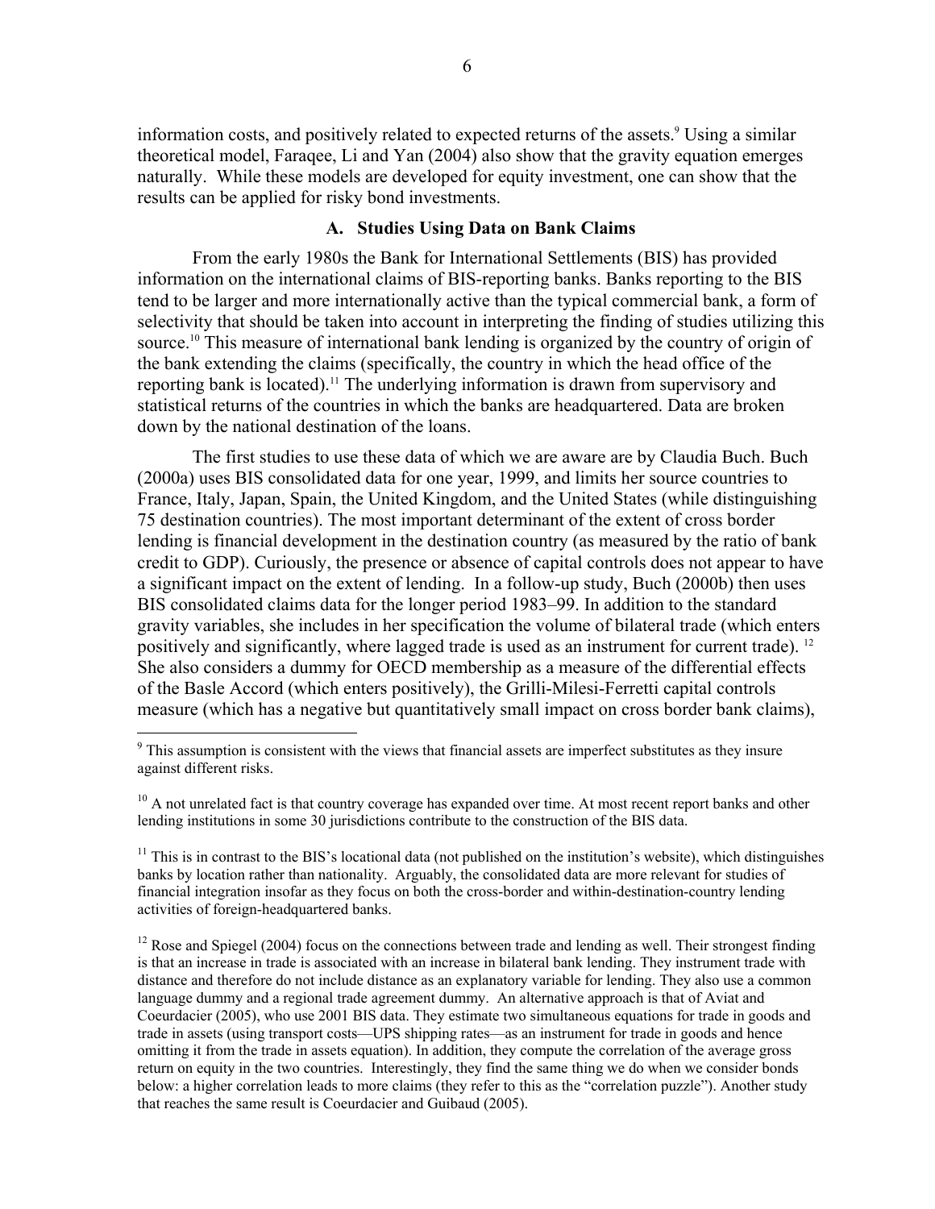information costs, and positively related to expected returns of the assets.[9] Using a similar theoretical model, Faraqee, Li and Yan (2004) also show that the gravity equation emerges naturally. While these models are developed for equity investment, one can show that the results can be applied for risky bond investments.

### A. Studies Using Data on Bank Claims

From the early 1980s the Bank for International Settlements (BIS) has provided information on the international claims of BIS-reporting banks. Banks reporting to the BIS tend to be larger and more internationally active than the typical commercial bank, a form of selectivity that should be taken into account in interpreting the finding of studies utilizing this source.[10] This measure of international bank lending is organized by the country of origin of the bank extending the claims (specifically, the country in which the head office of the reporting bank is located).[11] The underlying information is drawn from supervisory and statistical returns of the countries in which the banks are headquartered. Data are broken down by the national destination of the loans.

The first studies to use these data of which we are aware are by Claudia Buch. Buch (2000a) uses BIS consolidated data for one year, 1999, and limits her source countries to France, Italy, Japan, Spain, the United Kingdom, and the United States (while distinguishing 75 destination countries). The most important determinant of the extent of cross border lending is financial development in the destination country (as measured by the ratio of bank credit to GDP). Curiously, the presence or absence of capital controls does not appear to have a significant impact on the extent of lending. In a follow-up study, Buch (2000b) then uses BIS consolidated claims data for the longer period 1983–99. In addition to the standard gravity variables, she includes in her specification the volume of bilateral trade (which enters positively and significantly, where lagged trade is used as an instrument for current trade).[12] She also considers a dummy for OECD membership as a measure of the differential effects of the Basle Accord (which enters positively), the Grilli-Milesi-Ferretti capital controls measure (which has a negative but quantitatively small impact on cross border bank claims),

---

[9] This assumption is consistent with the views that financial assets are imperfect substitutes as they insure against different risks.

[10] A not unrelated fact is that country coverage has expanded over time. At most recent report banks and other lending institutions in some 30 jurisdictions contribute to the construction of the BIS data.

[11] This is in contrast to the BIS's locational data (not published on the institution's website), which distinguishes banks by location rather than nationality. Arguably, the consolidated data are more relevant for studies of financial integration insofar as they focus on both the cross-border and within-destination-country lending activities of foreign-headquartered banks.

[12] Rose and Spiegel (2004) focus on the connections between trade and lending as well. Their strongest finding is that an increase in trade is associated with an increase in bilateral bank lending. They instrument trade with distance and therefore do not include distance as an explanatory variable for lending. They also use a common language dummy and a regional trade agreement dummy. An alternative approach is that of Aviat and Coeurdacier (2005), who use 2001 BIS data. They estimate two simultaneous equations for trade in goods and trade in assets (using transport costs—UPS shipping rates—as an instrument for trade in goods and hence omitting it from the trade in assets equation). In addition, they compute the correlation of the average gross return on equity in the two countries. Interestingly, they find the same thing we do when we consider bonds below: a higher correlation leads to more claims (they refer to this as the "correlation puzzle"). Another study that reaches the same result is Coeurdacier and Guibaud (2005).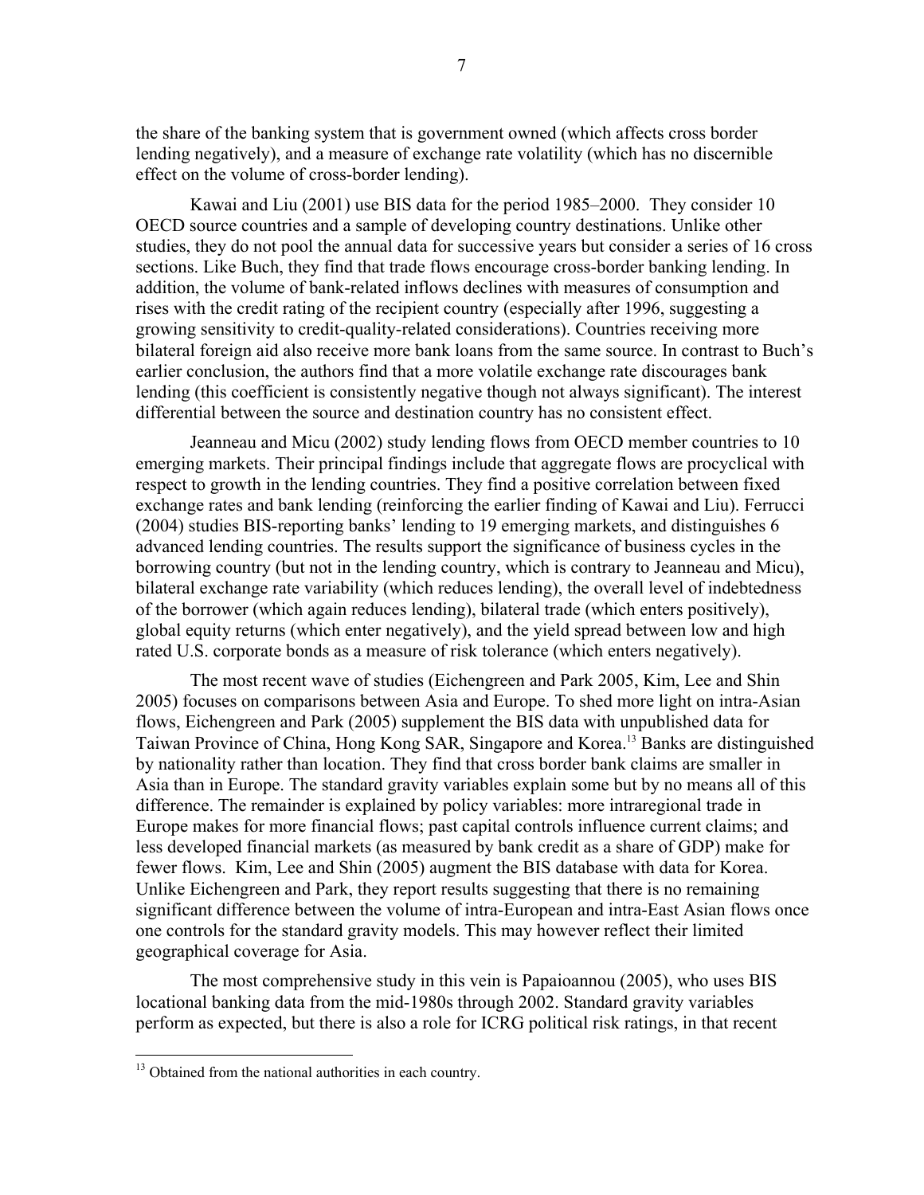the share of the banking system that is government owned (which affects cross border lending negatively), and a measure of exchange rate volatility (which has no discernible effect on the volume of cross-border lending).

Kawai and Liu (2001) use BIS data for the period 1985–2000. They consider 10 OECD source countries and a sample of developing country destinations. Unlike other studies, they do not pool the annual data for successive years but consider a series of 16 cross sections. Like Buch, they find that trade flows encourage cross-border banking lending. In addition, the volume of bank-related inflows declines with measures of consumption and rises with the credit rating of the recipient country (especially after 1996, suggesting a growing sensitivity to credit-quality-related considerations). Countries receiving more bilateral foreign aid also receive more bank loans from the same source. In contrast to Buch's earlier conclusion, the authors find that a more volatile exchange rate discourages bank lending (this coefficient is consistently negative though not always significant). The interest differential between the source and destination country has no consistent effect.

Jeanneau and Micu (2002) study lending flows from OECD member countries to 10 emerging markets. Their principal findings include that aggregate flows are procyclical with respect to growth in the lending countries. They find a positive correlation between fixed exchange rates and bank lending (reinforcing the earlier finding of Kawai and Liu). Ferrucci (2004) studies BIS-reporting banks' lending to 19 emerging markets, and distinguishes 6 advanced lending countries. The results support the significance of business cycles in the borrowing country (but not in the lending country, which is contrary to Jeanneau and Micu), bilateral exchange rate variability (which reduces lending), the overall level of indebtedness of the borrower (which again reduces lending), bilateral trade (which enters positively), global equity returns (which enter negatively), and the yield spread between low and high rated U.S. corporate bonds as a measure of risk tolerance (which enters negatively).

The most recent wave of studies (Eichengreen and Park 2005, Kim, Lee and Shin 2005) focuses on comparisons between Asia and Europe. To shed more light on intra-Asian flows, Eichengreen and Park (2005) supplement the BIS data with unpublished data for Taiwan Province of China, Hong Kong SAR, Singapore and Korea.[13] Banks are distinguished by nationality rather than location. They find that cross border bank claims are smaller in Asia than in Europe. The standard gravity variables explain some but by no means all of this difference. The remainder is explained by policy variables: more intraregional trade in Europe makes for more financial flows; past capital controls influence current claims; and less developed financial markets (as measured by bank credit as a share of GDP) make for fewer flows. Kim, Lee and Shin (2005) augment the BIS database with data for Korea. Unlike Eichengreen and Park, they report results suggesting that there is no remaining significant difference between the volume of intra-European and intra-East Asian flows once one controls for the standard gravity models. This may however reflect their limited geographical coverage for Asia.

The most comprehensive study in this vein is Papaioannou (2005), who uses BIS locational banking data from the mid-1980s through 2002. Standard gravity variables perform as expected, but there is also a role for ICRG political risk ratings, in that recent

[13] Obtained from the national authorities in each country.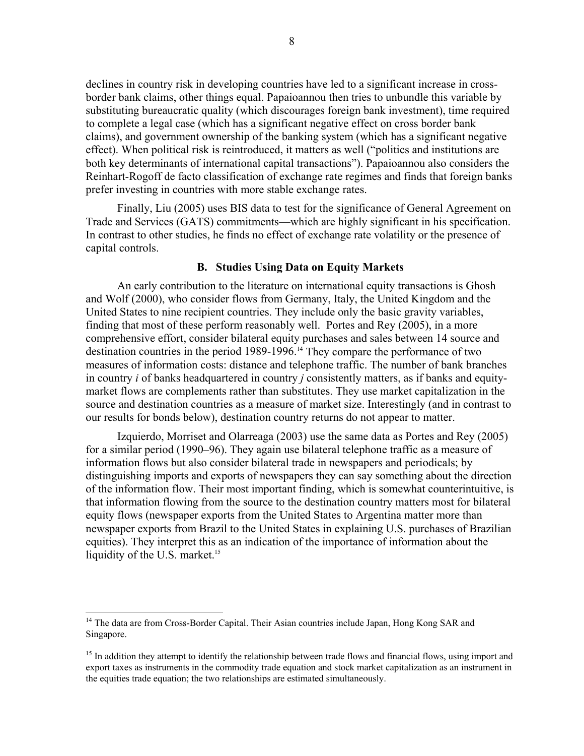declines in country risk in developing countries have led to a significant increase in cross-border bank claims, other things equal. Papaioannou then tries to unbundle this variable by substituting bureaucratic quality (which discourages foreign bank investment), time required to complete a legal case (which has a significant negative effect on cross border bank claims), and government ownership of the banking system (which has a significant negative effect). When political risk is reintroduced, it matters as well ("politics and institutions are both key determinants of international capital transactions"). Papaioannou also considers the Reinhart-Rogoff de facto classification of exchange rate regimes and finds that foreign banks prefer investing in countries with more stable exchange rates.

Finally, Liu (2005) uses BIS data to test for the significance of General Agreement on Trade and Services (GATS) commitments—which are highly significant in his specification. In contrast to other studies, he finds no effect of exchange rate volatility or the presence of capital controls.

### B. Studies Using Data on Equity Markets

An early contribution to the literature on international equity transactions is Ghosh and Wolf (2000), who consider flows from Germany, Italy, the United Kingdom and the United States to nine recipient countries. They include only the basic gravity variables, finding that most of these perform reasonably well. Portes and Rey (2005), in a more comprehensive effort, consider bilateral equity purchases and sales between 14 source and destination countries in the period 1989-1996.[14] They compare the performance of two measures of information costs: distance and telephone traffic. The number of bank branches in country *i* of banks headquartered in country *j* consistently matters, as if banks and equity-market flows are complements rather than substitutes. They use market capitalization in the source and destination countries as a measure of market size. Interestingly (and in contrast to our results for bonds below), destination country returns do not appear to matter.

Izquierdo, Morriset and Olarreaga (2003) use the same data as Portes and Rey (2005) for a similar period (1990–96). They again use bilateral telephone traffic as a measure of information flows but also consider bilateral trade in newspapers and periodicals; by distinguishing imports and exports of newspapers they can say something about the direction of the information flow. Their most important finding, which is somewhat counterintuitive, is that information flowing from the source to the destination country matters most for bilateral equity flows (newspaper exports from the United States to Argentina matter more than newspaper exports from Brazil to the United States in explaining U.S. purchases of Brazilian equities). They interpret this as an indication of the importance of information about the liquidity of the U.S. market.[15]

---

[14] The data are from Cross-Border Capital. Their Asian countries include Japan, Hong Kong SAR and Singapore.

[15] In addition they attempt to identify the relationship between trade flows and financial flows, using import and export taxes as instruments in the commodity trade equation and stock market capitalization as an instrument in the equities trade equation; the two relationships are estimated simultaneously.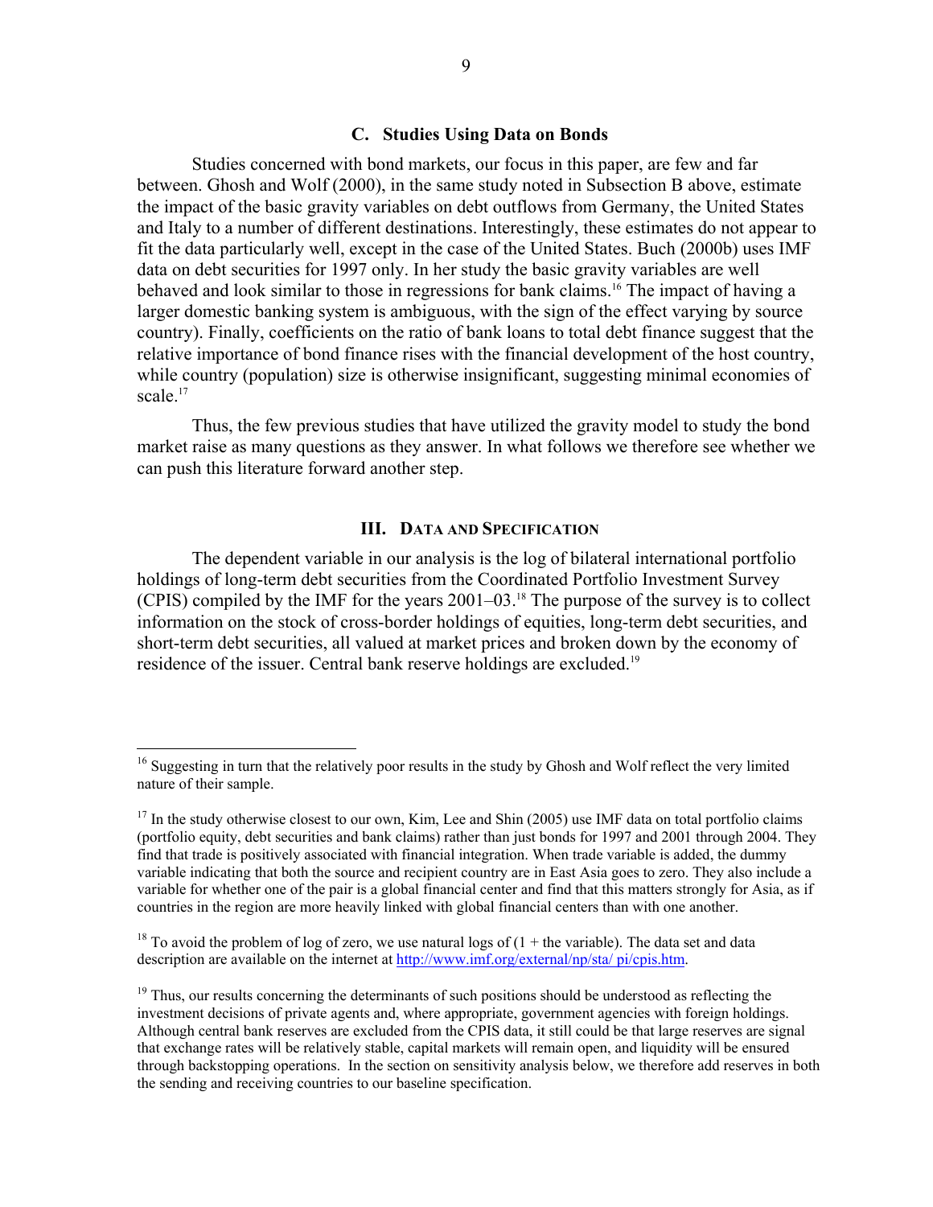### C. Studies Using Data on Bonds

Studies concerned with bond markets, our focus in this paper, are few and far between. Ghosh and Wolf (2000), in the same study noted in Subsection B above, estimate the impact of the basic gravity variables on debt outflows from Germany, the United States and Italy to a number of different destinations. Interestingly, these estimates do not appear to fit the data particularly well, except in the case of the United States. Buch (2000b) uses IMF data on debt securities for 1997 only. In her study the basic gravity variables are well behaved and look similar to those in regressions for bank claims.[16] The impact of having a larger domestic banking system is ambiguous, with the sign of the effect varying by source country). Finally, coefficients on the ratio of bank loans to total debt finance suggest that the relative importance of bond finance rises with the financial development of the host country, while country (population) size is otherwise insignificant, suggesting minimal economies of scale.[17]

Thus, the few previous studies that have utilized the gravity model to study the bond market raise as many questions as they answer. In what follows we therefore see whether we can push this literature forward another step.

## III. Data and Specification

The dependent variable in our analysis is the log of bilateral international portfolio holdings of long-term debt securities from the Coordinated Portfolio Investment Survey (CPIS) compiled by the IMF for the years 2001–03.[18] The purpose of the survey is to collect information on the stock of cross-border holdings of equities, long-term debt securities, and short-term debt securities, all valued at market prices and broken down by the economy of residence of the issuer. Central bank reserve holdings are excluded.[19]

---

[16] Suggesting in turn that the relatively poor results in the study by Ghosh and Wolf reflect the very limited nature of their sample.

[17] In the study otherwise closest to our own, Kim, Lee and Shin (2005) use IMF data on total portfolio claims (portfolio equity, debt securities and bank claims) rather than just bonds for 1997 and 2001 through 2004. They find that trade is positively associated with financial integration. When trade variable is added, the dummy variable indicating that both the source and recipient country are in East Asia goes to zero. They also include a variable for whether one of the pair is a global financial center and find that this matters strongly for Asia, as if countries in the region are more heavily linked with global financial centers than with one another.

[18] To avoid the problem of log of zero, we use natural logs of (1 + the variable). The data set and data description are available on the internet at http://www.imf.org/external/np/sta/ pi/cpis.htm.

[19] Thus, our results concerning the determinants of such positions should be understood as reflecting the investment decisions of private agents and, where appropriate, government agencies with foreign holdings. Although central bank reserves are excluded from the CPIS data, it still could be that large reserves are signal that exchange rates will be relatively stable, capital markets will remain open, and liquidity will be ensured through backstopping operations. In the section on sensitivity analysis below, we therefore add reserves in both the sending and receiving countries to our baseline specification.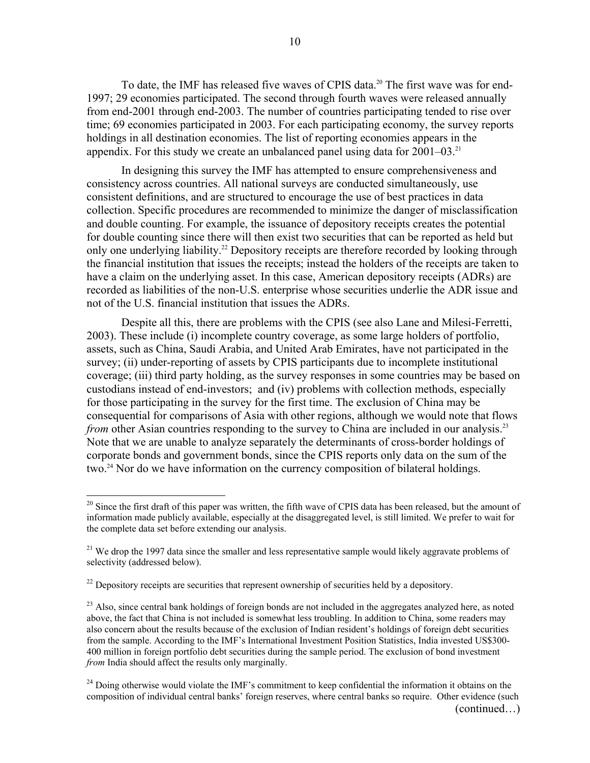To date, the IMF has released five waves of CPIS data.[20] The first wave was for end-1997; 29 economies participated. The second through fourth waves were released annually from end-2001 through end-2003. The number of countries participating tended to rise over time; 69 economies participated in 2003. For each participating economy, the survey reports holdings in all destination economies. The list of reporting economies appears in the appendix. For this study we create an unbalanced panel using data for 2001–03.[21]

In designing this survey the IMF has attempted to ensure comprehensiveness and consistency across countries. All national surveys are conducted simultaneously, use consistent definitions, and are structured to encourage the use of best practices in data collection. Specific procedures are recommended to minimize the danger of misclassification and double counting. For example, the issuance of depository receipts creates the potential for double counting since there will then exist two securities that can be reported as held but only one underlying liability.[22] Depository receipts are therefore recorded by looking through the financial institution that issues the receipts; instead the holders of the receipts are taken to have a claim on the underlying asset. In this case, American depository receipts (ADRs) are recorded as liabilities of the non-U.S. enterprise whose securities underlie the ADR issue and not of the U.S. financial institution that issues the ADRs.

Despite all this, there are problems with the CPIS (see also Lane and Milesi-Ferretti, 2003). These include (i) incomplete country coverage, as some large holders of portfolio, assets, such as China, Saudi Arabia, and United Arab Emirates, have not participated in the survey; (ii) under-reporting of assets by CPIS participants due to incomplete institutional coverage; (iii) third party holding, as the survey responses in some countries may be based on custodians instead of end-investors; and (iv) problems with collection methods, especially for those participating in the survey for the first time. The exclusion of China may be consequential for comparisons of Asia with other regions, although we would note that flows *from* other Asian countries responding to the survey to China are included in our analysis.[23] Note that we are unable to analyze separately the determinants of cross-border holdings of corporate bonds and government bonds, since the CPIS reports only data on the sum of the two.[24] Nor do we have information on the currency composition of bilateral holdings.

---

[20] Since the first draft of this paper was written, the fifth wave of CPIS data has been released, but the amount of information made publicly available, especially at the disaggregated level, is still limited. We prefer to wait for the complete data set before extending our analysis.

[21] We drop the 1997 data since the smaller and less representative sample would likely aggravate problems of selectivity (addressed below).

[22] Depository receipts are securities that represent ownership of securities held by a depository.

[23] Also, since central bank holdings of foreign bonds are not included in the aggregates analyzed here, as noted above, the fact that China is not included is somewhat less troubling. In addition to China, some readers may also concern about the results because of the exclusion of Indian resident's holdings of foreign debt securities from the sample. According to the IMF's International Investment Position Statistics, India invested US$300-400 million in foreign portfolio debt securities during the sample period. The exclusion of bond investment *from* India should affect the results only marginally.

[24] Doing otherwise would violate the IMF's commitment to keep confidential the information it obtains on the composition of individual central banks' foreign reserves, where central banks so require. Other evidence (such

(continued…)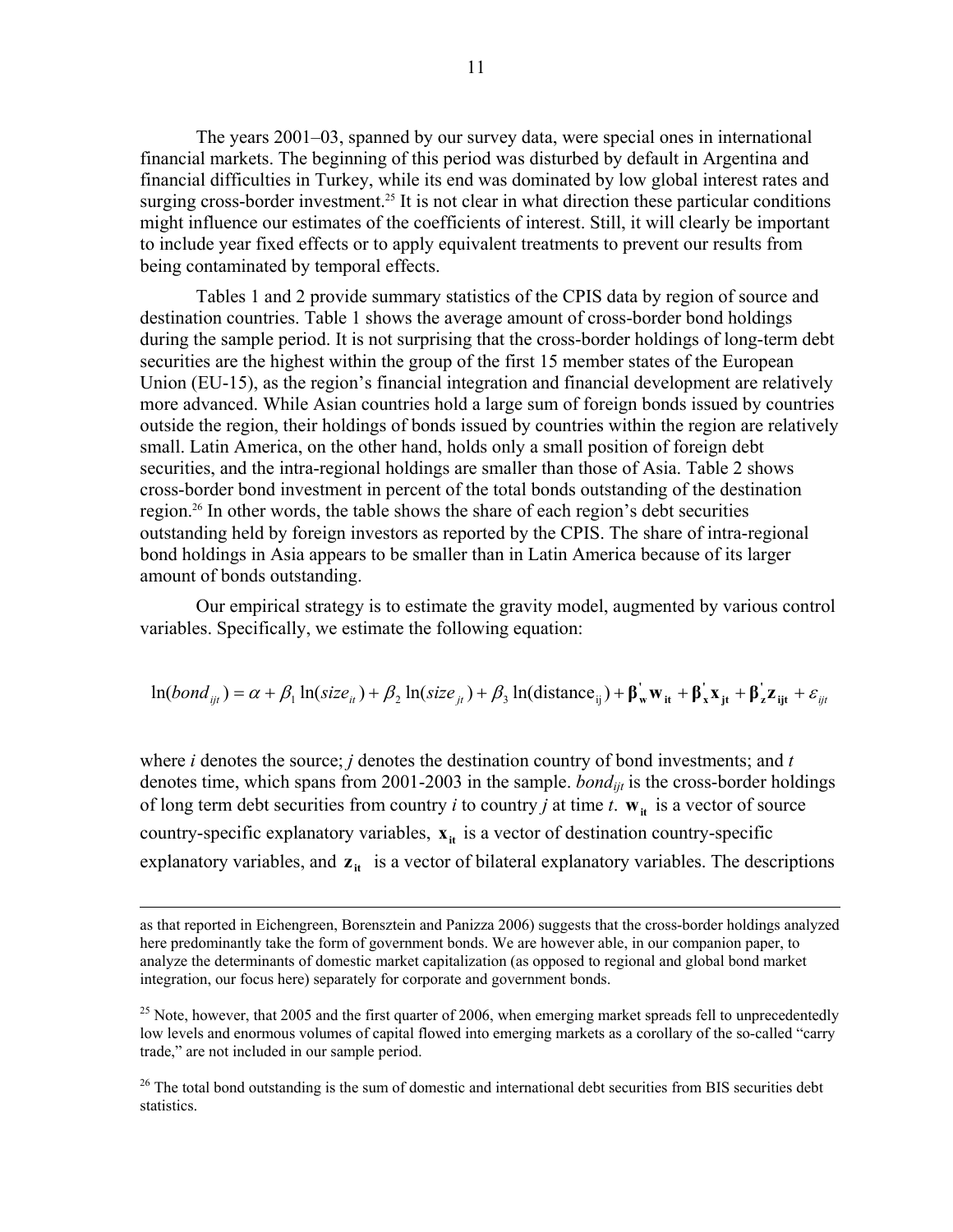The years 2001–03, spanned by our survey data, were special ones in international financial markets. The beginning of this period was disturbed by default in Argentina and financial difficulties in Turkey, while its end was dominated by low global interest rates and surging cross-border investment.[25] It is not clear in what direction these particular conditions might influence our estimates of the coefficients of interest. Still, it will clearly be important to include year fixed effects or to apply equivalent treatments to prevent our results from being contaminated by temporal effects.

Tables 1 and 2 provide summary statistics of the CPIS data by region of source and destination countries. Table 1 shows the average amount of cross-border bond holdings during the sample period. It is not surprising that the cross-border holdings of long-term debt securities are the highest within the group of the first 15 member states of the European Union (EU-15), as the region's financial integration and financial development are relatively more advanced. While Asian countries hold a large sum of foreign bonds issued by countries outside the region, their holdings of bonds issued by countries within the region are relatively small. Latin America, on the other hand, holds only a small position of foreign debt securities, and the intra-regional holdings are smaller than those of Asia. Table 2 shows cross-border bond investment in percent of the total bonds outstanding of the destination region.[26] In other words, the table shows the share of each region's debt securities outstanding held by foreign investors as reported by the CPIS. The share of intra-regional bond holdings in Asia appears to be smaller than in Latin America because of its larger amount of bonds outstanding.

Our empirical strategy is to estimate the gravity model, augmented by various control variables. Specifically, we estimate the following equation:

$$\ln(bond_{ijt}) = \alpha + \beta_1 \ln(size_{it}) + \beta_2 \ln(size_{jt}) + \beta_3 \ln(\text{distance}_{\text{ij}}) + \boldsymbol{\beta}_{\mathbf{w}}^{'} \mathbf{w}_{\mathbf{it}} + \boldsymbol{\beta}_{\mathbf{x}}^{'} \mathbf{x}_{\mathbf{jt}} + \boldsymbol{\beta}_{\mathbf{z}}^{'} \mathbf{z}_{\mathbf{ijt}} + \varepsilon_{ijt}$$

where *i* denotes the source; *j* denotes the destination country of bond investments; and *t* denotes time, which spans from 2001-2003 in the sample. $bond_{ijt}$ is the cross-border holdings of long term debt securities from country *i* to country *j* at time *t*. $\mathbf{w}_{\mathbf{it}}$ is a vector of source country-specific explanatory variables, $\mathbf{x}_{\mathbf{it}}$ is a vector of destination country-specific explanatory variables, and $\mathbf{z}_{\mathbf{it}}$ is a vector of bilateral explanatory variables. The descriptions

---

as that reported in Eichengreen, Borensztein and Panizza 2006) suggests that the cross-border holdings analyzed here predominantly take the form of government bonds. We are however able, in our companion paper, to analyze the determinants of domestic market capitalization (as opposed to regional and global bond market integration, our focus here) separately for corporate and government bonds.

[25] Note, however, that 2005 and the first quarter of 2006, when emerging market spreads fell to unprecedentedly low levels and enormous volumes of capital flowed into emerging markets as a corollary of the so-called "carry trade," are not included in our sample period.

[26] The total bond outstanding is the sum of domestic and international debt securities from BIS securities debt statistics.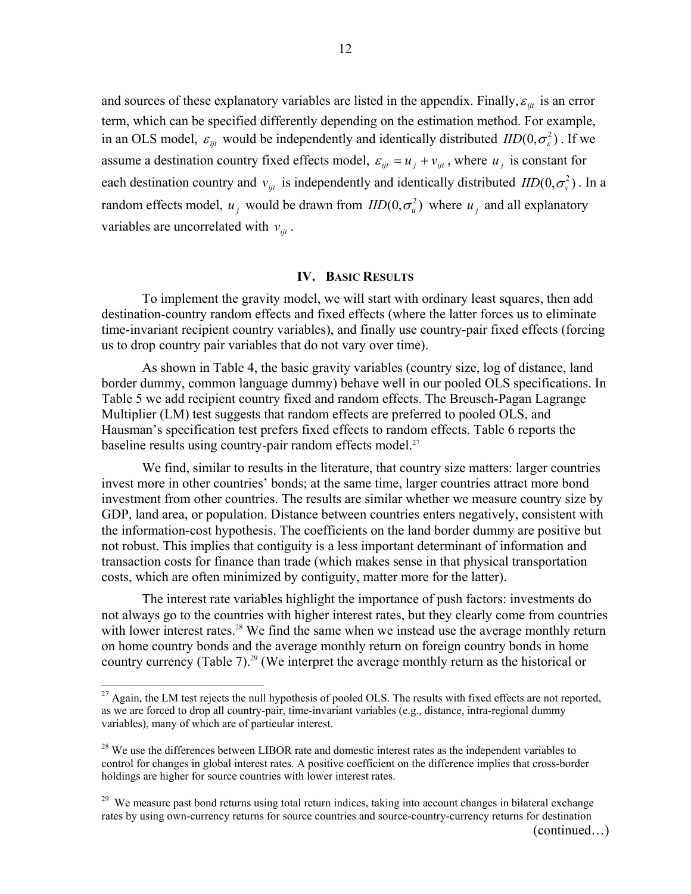and sources of these explanatory variables are listed in the appendix. Finally, $\varepsilon_{ijt}$ is an error term, which can be specified differently depending on the estimation method. For example, in an OLS model, $\varepsilon_{ijt}$ would be independently and identically distributed $IID(0,\sigma_{\varepsilon}^2)$. If we assume a destination country fixed effects model, $\varepsilon_{ijt} = u_j + v_{ijt}$, where $u_j$ is constant for each destination country and $v_{ijt}$ is independently and identically distributed $IID(0,\sigma_v^2)$. In a random effects model, $u_j$ would be drawn from $IID(0,\sigma_u^2)$ where $u_j$ and all explanatory variables are uncorrelated with $v_{ijt}$.

## IV. Basic Results

To implement the gravity model, we will start with ordinary least squares, then add destination-country random effects and fixed effects (where the latter forces us to eliminate time-invariant recipient country variables), and finally use country-pair fixed effects (forcing us to drop country pair variables that do not vary over time).

As shown in Table 4, the basic gravity variables (country size, log of distance, land border dummy, common language dummy) behave well in our pooled OLS specifications. In Table 5 we add recipient country fixed and random effects. The Breusch-Pagan Lagrange Multiplier (LM) test suggests that random effects are preferred to pooled OLS, and Hausman's specification test prefers fixed effects to random effects. Table 6 reports the baseline results using country-pair random effects model.[27]

We find, similar to results in the literature, that country size matters: larger countries invest more in other countries' bonds; at the same time, larger countries attract more bond investment from other countries. The results are similar whether we measure country size by GDP, land area, or population. Distance between countries enters negatively, consistent with the information-cost hypothesis. The coefficients on the land border dummy are positive but not robust. This implies that contiguity is a less important determinant of information and transaction costs for finance than trade (which makes sense in that physical transportation costs, which are often minimized by contiguity, matter more for the latter).

The interest rate variables highlight the importance of push factors: investments do not always go to the countries with higher interest rates, but they clearly come from countries with lower interest rates.[28] We find the same when we instead use the average monthly return on home country bonds and the average monthly return on foreign country bonds in home country currency (Table 7).[29] (We interpret the average monthly return as the historical or

---

[27] Again, the LM test rejects the null hypothesis of pooled OLS. The results with fixed effects are not reported, as we are forced to drop all country-pair, time-invariant variables (e.g., distance, intra-regional dummy variables), many of which are of particular interest.

[28] We use the differences between LIBOR rate and domestic interest rates as the independent variables to control for changes in global interest rates. A positive coefficient on the difference implies that cross-border holdings are higher for source countries with lower interest rates.

[29] We measure past bond returns using total return indices, taking into account changes in bilateral exchange rates by using own-currency returns for source countries and source-country-currency returns for destination

(continued…)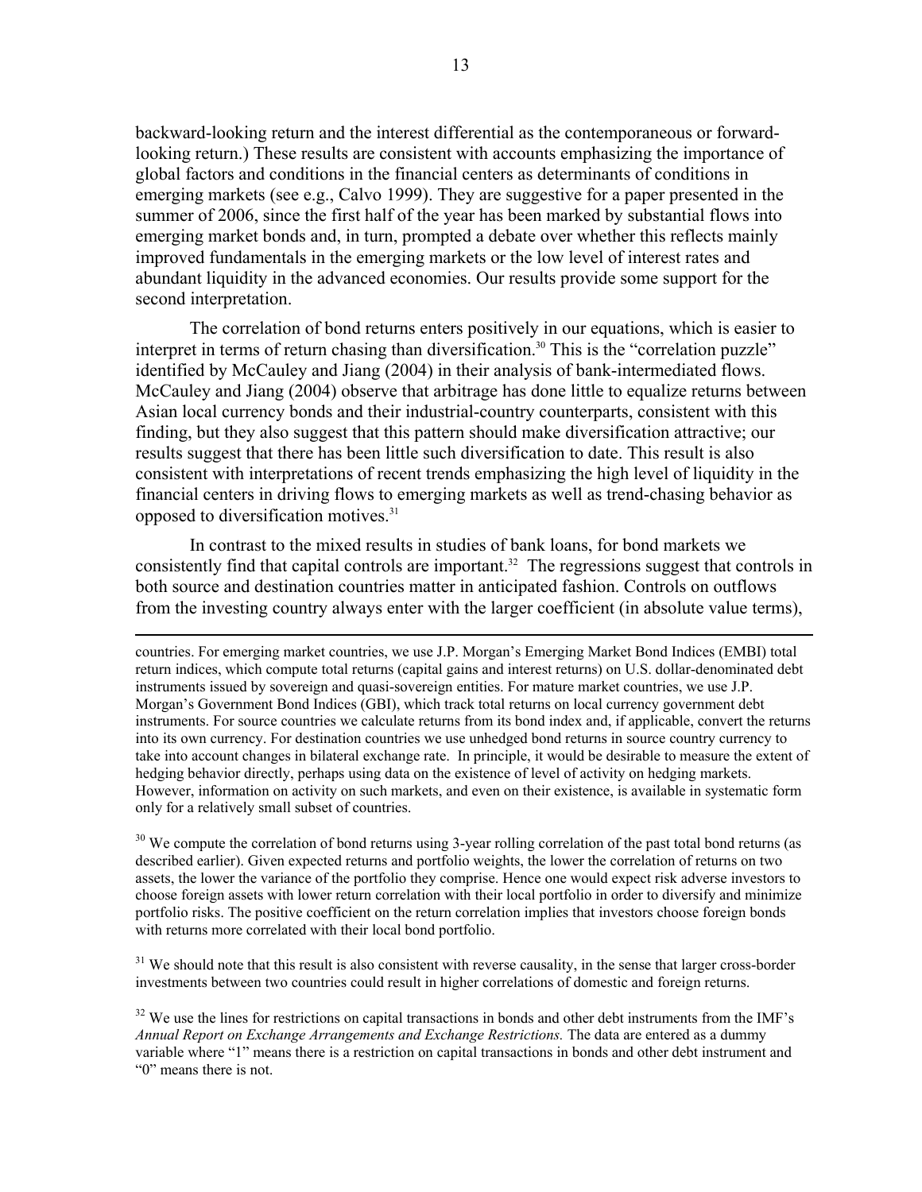backward-looking return and the interest differential as the contemporaneous or forward-looking return.) These results are consistent with accounts emphasizing the importance of global factors and conditions in the financial centers as determinants of conditions in emerging markets (see e.g., Calvo 1999). They are suggestive for a paper presented in the summer of 2006, since the first half of the year has been marked by substantial flows into emerging market bonds and, in turn, prompted a debate over whether this reflects mainly improved fundamentals in the emerging markets or the low level of interest rates and abundant liquidity in the advanced economies. Our results provide some support for the second interpretation.

The correlation of bond returns enters positively in our equations, which is easier to interpret in terms of return chasing than diversification.[30] This is the "correlation puzzle" identified by McCauley and Jiang (2004) in their analysis of bank-intermediated flows. McCauley and Jiang (2004) observe that arbitrage has done little to equalize returns between Asian local currency bonds and their industrial-country counterparts, consistent with this finding, but they also suggest that this pattern should make diversification attractive; our results suggest that there has been little such diversification to date. This result is also consistent with interpretations of recent trends emphasizing the high level of liquidity in the financial centers in driving flows to emerging markets as well as trend-chasing behavior as opposed to diversification motives.[31]

In contrast to the mixed results in studies of bank loans, for bond markets we consistently find that capital controls are important.[32] The regressions suggest that controls in both source and destination countries matter in anticipated fashion. Controls on outflows from the investing country always enter with the larger coefficient (in absolute value terms),

---

countries. For emerging market countries, we use J.P. Morgan's Emerging Market Bond Indices (EMBI) total return indices, which compute total returns (capital gains and interest returns) on U.S. dollar-denominated debt instruments issued by sovereign and quasi-sovereign entities. For mature market countries, we use J.P. Morgan's Government Bond Indices (GBI), which track total returns on local currency government debt instruments. For source countries we calculate returns from its bond index and, if applicable, convert the returns into its own currency. For destination countries we use unhedged bond returns in source country currency to take into account changes in bilateral exchange rate. In principle, it would be desirable to measure the extent of hedging behavior directly, perhaps using data on the existence of level of activity on hedging markets. However, information on activity on such markets, and even on their existence, is available in systematic form only for a relatively small subset of countries.

[30] We compute the correlation of bond returns using 3-year rolling correlation of the past total bond returns (as described earlier). Given expected returns and portfolio weights, the lower the correlation of returns on two assets, the lower the variance of the portfolio they comprise. Hence one would expect risk adverse investors to choose foreign assets with lower return correlation with their local portfolio in order to diversify and minimize portfolio risks. The positive coefficient on the return correlation implies that investors choose foreign bonds with returns more correlated with their local bond portfolio.

[31] We should note that this result is also consistent with reverse causality, in the sense that larger cross-border investments between two countries could result in higher correlations of domestic and foreign returns.

[32] We use the lines for restrictions on capital transactions in bonds and other debt instruments from the IMF's *Annual Report on Exchange Arrangements and Exchange Restrictions.* The data are entered as a dummy variable where "1" means there is a restriction on capital transactions in bonds and other debt instrument and "0" means there is not.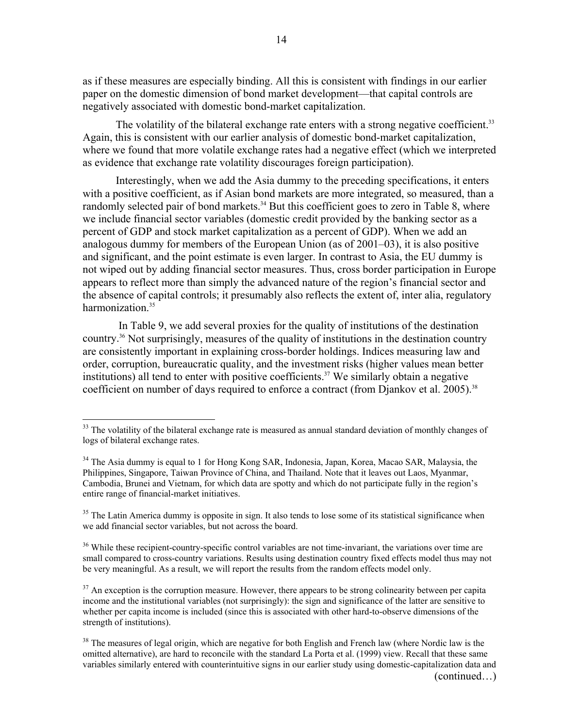as if these measures are especially binding. All this is consistent with findings in our earlier paper on the domestic dimension of bond market development—that capital controls are negatively associated with domestic bond-market capitalization.

The volatility of the bilateral exchange rate enters with a strong negative coefficient.[33] Again, this is consistent with our earlier analysis of domestic bond-market capitalization, where we found that more volatile exchange rates had a negative effect (which we interpreted as evidence that exchange rate volatility discourages foreign participation).

Interestingly, when we add the Asia dummy to the preceding specifications, it enters with a positive coefficient, as if Asian bond markets are more integrated, so measured, than a randomly selected pair of bond markets.[34] But this coefficient goes to zero in Table 8, where we include financial sector variables (domestic credit provided by the banking sector as a percent of GDP and stock market capitalization as a percent of GDP). When we add an analogous dummy for members of the European Union (as of 2001–03), it is also positive and significant, and the point estimate is even larger. In contrast to Asia, the EU dummy is not wiped out by adding financial sector measures. Thus, cross border participation in Europe appears to reflect more than simply the advanced nature of the region's financial sector and the absence of capital controls; it presumably also reflects the extent of, inter alia, regulatory harmonization.[35]

In Table 9, we add several proxies for the quality of institutions of the destination country.[36] Not surprisingly, measures of the quality of institutions in the destination country are consistently important in explaining cross-border holdings. Indices measuring law and order, corruption, bureaucratic quality, and the investment risks (higher values mean better institutions) all tend to enter with positive coefficients.[37] We similarly obtain a negative coefficient on number of days required to enforce a contract (from Djankov et al. 2005).[38]

---

[33] The volatility of the bilateral exchange rate is measured as annual standard deviation of monthly changes of logs of bilateral exchange rates.

[34] The Asia dummy is equal to 1 for Hong Kong SAR, Indonesia, Japan, Korea, Macao SAR, Malaysia, the Philippines, Singapore, Taiwan Province of China, and Thailand. Note that it leaves out Laos, Myanmar, Cambodia, Brunei and Vietnam, for which data are spotty and which do not participate fully in the region's entire range of financial-market initiatives.

[35] The Latin America dummy is opposite in sign. It also tends to lose some of its statistical significance when we add financial sector variables, but not across the board.

[36] While these recipient-country-specific control variables are not time-invariant, the variations over time are small compared to cross-country variations. Results using destination country fixed effects model thus may not be very meaningful. As a result, we will report the results from the random effects model only.

[37] An exception is the corruption measure. However, there appears to be strong colinearity between per capita income and the institutional variables (not surprisingly): the sign and significance of the latter are sensitive to whether per capita income is included (since this is associated with other hard-to-observe dimensions of the strength of institutions).

[38] The measures of legal origin, which are negative for both English and French law (where Nordic law is the omitted alternative), are hard to reconcile with the standard La Porta et al. (1999) view. Recall that these same variables similarly entered with counterintuitive signs in our earlier study using domestic-capitalization data and

(continued…)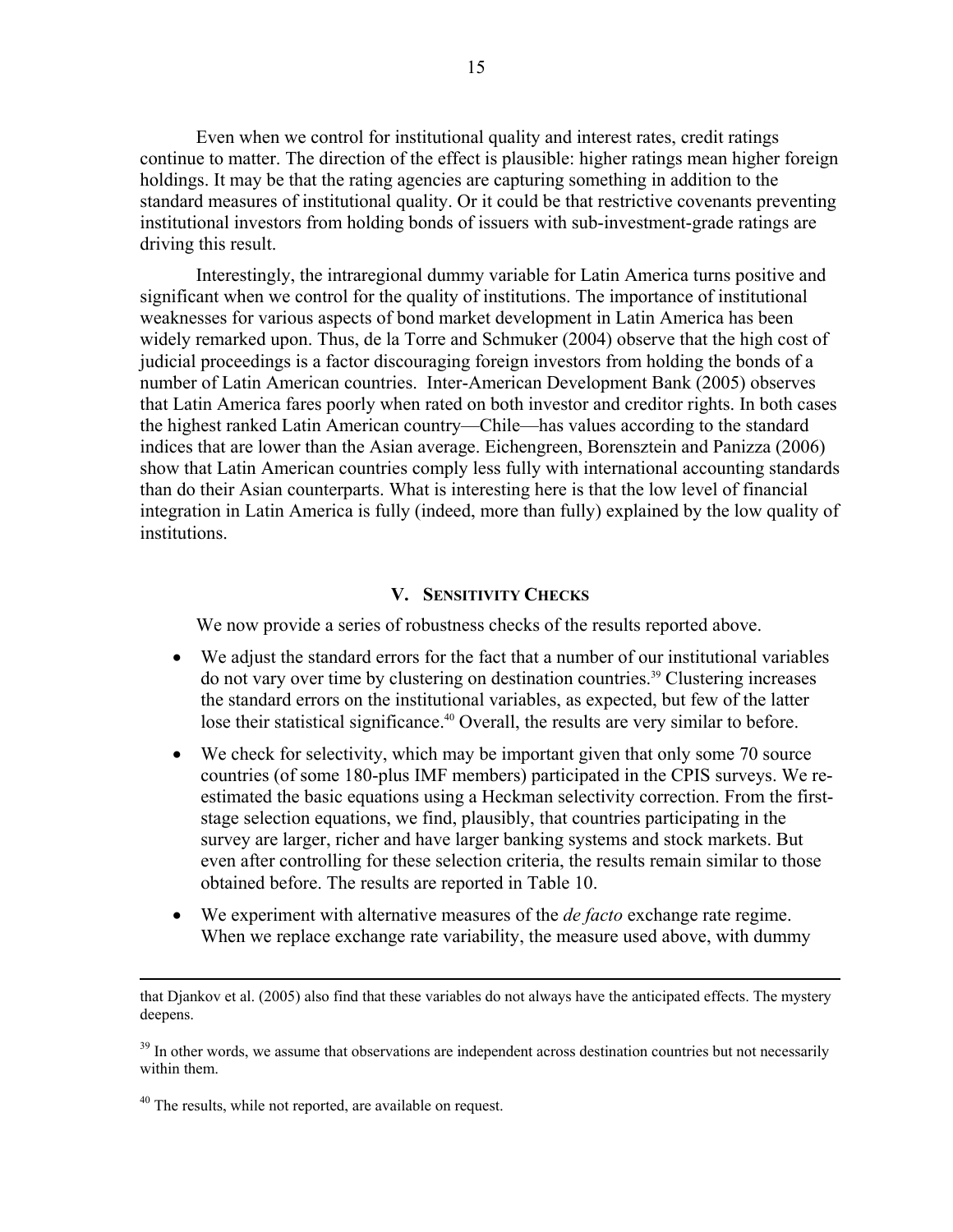Even when we control for institutional quality and interest rates, credit ratings continue to matter. The direction of the effect is plausible: higher ratings mean higher foreign holdings. It may be that the rating agencies are capturing something in addition to the standard measures of institutional quality. Or it could be that restrictive covenants preventing institutional investors from holding bonds of issuers with sub-investment-grade ratings are driving this result.

Interestingly, the intraregional dummy variable for Latin America turns positive and significant when we control for the quality of institutions. The importance of institutional weaknesses for various aspects of bond market development in Latin America has been widely remarked upon. Thus, de la Torre and Schmuker (2004) observe that the high cost of judicial proceedings is a factor discouraging foreign investors from holding the bonds of a number of Latin American countries. Inter-American Development Bank (2005) observes that Latin America fares poorly when rated on both investor and creditor rights. In both cases the highest ranked Latin American country—Chile—has values according to the standard indices that are lower than the Asian average. Eichengreen, Borensztein and Panizza (2006) show that Latin American countries comply less fully with international accounting standards than do their Asian counterparts. What is interesting here is that the low level of financial integration in Latin America is fully (indeed, more than fully) explained by the low quality of institutions.

## V. Sensitivity Checks

We now provide a series of robustness checks of the results reported above.

- We adjust the standard errors for the fact that a number of our institutional variables do not vary over time by clustering on destination countries.[39] Clustering increases the standard errors on the institutional variables, as expected, but few of the latter lose their statistical significance.[40] Overall, the results are very similar to before.
- We check for selectivity, which may be important given that only some 70 source countries (of some 180-plus IMF members) participated in the CPIS surveys. We re-estimated the basic equations using a Heckman selectivity correction. From the first-stage selection equations, we find, plausibly, that countries participating in the survey are larger, richer and have larger banking systems and stock markets. But even after controlling for these selection criteria, the results remain similar to those obtained before. The results are reported in Table 10.
- We experiment with alternative measures of the *de facto* exchange rate regime. When we replace exchange rate variability, the measure used above, with dummy

---

that Djankov et al. (2005) also find that these variables do not always have the anticipated effects. The mystery deepens.

[39] In other words, we assume that observations are independent across destination countries but not necessarily within them.

[40] The results, while not reported, are available on request.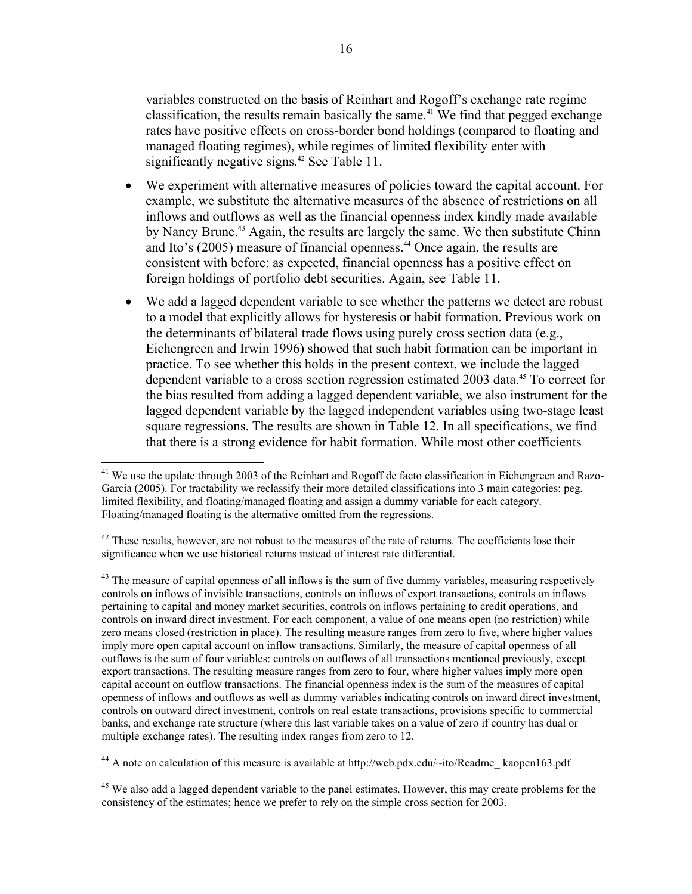variables constructed on the basis of Reinhart and Rogoff's exchange rate regime classification, the results remain basically the same.[41] We find that pegged exchange rates have positive effects on cross-border bond holdings (compared to floating and managed floating regimes), while regimes of limited flexibility enter with significantly negative signs.[42] See Table 11.

- We experiment with alternative measures of policies toward the capital account. For example, we substitute the alternative measures of the absence of restrictions on all inflows and outflows as well as the financial openness index kindly made available by Nancy Brune.[43] Again, the results are largely the same. We then substitute Chinn and Ito's (2005) measure of financial openness.[44] Once again, the results are consistent with before: as expected, financial openness has a positive effect on foreign holdings of portfolio debt securities. Again, see Table 11.
- We add a lagged dependent variable to see whether the patterns we detect are robust to a model that explicitly allows for hysteresis or habit formation. Previous work on the determinants of bilateral trade flows using purely cross section data (e.g., Eichengreen and Irwin 1996) showed that such habit formation can be important in practice. To see whether this holds in the present context, we include the lagged dependent variable to a cross section regression estimated 2003 data.[45] To correct for the bias resulted from adding a lagged dependent variable, we also instrument for the lagged dependent variable by the lagged independent variables using two-stage least square regressions. The results are shown in Table 12. In all specifications, we find that there is a strong evidence for habit formation. While most other coefficients

---

[41] We use the update through 2003 of the Reinhart and Rogoff de facto classification in Eichengreen and Razo-Garcia (2005). For tractability we reclassify their more detailed classifications into 3 main categories: peg, limited flexibility, and floating/managed floating and assign a dummy variable for each category. Floating/managed floating is the alternative omitted from the regressions.

[42] These results, however, are not robust to the measures of the rate of returns. The coefficients lose their significance when we use historical returns instead of interest rate differential.

[43] The measure of capital openness of all inflows is the sum of five dummy variables, measuring respectively controls on inflows of invisible transactions, controls on inflows of export transactions, controls on inflows pertaining to capital and money market securities, controls on inflows pertaining to credit operations, and controls on inward direct investment. For each component, a value of one means open (no restriction) while zero means closed (restriction in place). The resulting measure ranges from zero to five, where higher values imply more open capital account on inflow transactions. Similarly, the measure of capital openness of all outflows is the sum of four variables: controls on outflows of all transactions mentioned previously, except export transactions. The resulting measure ranges from zero to four, where higher values imply more open capital account on outflow transactions. The financial openness index is the sum of the measures of capital openness of inflows and outflows as well as dummy variables indicating controls on inward direct investment, controls on outward direct investment, controls on real estate transactions, provisions specific to commercial banks, and exchange rate structure (where this last variable takes on a value of zero if country has dual or multiple exchange rates). The resulting index ranges from zero to 12.

[44] A note on calculation of this measure is available at http://web.pdx.edu/~ito/Readme_ kaopen163.pdf

[45] We also add a lagged dependent variable to the panel estimates. However, this may create problems for the consistency of the estimates; hence we prefer to rely on the simple cross section for 2003.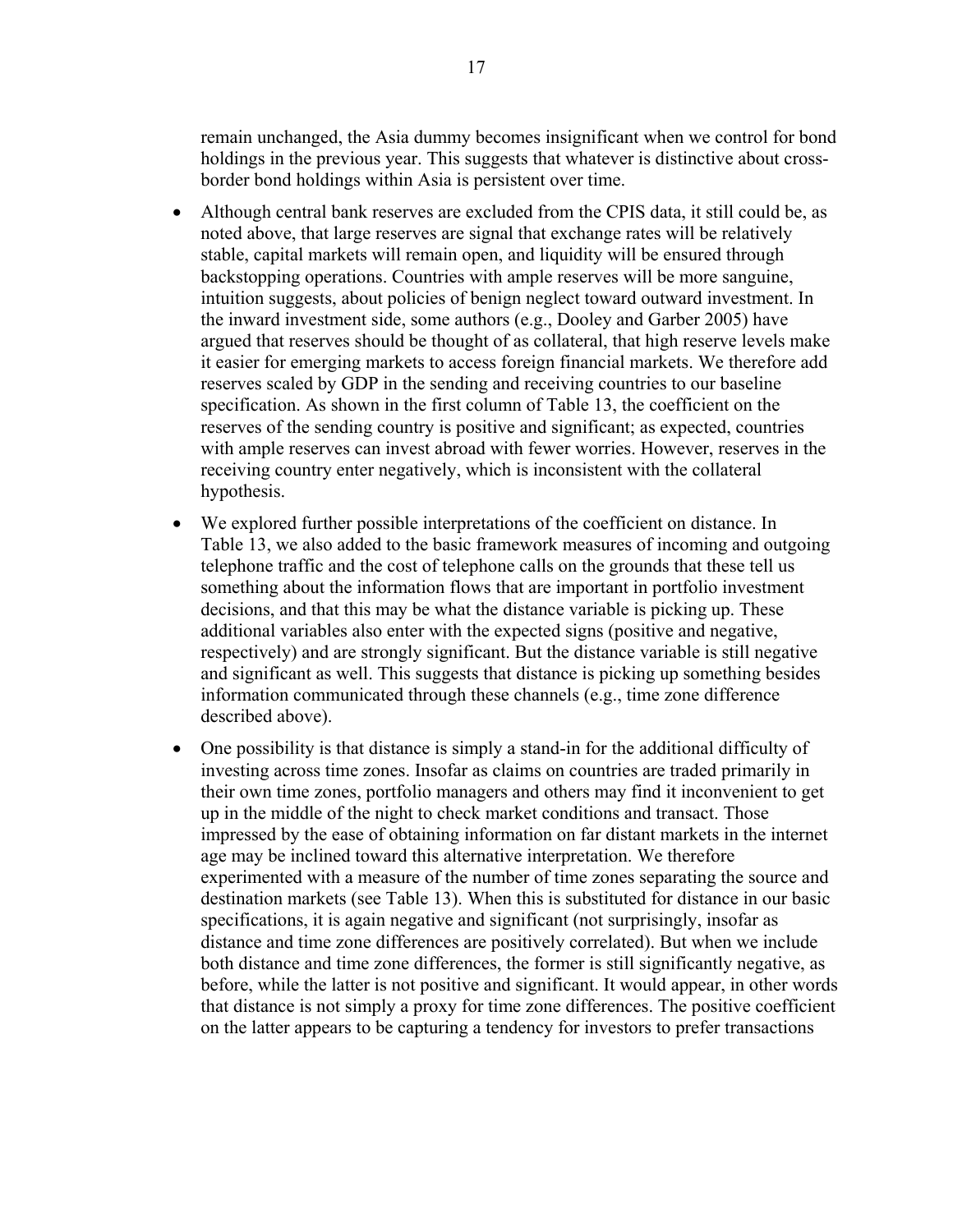remain unchanged, the Asia dummy becomes insignificant when we control for bond holdings in the previous year. This suggests that whatever is distinctive about cross-border bond holdings within Asia is persistent over time.

- Although central bank reserves are excluded from the CPIS data, it still could be, as noted above, that large reserves are signal that exchange rates will be relatively stable, capital markets will remain open, and liquidity will be ensured through backstopping operations. Countries with ample reserves will be more sanguine, intuition suggests, about policies of benign neglect toward outward investment. In the inward investment side, some authors (e.g., Dooley and Garber 2005) have argued that reserves should be thought of as collateral, that high reserve levels make it easier for emerging markets to access foreign financial markets. We therefore add reserves scaled by GDP in the sending and receiving countries to our baseline specification. As shown in the first column of Table 13, the coefficient on the reserves of the sending country is positive and significant; as expected, countries with ample reserves can invest abroad with fewer worries. However, reserves in the receiving country enter negatively, which is inconsistent with the collateral hypothesis.

- We explored further possible interpretations of the coefficient on distance. In Table 13, we also added to the basic framework measures of incoming and outgoing telephone traffic and the cost of telephone calls on the grounds that these tell us something about the information flows that are important in portfolio investment decisions, and that this may be what the distance variable is picking up. These additional variables also enter with the expected signs (positive and negative, respectively) and are strongly significant. But the distance variable is still negative and significant as well. This suggests that distance is picking up something besides information communicated through these channels (e.g., time zone difference described above).

- One possibility is that distance is simply a stand-in for the additional difficulty of investing across time zones. Insofar as claims on countries are traded primarily in their own time zones, portfolio managers and others may find it inconvenient to get up in the middle of the night to check market conditions and transact. Those impressed by the ease of obtaining information on far distant markets in the internet age may be inclined toward this alternative interpretation. We therefore experimented with a measure of the number of time zones separating the source and destination markets (see Table 13). When this is substituted for distance in our basic specifications, it is again negative and significant (not surprisingly, insofar as distance and time zone differences are positively correlated). But when we include both distance and time zone differences, the former is still significantly negative, as before, while the latter is not positive and significant. It would appear, in other words that distance is not simply a proxy for time zone differences. The positive coefficient on the latter appears to be capturing a tendency for investors to prefer transactions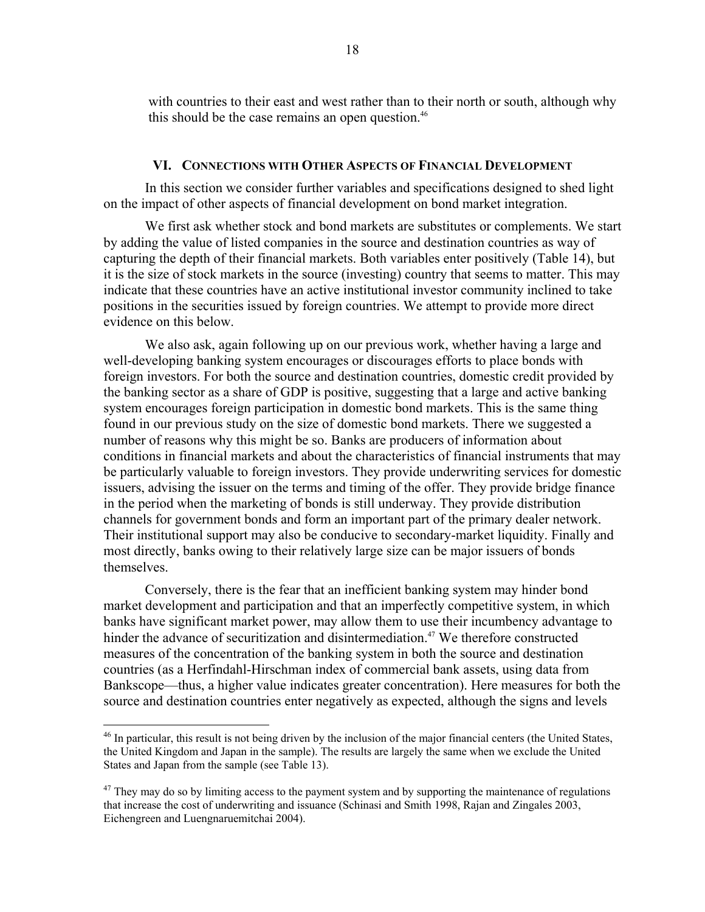with countries to their east and west rather than to their north or south, although why this should be the case remains an open question.[46]

## VI. Connections with Other Aspects of Financial Development

In this section we consider further variables and specifications designed to shed light on the impact of other aspects of financial development on bond market integration.

We first ask whether stock and bond markets are substitutes or complements. We start by adding the value of listed companies in the source and destination countries as way of capturing the depth of their financial markets. Both variables enter positively (Table 14), but it is the size of stock markets in the source (investing) country that seems to matter. This may indicate that these countries have an active institutional investor community inclined to take positions in the securities issued by foreign countries. We attempt to provide more direct evidence on this below.

We also ask, again following up on our previous work, whether having a large and well-developing banking system encourages or discourages efforts to place bonds with foreign investors. For both the source and destination countries, domestic credit provided by the banking sector as a share of GDP is positive, suggesting that a large and active banking system encourages foreign participation in domestic bond markets. This is the same thing found in our previous study on the size of domestic bond markets. There we suggested a number of reasons why this might be so. Banks are producers of information about conditions in financial markets and about the characteristics of financial instruments that may be particularly valuable to foreign investors. They provide underwriting services for domestic issuers, advising the issuer on the terms and timing of the offer. They provide bridge finance in the period when the marketing of bonds is still underway. They provide distribution channels for government bonds and form an important part of the primary dealer network. Their institutional support may also be conducive to secondary-market liquidity. Finally and most directly, banks owing to their relatively large size can be major issuers of bonds themselves.

Conversely, there is the fear that an inefficient banking system may hinder bond market development and participation and that an imperfectly competitive system, in which banks have significant market power, may allow them to use their incumbency advantage to hinder the advance of securitization and disintermediation.[47] We therefore constructed measures of the concentration of the banking system in both the source and destination countries (as a Herfindahl-Hirschman index of commercial bank assets, using data from Bankscope—thus, a higher value indicates greater concentration). Here measures for both the source and destination countries enter negatively as expected, although the signs and levels

[46] In particular, this result is not being driven by the inclusion of the major financial centers (the United States, the United Kingdom and Japan in the sample). The results are largely the same when we exclude the United States and Japan from the sample (see Table 13).

[47] They may do so by limiting access to the payment system and by supporting the maintenance of regulations that increase the cost of underwriting and issuance (Schinasi and Smith 1998, Rajan and Zingales 2003, Eichengreen and Luengnaruemitchai 2004).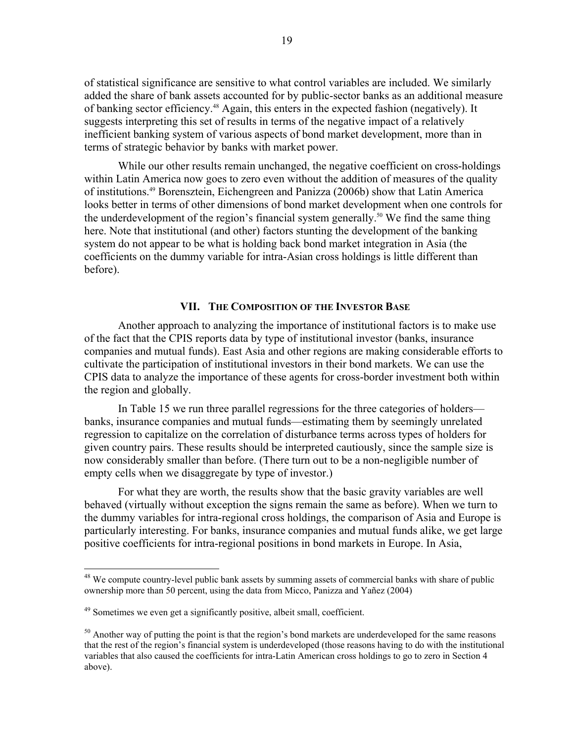of statistical significance are sensitive to what control variables are included. We similarly added the share of bank assets accounted for by public-sector banks as an additional measure of banking sector efficiency.[48] Again, this enters in the expected fashion (negatively). It suggests interpreting this set of results in terms of the negative impact of a relatively inefficient banking system of various aspects of bond market development, more than in terms of strategic behavior by banks with market power.

While our other results remain unchanged, the negative coefficient on cross-holdings within Latin America now goes to zero even without the addition of measures of the quality of institutions.[49] Borensztein, Eichengreen and Panizza (2006b) show that Latin America looks better in terms of other dimensions of bond market development when one controls for the underdevelopment of the region's financial system generally.[50] We find the same thing here. Note that institutional (and other) factors stunting the development of the banking system do not appear to be what is holding back bond market integration in Asia (the coefficients on the dummy variable for intra-Asian cross holdings is little different than before).

## VII. The Composition of the Investor Base

Another approach to analyzing the importance of institutional factors is to make use of the fact that the CPIS reports data by type of institutional investor (banks, insurance companies and mutual funds). East Asia and other regions are making considerable efforts to cultivate the participation of institutional investors in their bond markets. We can use the CPIS data to analyze the importance of these agents for cross-border investment both within the region and globally.

In Table 15 we run three parallel regressions for the three categories of holders—banks, insurance companies and mutual funds—estimating them by seemingly unrelated regression to capitalize on the correlation of disturbance terms across types of holders for given country pairs. These results should be interpreted cautiously, since the sample size is now considerably smaller than before. (There turn out to be a non-negligible number of empty cells when we disaggregate by type of investor.)

For what they are worth, the results show that the basic gravity variables are well behaved (virtually without exception the signs remain the same as before). When we turn to the dummy variables for intra-regional cross holdings, the comparison of Asia and Europe is particularly interesting. For banks, insurance companies and mutual funds alike, we get large positive coefficients for intra-regional positions in bond markets in Europe. In Asia,

---

[48] We compute country-level public bank assets by summing assets of commercial banks with share of public ownership more than 50 percent, using the data from Micco, Panizza and Yañez (2004)

[49] Sometimes we even get a significantly positive, albeit small, coefficient.

[50] Another way of putting the point is that the region's bond markets are underdeveloped for the same reasons that the rest of the region's financial system is underdeveloped (those reasons having to do with the institutional variables that also caused the coefficients for intra-Latin American cross holdings to go to zero in Section 4 above).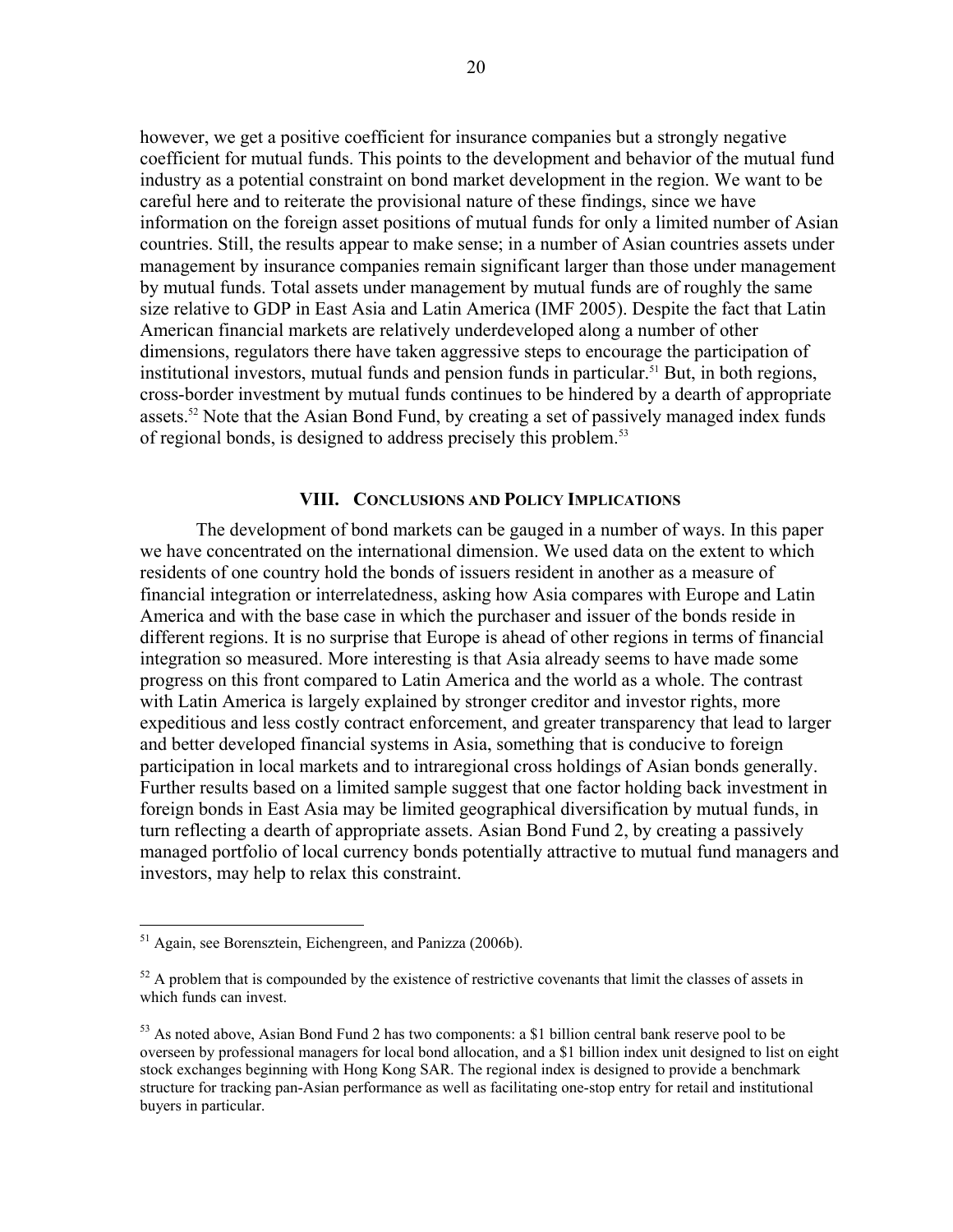however, we get a positive coefficient for insurance companies but a strongly negative coefficient for mutual funds. This points to the development and behavior of the mutual fund industry as a potential constraint on bond market development in the region. We want to be careful here and to reiterate the provisional nature of these findings, since we have information on the foreign asset positions of mutual funds for only a limited number of Asian countries. Still, the results appear to make sense; in a number of Asian countries assets under management by insurance companies remain significant larger than those under management by mutual funds. Total assets under management by mutual funds are of roughly the same size relative to GDP in East Asia and Latin America (IMF 2005). Despite the fact that Latin American financial markets are relatively underdeveloped along a number of other dimensions, regulators there have taken aggressive steps to encourage the participation of institutional investors, mutual funds and pension funds in particular.[51] But, in both regions, cross-border investment by mutual funds continues to be hindered by a dearth of appropriate assets.[52] Note that the Asian Bond Fund, by creating a set of passively managed index funds of regional bonds, is designed to address precisely this problem.[53]

## VIII. Conclusions and Policy Implications

The development of bond markets can be gauged in a number of ways. In this paper we have concentrated on the international dimension. We used data on the extent to which residents of one country hold the bonds of issuers resident in another as a measure of financial integration or interrelatedness, asking how Asia compares with Europe and Latin America and with the base case in which the purchaser and issuer of the bonds reside in different regions. It is no surprise that Europe is ahead of other regions in terms of financial integration so measured. More interesting is that Asia already seems to have made some progress on this front compared to Latin America and the world as a whole. The contrast with Latin America is largely explained by stronger creditor and investor rights, more expeditious and less costly contract enforcement, and greater transparency that lead to larger and better developed financial systems in Asia, something that is conducive to foreign participation in local markets and to intraregional cross holdings of Asian bonds generally. Further results based on a limited sample suggest that one factor holding back investment in foreign bonds in East Asia may be limited geographical diversification by mutual funds, in turn reflecting a dearth of appropriate assets. Asian Bond Fund 2, by creating a passively managed portfolio of local currency bonds potentially attractive to mutual fund managers and investors, may help to relax this constraint.

---

[51] Again, see Borensztein, Eichengreen, and Panizza (2006b).

[52] A problem that is compounded by the existence of restrictive covenants that limit the classes of assets in which funds can invest.

[53] As noted above, Asian Bond Fund 2 has two components: a $1 billion central bank reserve pool to be overseen by professional managers for local bond allocation, and a $1 billion index unit designed to list on eight stock exchanges beginning with Hong Kong SAR. The regional index is designed to provide a benchmark structure for tracking pan-Asian performance as well as facilitating one-stop entry for retail and institutional buyers in particular.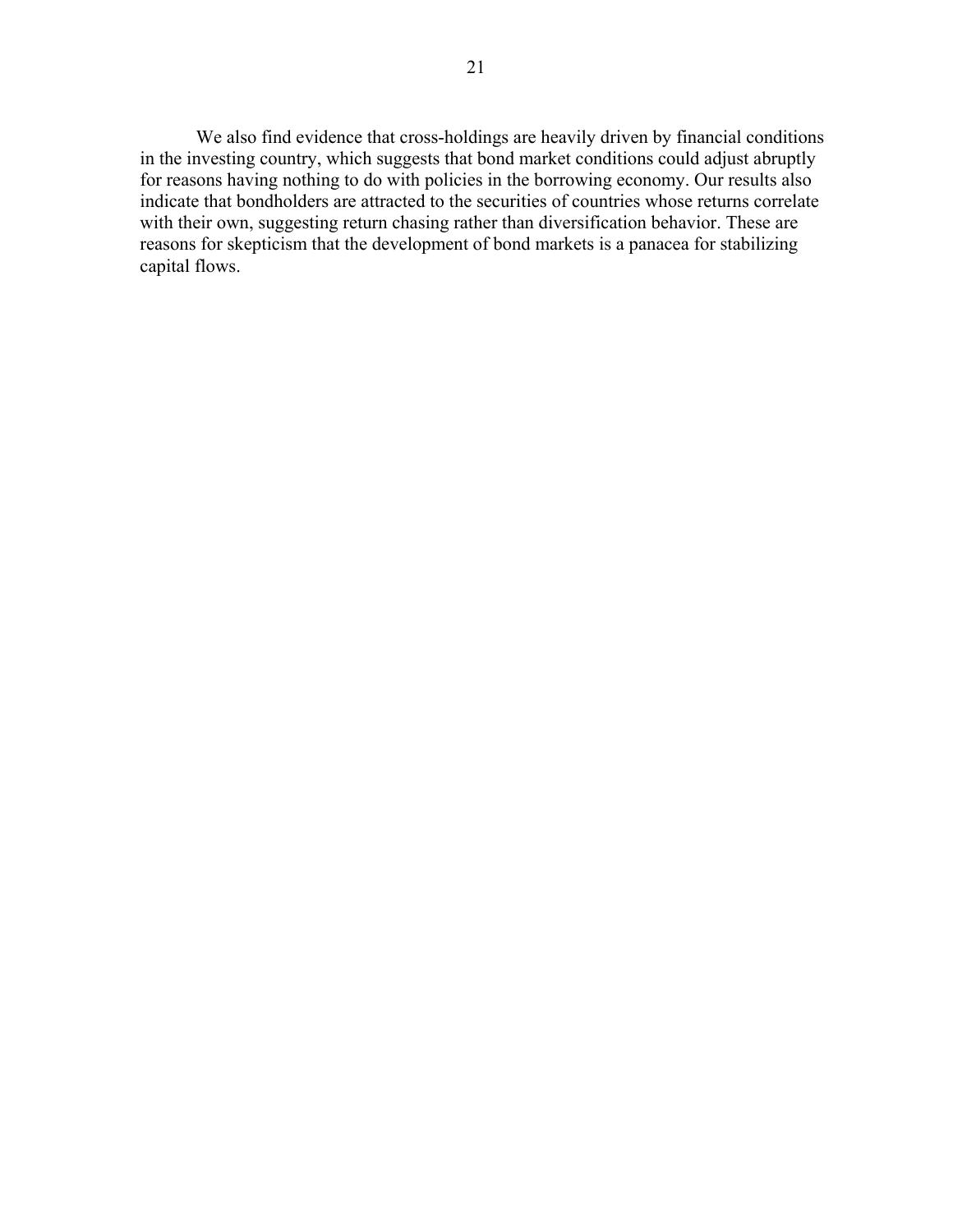We also find evidence that cross-holdings are heavily driven by financial conditions in the investing country, which suggests that bond market conditions could adjust abruptly for reasons having nothing to do with policies in the borrowing economy. Our results also indicate that bondholders are attracted to the securities of countries whose returns correlate with their own, suggesting return chasing rather than diversification behavior. These are reasons for skepticism that the development of bond markets is a panacea for stabilizing capital flows.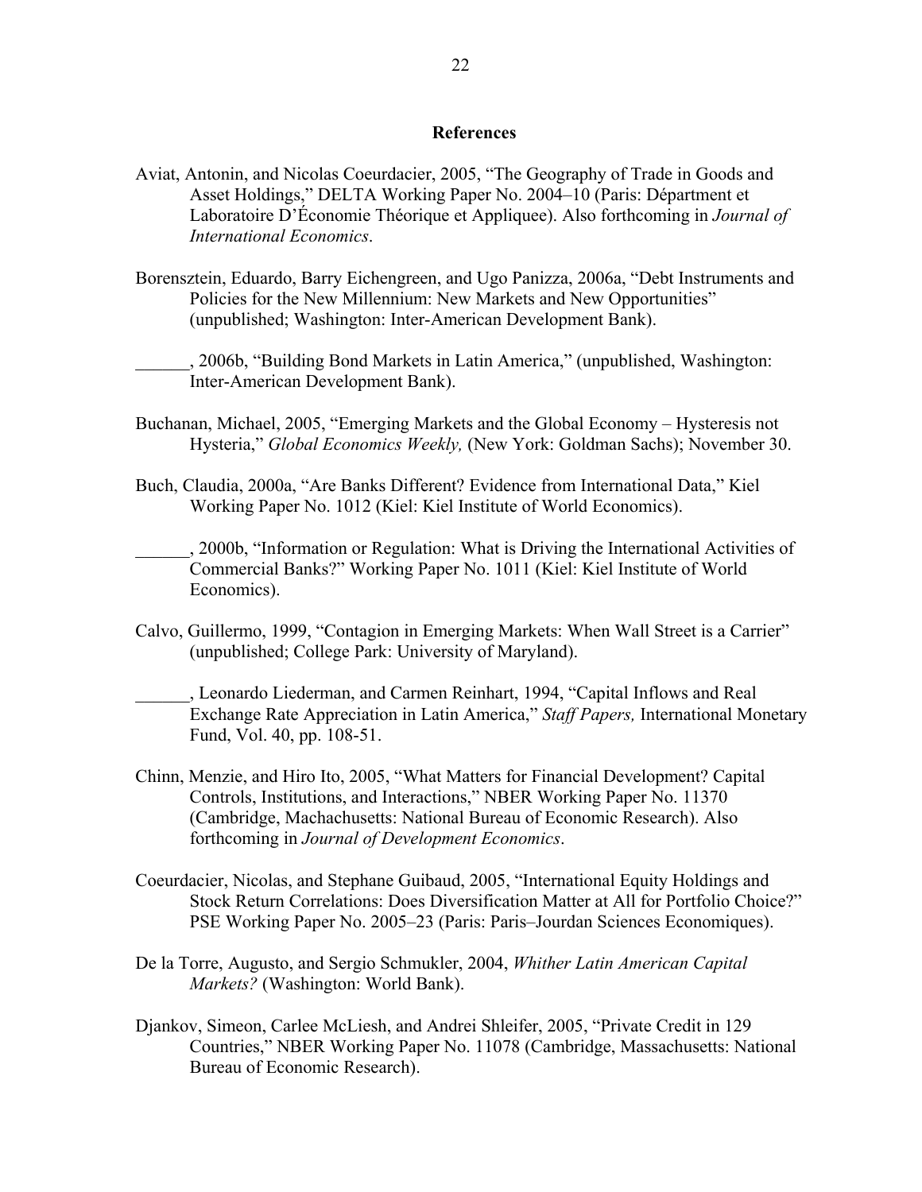## References

Aviat, Antonin, and Nicolas Coeurdacier, 2005, "The Geography of Trade in Goods and Asset Holdings," DELTA Working Paper No. 2004–10 (Paris: Départment et Laboratoire D'Économie Théorique et Appliquee). Also forthcoming in *Journal of International Economics*.

Borensztein, Eduardo, Barry Eichengreen, and Ugo Panizza, 2006a, "Debt Instruments and Policies for the New Millennium: New Markets and New Opportunities" (unpublished; Washington: Inter-American Development Bank).

______, 2006b, "Building Bond Markets in Latin America," (unpublished, Washington: Inter-American Development Bank).

Buchanan, Michael, 2005, "Emerging Markets and the Global Economy – Hysteresis not Hysteria," *Global Economics Weekly,* (New York: Goldman Sachs); November 30.

Buch, Claudia, 2000a, "Are Banks Different? Evidence from International Data," Kiel Working Paper No. 1012 (Kiel: Kiel Institute of World Economics).

______, 2000b, "Information or Regulation: What is Driving the International Activities of Commercial Banks?" Working Paper No. 1011 (Kiel: Kiel Institute of World Economics).

Calvo, Guillermo, 1999, "Contagion in Emerging Markets: When Wall Street is a Carrier" (unpublished; College Park: University of Maryland).

______, Leonardo Liederman, and Carmen Reinhart, 1994, "Capital Inflows and Real Exchange Rate Appreciation in Latin America," *Staff Papers,* International Monetary Fund, Vol. 40, pp. 108-51.

Chinn, Menzie, and Hiro Ito, 2005, "What Matters for Financial Development? Capital Controls, Institutions, and Interactions," NBER Working Paper No. 11370 (Cambridge, Machachusetts: National Bureau of Economic Research). Also forthcoming in *Journal of Development Economics*.

Coeurdacier, Nicolas, and Stephane Guibaud, 2005, "International Equity Holdings and Stock Return Correlations: Does Diversification Matter at All for Portfolio Choice?" PSE Working Paper No. 2005–23 (Paris: Paris–Jourdan Sciences Economiques).

De la Torre, Augusto, and Sergio Schmukler, 2004, *Whither Latin American Capital Markets?* (Washington: World Bank).

Djankov, Simeon, Carlee McLiesh, and Andrei Shleifer, 2005, "Private Credit in 129 Countries," NBER Working Paper No. 11078 (Cambridge, Massachusetts: National Bureau of Economic Research).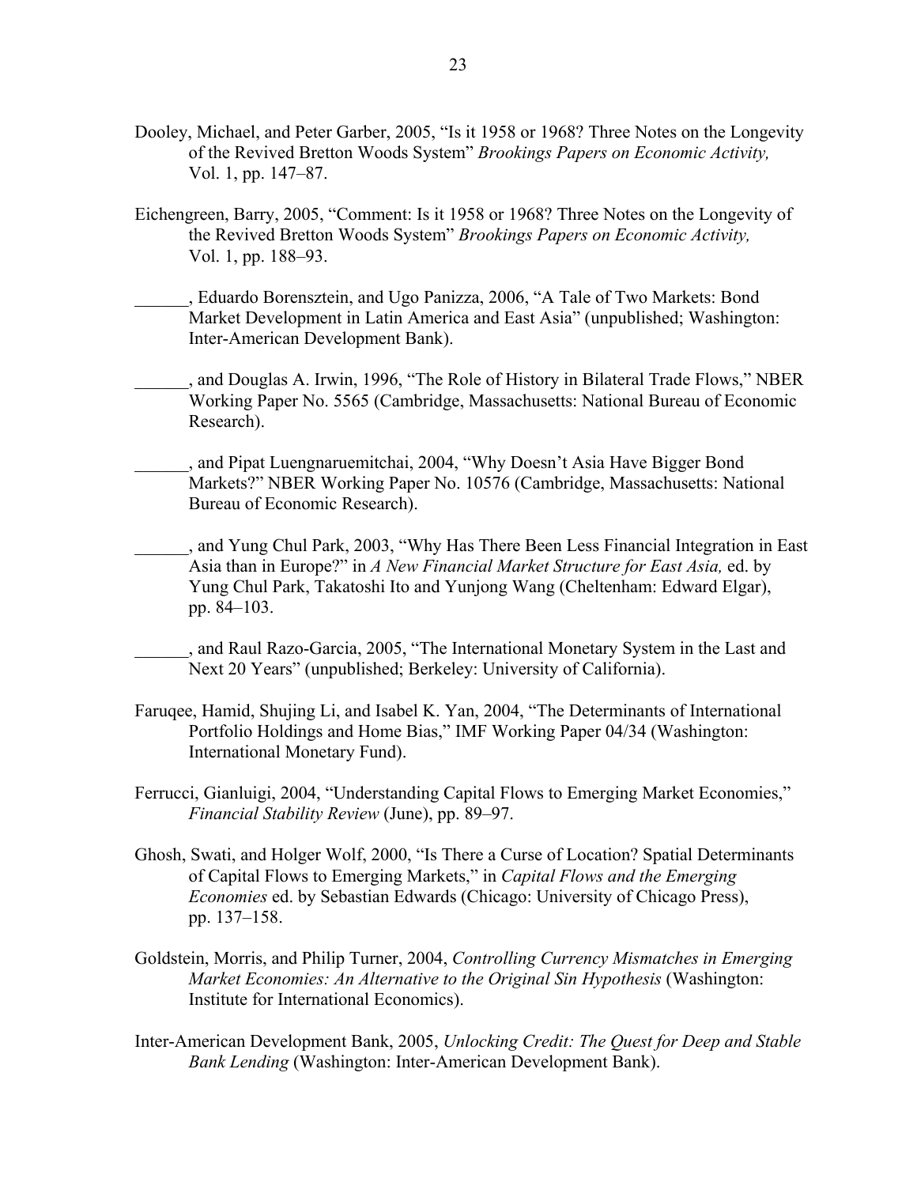Dooley, Michael, and Peter Garber, 2005, "Is it 1958 or 1968? Three Notes on the Longevity of the Revived Bretton Woods System" *Brookings Papers on Economic Activity,* Vol. 1, pp. 147–87.

Eichengreen, Barry, 2005, "Comment: Is it 1958 or 1968? Three Notes on the Longevity of the Revived Bretton Woods System" *Brookings Papers on Economic Activity,* Vol. 1, pp. 188–93.

______, Eduardo Borensztein, and Ugo Panizza, 2006, "A Tale of Two Markets: Bond Market Development in Latin America and East Asia" (unpublished; Washington: Inter-American Development Bank).

______, and Douglas A. Irwin, 1996, "The Role of History in Bilateral Trade Flows," NBER Working Paper No. 5565 (Cambridge, Massachusetts: National Bureau of Economic Research).

______, and Pipat Luengnaruemitchai, 2004, "Why Doesn't Asia Have Bigger Bond Markets?" NBER Working Paper No. 10576 (Cambridge, Massachusetts: National Bureau of Economic Research).

______, and Yung Chul Park, 2003, "Why Has There Been Less Financial Integration in East Asia than in Europe?" in *A New Financial Market Structure for East Asia,* ed. by Yung Chul Park, Takatoshi Ito and Yunjong Wang (Cheltenham: Edward Elgar), pp. 84–103.

______, and Raul Razo-Garcia, 2005, "The International Monetary System in the Last and Next 20 Years" (unpublished; Berkeley: University of California).

Faruqee, Hamid, Shujing Li, and Isabel K. Yan, 2004, "The Determinants of International Portfolio Holdings and Home Bias," IMF Working Paper 04/34 (Washington: International Monetary Fund).

Ferrucci, Gianluigi, 2004, "Understanding Capital Flows to Emerging Market Economies," *Financial Stability Review* (June), pp. 89–97.

Ghosh, Swati, and Holger Wolf, 2000, "Is There a Curse of Location? Spatial Determinants of Capital Flows to Emerging Markets," in *Capital Flows and the Emerging Economies* ed. by Sebastian Edwards (Chicago: University of Chicago Press), pp. 137–158.

Goldstein, Morris, and Philip Turner, 2004, *Controlling Currency Mismatches in Emerging Market Economies: An Alternative to the Original Sin Hypothesis* (Washington: Institute for International Economics).

Inter-American Development Bank, 2005, *Unlocking Credit: The Quest for Deep and Stable Bank Lending* (Washington: Inter-American Development Bank).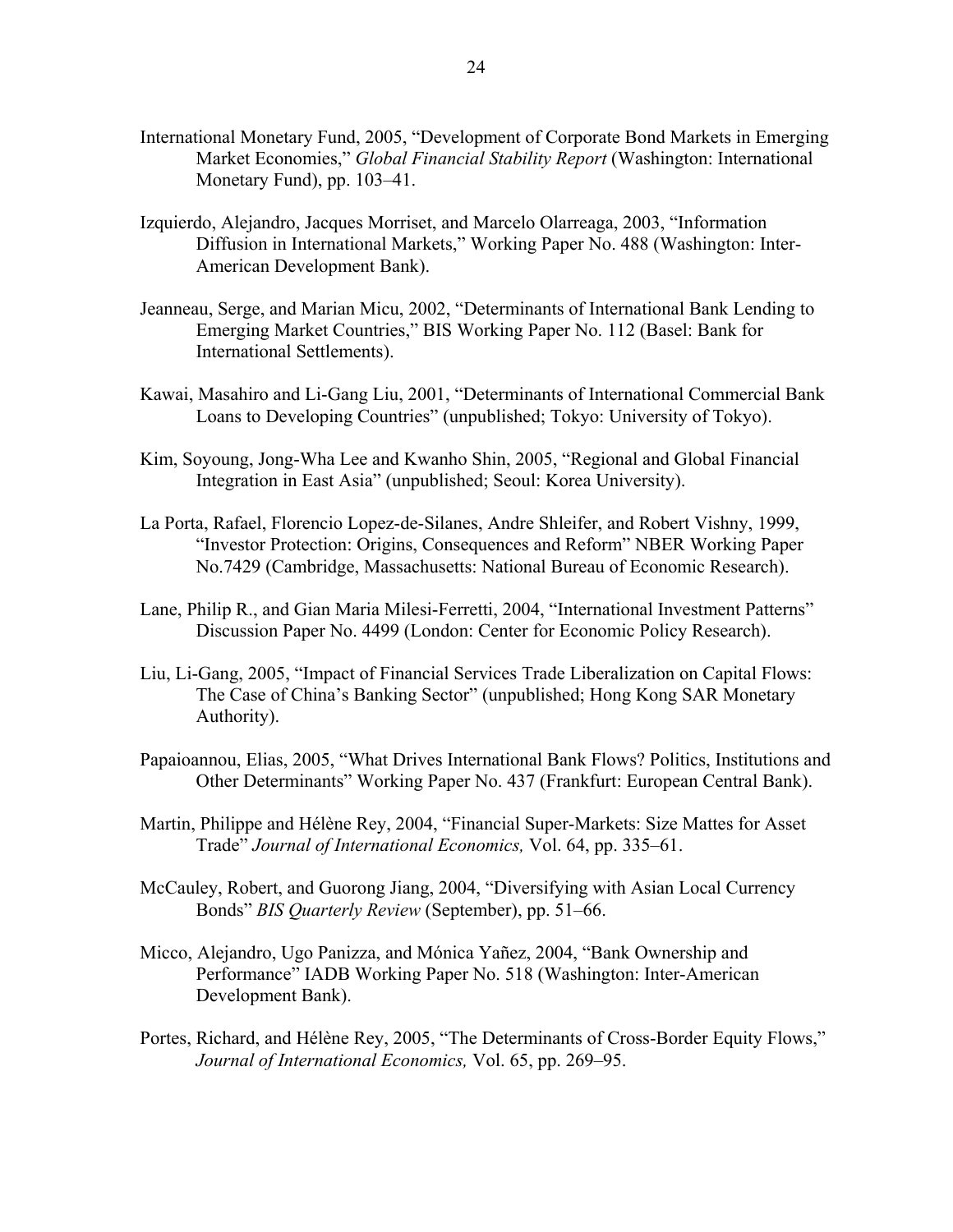International Monetary Fund, 2005, "Development of Corporate Bond Markets in Emerging Market Economies," *Global Financial Stability Report* (Washington: International Monetary Fund), pp. 103–41.

Izquierdo, Alejandro, Jacques Morriset, and Marcelo Olarreaga, 2003, "Information Diffusion in International Markets," Working Paper No. 488 (Washington: Inter-American Development Bank).

Jeanneau, Serge, and Marian Micu, 2002, "Determinants of International Bank Lending to Emerging Market Countries," BIS Working Paper No. 112 (Basel: Bank for International Settlements).

Kawai, Masahiro and Li-Gang Liu, 2001, "Determinants of International Commercial Bank Loans to Developing Countries" (unpublished; Tokyo: University of Tokyo).

Kim, Soyoung, Jong-Wha Lee and Kwanho Shin, 2005, "Regional and Global Financial Integration in East Asia" (unpublished; Seoul: Korea University).

La Porta, Rafael, Florencio Lopez-de-Silanes, Andre Shleifer, and Robert Vishny, 1999, "Investor Protection: Origins, Consequences and Reform" NBER Working Paper No.7429 (Cambridge, Massachusetts: National Bureau of Economic Research).

Lane, Philip R., and Gian Maria Milesi-Ferretti, 2004, "International Investment Patterns" Discussion Paper No. 4499 (London: Center for Economic Policy Research).

Liu, Li-Gang, 2005, "Impact of Financial Services Trade Liberalization on Capital Flows: The Case of China's Banking Sector" (unpublished; Hong Kong SAR Monetary Authority).

Papaioannou, Elias, 2005, "What Drives International Bank Flows? Politics, Institutions and Other Determinants" Working Paper No. 437 (Frankfurt: European Central Bank).

Martin, Philippe and Hélène Rey, 2004, "Financial Super-Markets: Size Mattes for Asset Trade" *Journal of International Economics,* Vol. 64, pp. 335–61.

McCauley, Robert, and Guorong Jiang, 2004, "Diversifying with Asian Local Currency Bonds" *BIS Quarterly Review* (September), pp. 51–66.

Micco, Alejandro, Ugo Panizza, and Mónica Yañez, 2004, "Bank Ownership and Performance" IADB Working Paper No. 518 (Washington: Inter-American Development Bank).

Portes, Richard, and Hélène Rey, 2005, "The Determinants of Cross-Border Equity Flows," *Journal of International Economics,* Vol. 65, pp. 269–95.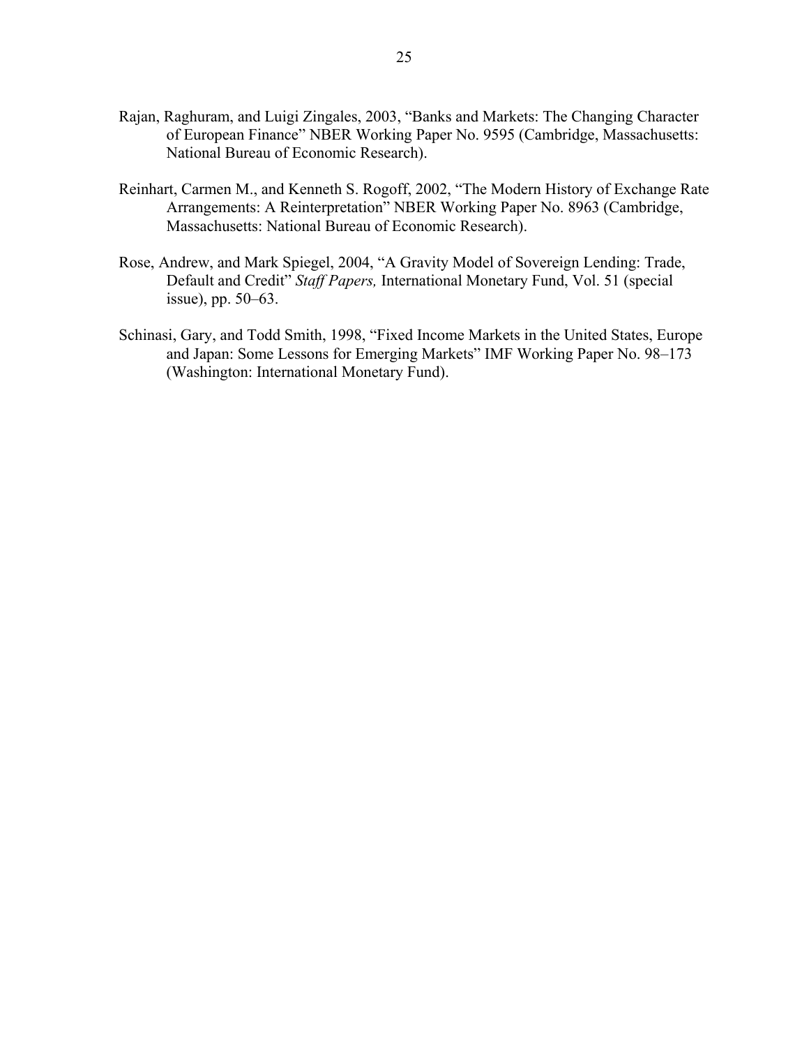Rajan, Raghuram, and Luigi Zingales, 2003, "Banks and Markets: The Changing Character of European Finance" NBER Working Paper No. 9595 (Cambridge, Massachusetts: National Bureau of Economic Research).

Reinhart, Carmen M., and Kenneth S. Rogoff, 2002, "The Modern History of Exchange Rate Arrangements: A Reinterpretation" NBER Working Paper No. 8963 (Cambridge, Massachusetts: National Bureau of Economic Research).

Rose, Andrew, and Mark Spiegel, 2004, "A Gravity Model of Sovereign Lending: Trade, Default and Credit" *Staff Papers,* International Monetary Fund, Vol. 51 (special issue), pp. 50–63.

Schinasi, Gary, and Todd Smith, 1998, "Fixed Income Markets in the United States, Europe and Japan: Some Lessons for Emerging Markets" IMF Working Paper No. 98–173 (Washington: International Monetary Fund).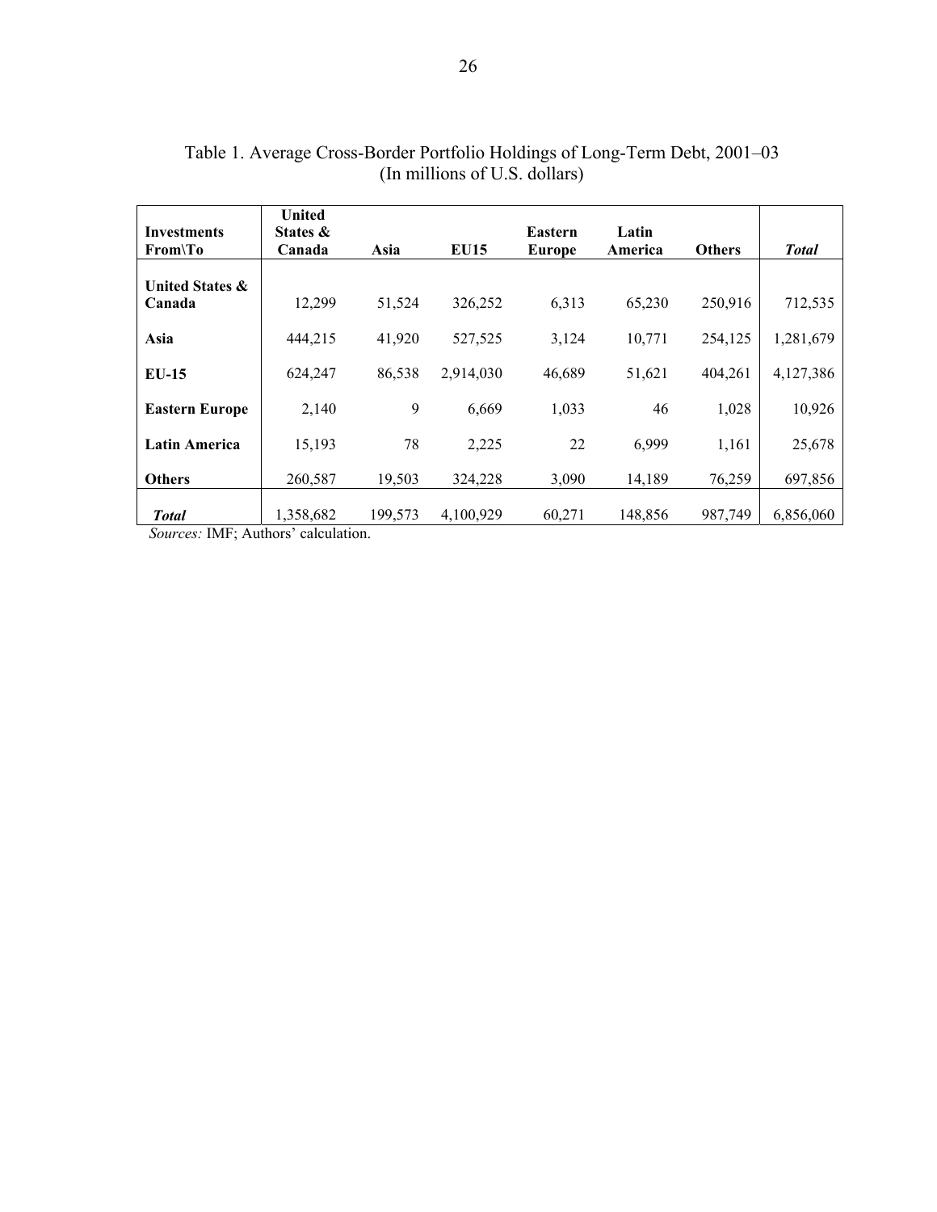Table 1. Average Cross-Border Portfolio Holdings of Long-Term Debt, 2001–03
(In millions of U.S. dollars)

| **Investments From\To** | **United States & Canada** | **Asia** | **EU15** | **Eastern Europe** | **Latin America** | **Others** | ***Total*** |
|---|---|---|---|---|---|---|---|
| **United States & Canada** | 12,299 | 51,524 | 326,252 | 6,313 | 65,230 | 250,916 | 712,535 |
| **Asia** | 444,215 | 41,920 | 527,525 | 3,124 | 10,771 | 254,125 | 1,281,679 |
| **EU-15** | 624,247 | 86,538 | 2,914,030 | 46,689 | 51,621 | 404,261 | 4,127,386 |
| **Eastern Europe** | 2,140 | 9 | 6,669 | 1,033 | 46 | 1,028 | 10,926 |
| **Latin America** | 15,193 | 78 | 2,225 | 22 | 6,999 | 1,161 | 25,678 |
| **Others** | 260,587 | 19,503 | 324,228 | 3,090 | 14,189 | 76,259 | 697,856 |
| ***Total*** | 1,358,682 | 199,573 | 4,100,929 | 60,271 | 148,856 | 987,749 | 6,856,060 |

*Sources:* IMF; Authors' calculation.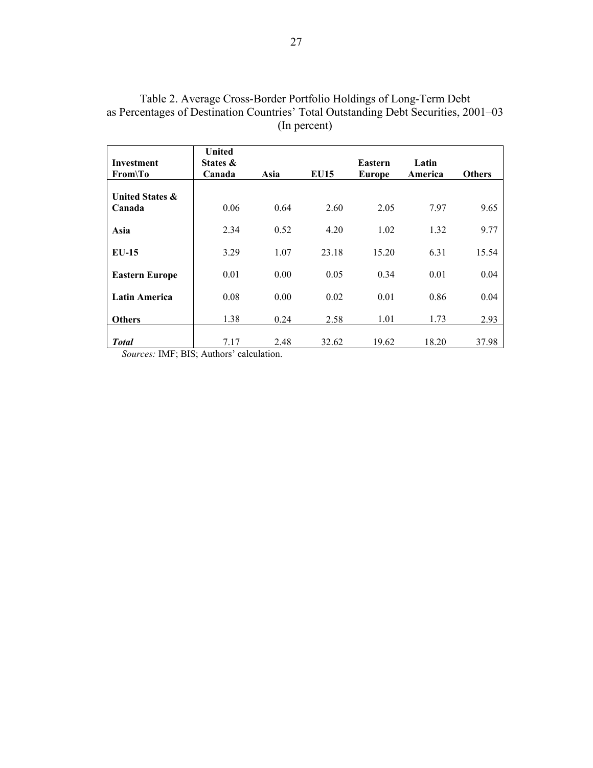Table 2. Average Cross-Border Portfolio Holdings of Long-Term Debt as Percentages of Destination Countries' Total Outstanding Debt Securities, 2001–03 (In percent)

| Investment From\To | United States & Canada | Asia | EU15 | Eastern Europe | Latin America | Others |
|---|---|---|---|---|---|---|
| **United States & Canada** | 0.06 | 0.64 | 2.60 | 2.05 | 7.97 | 9.65 |
| **Asia** | 2.34 | 0.52 | 4.20 | 1.02 | 1.32 | 9.77 |
| **EU-15** | 3.29 | 1.07 | 23.18 | 15.20 | 6.31 | 15.54 |
| **Eastern Europe** | 0.01 | 0.00 | 0.05 | 0.34 | 0.01 | 0.04 |
| **Latin America** | 0.08 | 0.00 | 0.02 | 0.01 | 0.86 | 0.04 |
| **Others** | 1.38 | 0.24 | 2.58 | 1.01 | 1.73 | 2.93 |
| ***Total*** | 7.17 | 2.48 | 32.62 | 19.62 | 18.20 | 37.98 |

*Sources:* IMF; BIS; Authors' calculation.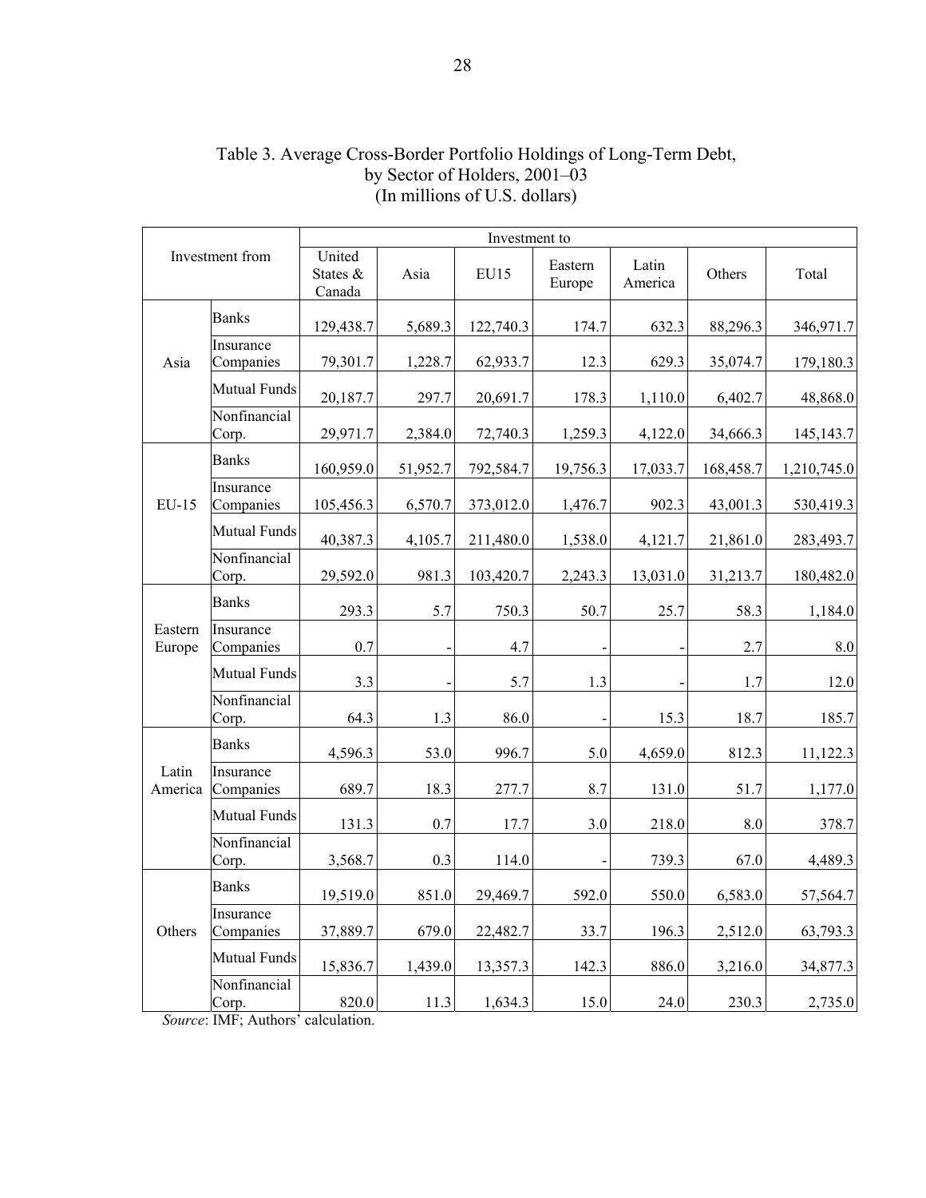Table 3. Average Cross-Border Portfolio Holdings of Long-Term Debt, by Sector of Holders, 2001–03
(In millions of U.S. dollars)

| Investment from | | Investment to | | | | | | |
|---|---|---|---|---|---|---|---|---|
| | | United States & Canada | Asia | EU15 | Eastern Europe | Latin America | Others | Total |
| Asia | Banks | 129,438.7 | 5,689.3 | 122,740.3 | 174.7 | 632.3 | 88,296.3 | 346,971.7 |
| | Insurance Companies | 79,301.7 | 1,228.7 | 62,933.7 | 12.3 | 629.3 | 35,074.7 | 179,180.3 |
| | Mutual Funds | 20,187.7 | 297.7 | 20,691.7 | 178.3 | 1,110.0 | 6,402.7 | 48,868.0 |
| | Nonfinancial Corp. | 29,971.7 | 2,384.0 | 72,740.3 | 1,259.3 | 4,122.0 | 34,666.3 | 145,143.7 |
| EU-15 | Banks | 160,959.0 | 51,952.7 | 792,584.7 | 19,756.3 | 17,033.7 | 168,458.7 | 1,210,745.0 |
| | Insurance Companies | 105,456.3 | 6,570.7 | 373,012.0 | 1,476.7 | 902.3 | 43,001.3 | 530,419.3 |
| | Mutual Funds | 40,387.3 | 4,105.7 | 211,480.0 | 1,538.0 | 4,121.7 | 21,861.0 | 283,493.7 |
| | Nonfinancial Corp. | 29,592.0 | 981.3 | 103,420.7 | 2,243.3 | 13,031.0 | 31,213.7 | 180,482.0 |
| Eastern Europe | Banks | 293.3 | 5.7 | 750.3 | 50.7 | 25.7 | 58.3 | 1,184.0 |
| | Insurance Companies | 0.7 | - | 4.7 | - | - | 2.7 | 8.0 |
| | Mutual Funds | 3.3 | - | 5.7 | 1.3 | - | 1.7 | 12.0 |
| | Nonfinancial Corp. | 64.3 | 1.3 | 86.0 | - | 15.3 | 18.7 | 185.7 |
| Latin America | Banks | 4,596.3 | 53.0 | 996.7 | 5.0 | 4,659.0 | 812.3 | 11,122.3 |
| | Insurance Companies | 689.7 | 18.3 | 277.7 | 8.7 | 131.0 | 51.7 | 1,177.0 |
| | Mutual Funds | 131.3 | 0.7 | 17.7 | 3.0 | 218.0 | 8.0 | 378.7 |
| | Nonfinancial Corp. | 3,568.7 | 0.3 | 114.0 | - | 739.3 | 67.0 | 4,489.3 |
| Others | Banks | 19,519.0 | 851.0 | 29,469.7 | 592.0 | 550.0 | 6,583.0 | 57,564.7 |
| | Insurance Companies | 37,889.7 | 679.0 | 22,482.7 | 33.7 | 196.3 | 2,512.0 | 63,793.3 |
| | Mutual Funds | 15,836.7 | 1,439.0 | 13,357.3 | 142.3 | 886.0 | 3,216.0 | 34,877.3 |
| | Nonfinancial Corp. | 820.0 | 11.3 | 1,634.3 | 15.0 | 24.0 | 230.3 | 2,735.0 |

*Source*: IMF; Authors' calculation.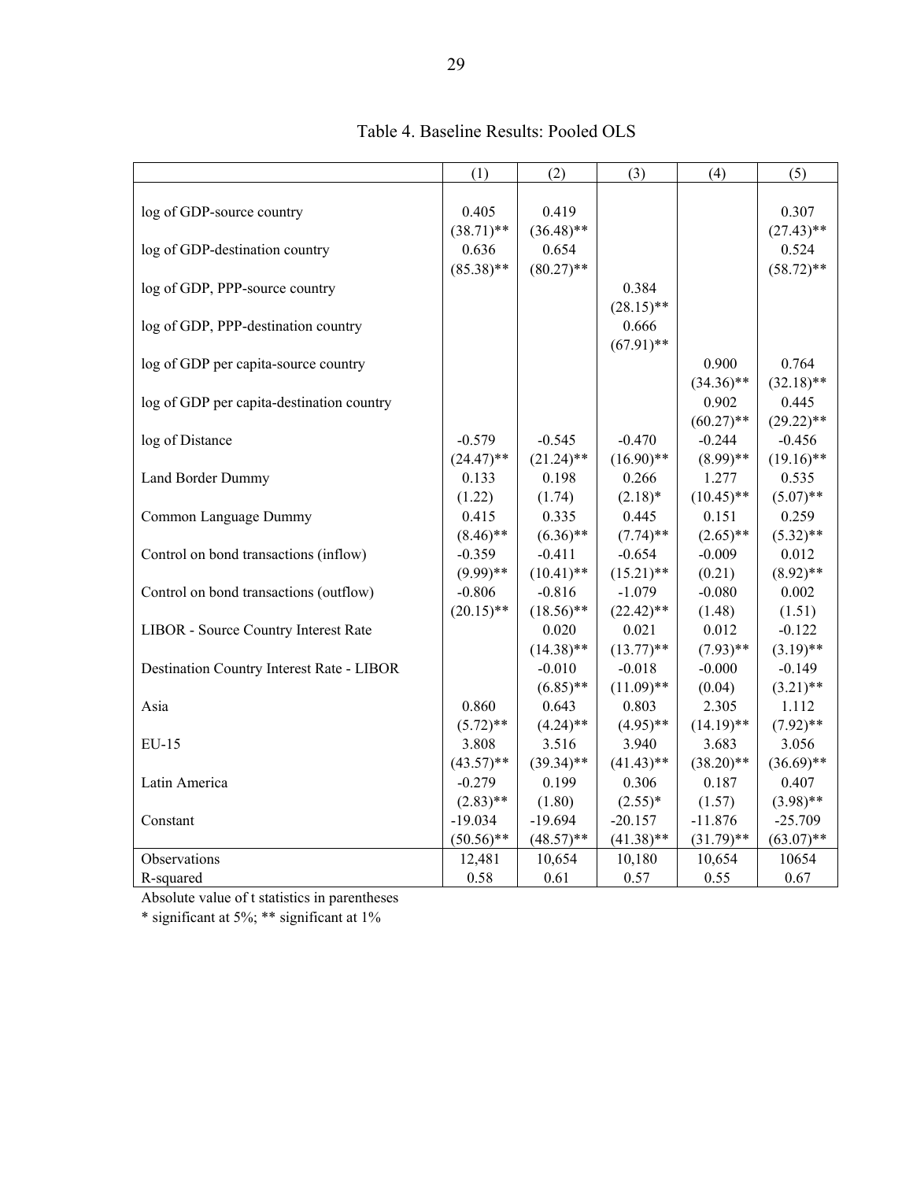Table 4. Baseline Results: Pooled OLS

| | (1) | (2) | (3) | (4) | (5) |
|---|---|---|---|---|---|
| log of GDP-source country | 0.405 | 0.419 | | | 0.307 |
| | (38.71)** | (36.48)** | | | (27.43)** |
| log of GDP-destination country | 0.636 | 0.654 | | | 0.524 |
| | (85.38)** | (80.27)** | | | (58.72)** |
| log of GDP, PPP-source country | | | 0.384 | | |
| | | | (28.15)** | | |
| log of GDP, PPP-destination country | | | 0.666 | | |
| | | | (67.91)** | | |
| log of GDP per capita-source country | | | | 0.900 | 0.764 |
| | | | | (34.36)** | (32.18)** |
| log of GDP per capita-destination country | | | | 0.902 | 0.445 |
| | | | | (60.27)** | (29.22)** |
| log of Distance | -0.579 | -0.545 | -0.470 | -0.244 | -0.456 |
| | (24.47)** | (21.24)** | (16.90)** | (8.99)** | (19.16)** |
| Land Border Dummy | 0.133 | 0.198 | 0.266 | 1.277 | 0.535 |
| | (1.22) | (1.74) | (2.18)* | (10.45)** | (5.07)** |
| Common Language Dummy | 0.415 | 0.335 | 0.445 | 0.151 | 0.259 |
| | (8.46)** | (6.36)** | (7.74)** | (2.65)** | (5.32)** |
| Control on bond transactions (inflow) | -0.359 | -0.411 | -0.654 | -0.009 | 0.012 |
| | (9.99)** | (10.41)** | (15.21)** | (0.21) | (8.92)** |
| Control on bond transactions (outflow) | -0.806 | -0.816 | -1.079 | -0.080 | 0.002 |
| | (20.15)** | (18.56)** | (22.42)** | (1.48) | (1.51) |
| LIBOR - Source Country Interest Rate | | 0.020 | 0.021 | 0.012 | -0.122 |
| | | (14.38)** | (13.77)** | (7.93)** | (3.19)** |
| Destination Country Interest Rate - LIBOR | | -0.010 | -0.018 | -0.000 | -0.149 |
| | | (6.85)** | (11.09)** | (0.04) | (3.21)** |
| Asia | 0.860 | 0.643 | 0.803 | 2.305 | 1.112 |
| | (5.72)** | (4.24)** | (4.95)** | (14.19)** | (7.92)** |
| EU-15 | 3.808 | 3.516 | 3.940 | 3.683 | 3.056 |
| | (43.57)** | (39.34)** | (41.43)** | (38.20)** | (36.69)** |
| Latin America | -0.279 | 0.199 | 0.306 | 0.187 | 0.407 |
| | (2.83)** | (1.80) | (2.55)* | (1.57) | (3.98)** |
| Constant | -19.034 | -19.694 | -20.157 | -11.876 | -25.709 |
| | (50.56)** | (48.57)** | (41.38)** | (31.79)** | (63.07)** |
| Observations | 12,481 | 10,654 | 10,180 | 10,654 | 10654 |
| R-squared | 0.58 | 0.61 | 0.57 | 0.55 | 0.67 |

Absolute value of t statistics in parentheses
* significant at 5%; ** significant at 1%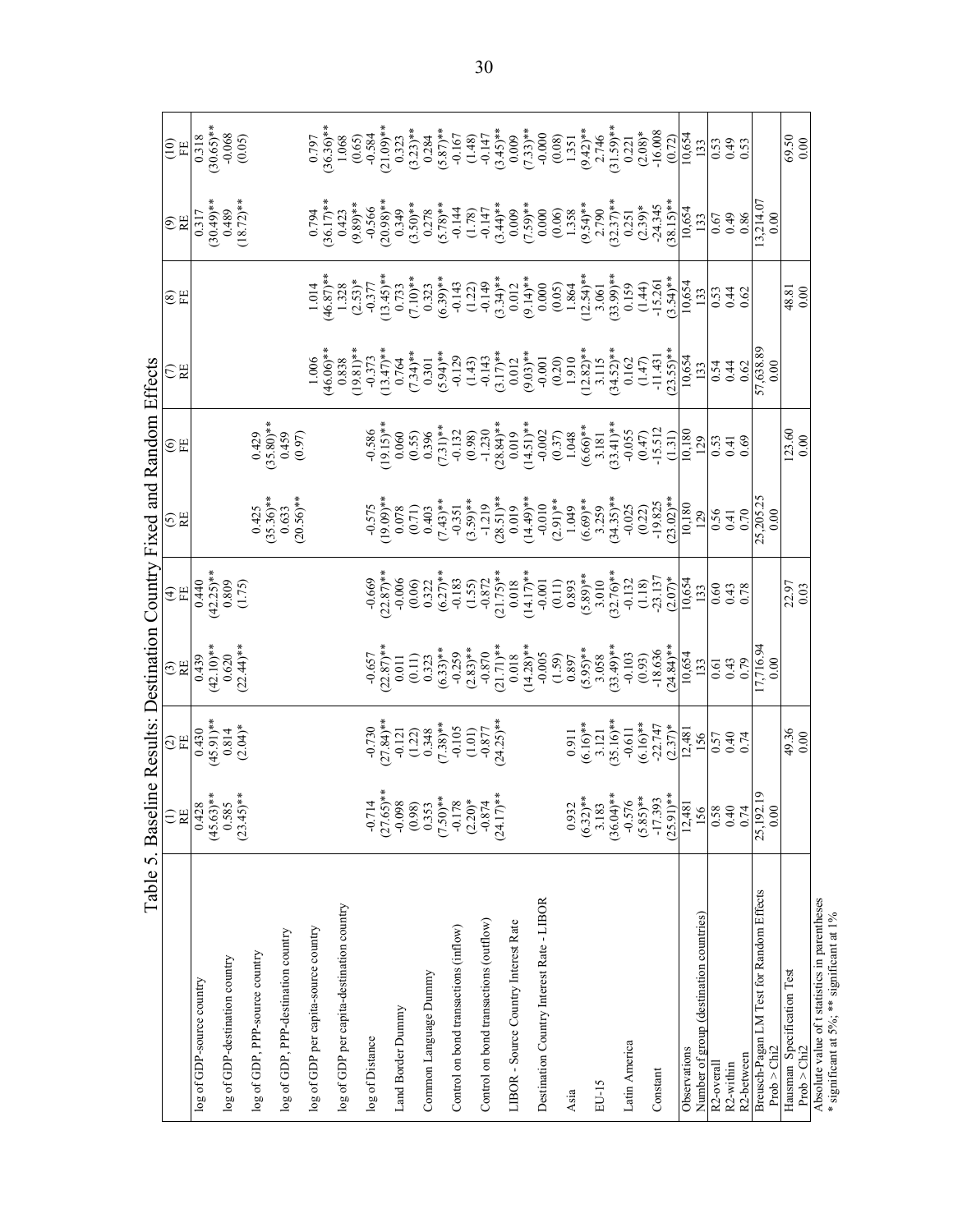## Table 5. Baseline Results: Destination Country Fixed and Random Effects

| | (1) RE | (2) FE | (3) RE | (4) FE | (5) RE | (6) FE | (7) RE | (8) FE | (9) RE | (10) FE |
|---|---|---|---|---|---|---|---|---|---|---|
| log of GDP-source country | 0.428 | 0.430 | 0.439 | 0.440 | | | | | 0.317 | 0.318 |
| | (45.63)** | (45.91)** | (42.10)** | (42.25)** | | | | | (30.49)** | (30.65)** |
| log of GDP-destination country | 0.585 | 0.814 | 0.620 | 0.809 | | | | | 0.489 | -0.068 |
| | (23.45)** | (2.04)* | (22.44)** | (1.75) | | | | | (18.72)** | (0.05) |
| log of GDP, PPP-source country | | | | | 0.425 | 0.429 | | | | |
| | | | | | (35.36)** | (35.80)** | | | | |
| log of GDP, PPP-destination country | | | | | 0.633 | 0.459 | | | | |
| | | | | | (20.56)** | (0.97) | | | | |
| log of GDP per capita-source country | | | | | | | 1.006 | 1.014 | 0.794 | 0.797 |
| | | | | | | | (46.06)** | (46.87)** | (36.17)** | (36.36)** |
| log of GDP per capita-destination country | | | | | | | 0.838 | 1.328 | 0.423 | 1.068 |
| | | | | | | | (19.81)** | (2.53)* | (9.89)** | (0.65) |
| log of Distance | -0.714 | -0.730 | -0.657 | -0.669 | -0.575 | -0.586 | -0.373 | -0.377 | -0.566 | -0.584 |
| | (27.65)** | (27.84)** | (22.87)** | (22.87)** | (19.09)** | (19.15)** | (13.47)** | (13.45)** | (20.98)** | (21.09)** |
| Land Border Dummy | -0.098 | -0.121 | 0.011 | -0.006 | 0.078 | 0.060 | 0.764 | 0.733 | 0.349 | 0.323 |
| | (0.98) | (1.22) | (0.11) | (0.06) | (0.71) | (0.55) | (7.34)** | (7.10)** | (3.50)** | (3.23)** |
| Common Language Dummy | 0.353 | 0.348 | 0.323 | 0.322 | 0.403 | 0.396 | 0.301 | 0.323 | 0.278 | 0.284 |
| | (7.50)** | (7.38)** | (6.33)** | (6.27)** | (7.43)** | (7.31)** | (5.94)** | (6.39)** | (5.78)** | (5.87)** |
| Control on bond transactions (inflow) | -0.178 | -0.105 | -0.259 | -0.183 | -0.351 | -0.132 | -0.129 | -0.143 | -0.144 | -0.167 |
| | (2.20)* | (1.01) | (2.83)** | (1.55) | (3.59)** | (0.98) | (1.43) | (1.22) | (1.78) | (1.48) |
| Control on bond transactions (outflow) | -0.874 | -0.877 | -0.870 | -0.872 | -1.219 | -1.230 | -0.143 | -0.149 | -0.147 | -0.147 |
| | (24.17)** | (24.25)** | (21.71)** | (21.75)** | (28.51)** | (28.84)** | (3.17)** | (3.34)** | (3.44)** | (3.45)** |
| LIBOR - Source Country Interest Rate | | | 0.018 | 0.018 | 0.019 | 0.019 | 0.012 | 0.012 | 0.009 | 0.009 |
| | | | (14.28)** | (14.17)** | (14.49)** | (14.51)** | (9.03)** | (9.14)** | (7.59)** | (7.33)** |
| Destination Country Interest Rate - LIBOR | | | -0.005 | -0.001 | -0.010 | -0.002 | -0.001 | 0.000 | 0.000 | -0.000 |
| | | | (1.59) | (0.11) | (2.91)** | (0.37) | (0.20) | (0.05) | (0.06) | (0.08) |
| Asia | 0.932 | 0.911 | 0.897 | 0.893 | 1.049 | 1.048 | 1.910 | 1.864 | 1.358 | 1.351 |
| | (6.32)** | (6.16)** | (5.95)** | (5.89)** | (6.69)** | (6.66)** | (12.82)** | (12.54)** | (9.54)** | (9.42)** |
| EU-15 | 3.183 | 3.121 | 3.058 | 3.010 | 3.259 | 3.181 | 3.115 | 3.061 | 2.790 | 2.746 |
| | (36.04)** | (35.16)** | (33.49)** | (32.76)** | (34.35)** | (33.41)** | (34.52)** | (33.99)** | (32.37)** | (31.59)** |
| Latin America | -0.576 | -0.611 | -0.103 | -0.132 | -0.025 | -0.055 | 0.162 | 0.159 | 0.251 | 0.221 |
| | (5.85)** | (6.16)** | (0.93) | (1.18) | (0.22) | (0.47) | (1.47) | (1.44) | (2.39)* | (2.08)* |
| Constant | -17.393 | -22.747 | -18.636 | -23.137 | -19.825 | -15.512 | -11.431 | -15.261 | -24.345 | -16.008 |
| | (25.91)** | (2.37)* | (24.84)** | (2.07)* | (23.02)** | (1.31) | (23.55)** | (3.54)** | (38.15)** | (0.72) |
| Observations | 12,481 | 12,481 | 10,654 | 10,654 | 10,180 | 10,180 | 10,654 | 10,654 | 10,654 | 10,654 |
| Number of group (destination countries) | 156 | 156 | 133 | 133 | 129 | 129 | 133 | 133 | 133 | 133 |
| R2-overall | 0.58 | 0.57 | 0.61 | 0.60 | 0.56 | 0.53 | 0.54 | 0.53 | 0.67 | 0.53 |
| R2-within | 0.40 | 0.40 | 0.43 | 0.43 | 0.41 | 0.41 | 0.44 | 0.44 | 0.49 | 0.49 |
| R2-between | 0.74 | 0.74 | 0.79 | 0.78 | 0.70 | 0.69 | 0.62 | 0.62 | 0.86 | 0.53 |
| Breusch-Pagan LM Test for Random Effects | 25,192.19 | | 17,716.94 | | 25,205.25 | | 57,638.89 | | 13,214.07 | |
| Prob > Chi2 | 0.00 | | 0.00 | | 0.00 | | 0.00 | | 0.00 | |
| Hausman Specification Test | | 49.36 | | 22.97 | | 123.60 | | 48.81 | | 69.50 |
| Prob > Chi2 | | 0.00 | | 0.03 | | 0.00 | | 0.00 | | 0.00 |

Absolute value of t statistics in parentheses
* significant at 5%; ** significant at 1%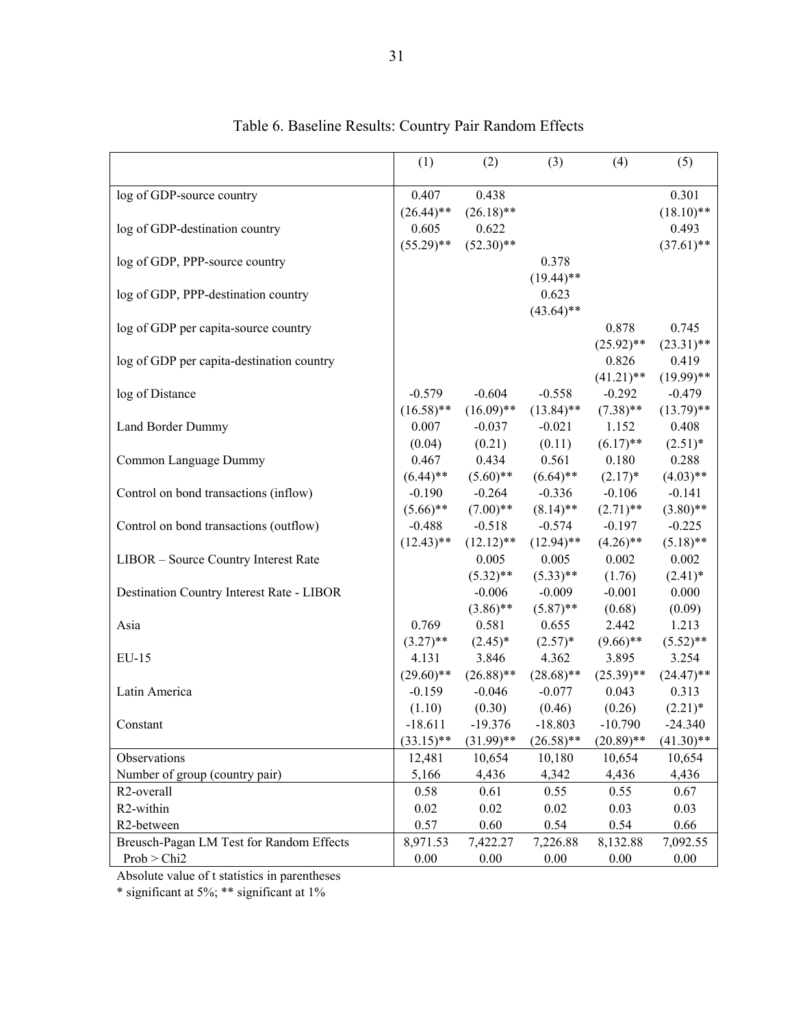Table 6. Baseline Results: Country Pair Random Effects

| | (1) | (2) | (3) | (4) | (5) |
|---|---|---|---|---|---|
| log of GDP-source country | 0.407 | 0.438 | | | 0.301 |
| | (26.44)** | (26.18)** | | | (18.10)** |
| log of GDP-destination country | 0.605 | 0.622 | | | 0.493 |
| | (55.29)** | (52.30)** | | | (37.61)** |
| log of GDP, PPP-source country | | | 0.378 | | |
| | | | (19.44)** | | |
| log of GDP, PPP-destination country | | | 0.623 | | |
| | | | (43.64)** | | |
| log of GDP per capita-source country | | | | 0.878 | 0.745 |
| | | | | (25.92)** | (23.31)** |
| log of GDP per capita-destination country | | | | 0.826 | 0.419 |
| | | | | (41.21)** | (19.99)** |
| log of Distance | -0.579 | -0.604 | -0.558 | -0.292 | -0.479 |
| | (16.58)** | (16.09)** | (13.84)** | (7.38)** | (13.79)** |
| Land Border Dummy | 0.007 | -0.037 | -0.021 | 1.152 | 0.408 |
| | (0.04) | (0.21) | (0.11) | (6.17)** | (2.51)* |
| Common Language Dummy | 0.467 | 0.434 | 0.561 | 0.180 | 0.288 |
| | (6.44)** | (5.60)** | (6.64)** | (2.17)* | (4.03)** |
| Control on bond transactions (inflow) | -0.190 | -0.264 | -0.336 | -0.106 | -0.141 |
| | (5.66)** | (7.00)** | (8.14)** | (2.71)** | (3.80)** |
| Control on bond transactions (outflow) | -0.488 | -0.518 | -0.574 | -0.197 | -0.225 |
| | (12.43)** | (12.12)** | (12.94)** | (4.26)** | (5.18)** |
| LIBOR – Source Country Interest Rate | | 0.005 | 0.005 | 0.002 | 0.002 |
| | | (5.32)** | (5.33)** | (1.76) | (2.41)* |
| Destination Country Interest Rate - LIBOR | | -0.006 | -0.009 | -0.001 | 0.000 |
| | | (3.86)** | (5.87)** | (0.68) | (0.09) |
| Asia | 0.769 | 0.581 | 0.655 | 2.442 | 1.213 |
| | (3.27)** | (2.45)* | (2.57)* | (9.66)** | (5.52)** |
| EU-15 | 4.131 | 3.846 | 4.362 | 3.895 | 3.254 |
| | (29.60)** | (26.88)** | (28.68)** | (25.39)** | (24.47)** |
| Latin America | -0.159 | -0.046 | -0.077 | 0.043 | 0.313 |
| | (1.10) | (0.30) | (0.46) | (0.26) | (2.21)* |
| Constant | -18.611 | -19.376 | -18.803 | -10.790 | -24.340 |
| | (33.15)** | (31.99)** | (26.58)** | (20.89)** | (41.30)** |
| Observations | 12,481 | 10,654 | 10,180 | 10,654 | 10,654 |
| Number of group (country pair) | 5,166 | 4,436 | 4,342 | 4,436 | 4,436 |
| R2-overall | 0.58 | 0.61 | 0.55 | 0.55 | 0.67 |
| R2-within | 0.02 | 0.02 | 0.02 | 0.03 | 0.03 |
| R2-between | 0.57 | 0.60 | 0.54 | 0.54 | 0.66 |
| Breusch-Pagan LM Test for Random Effects | 8,971.53 | 7,422.27 | 7,226.88 | 8,132.88 | 7,092.55 |
| Prob > Chi2 | 0.00 | 0.00 | 0.00 | 0.00 | 0.00 |

Absolute value of t statistics in parentheses

* significant at 5%; ** significant at 1%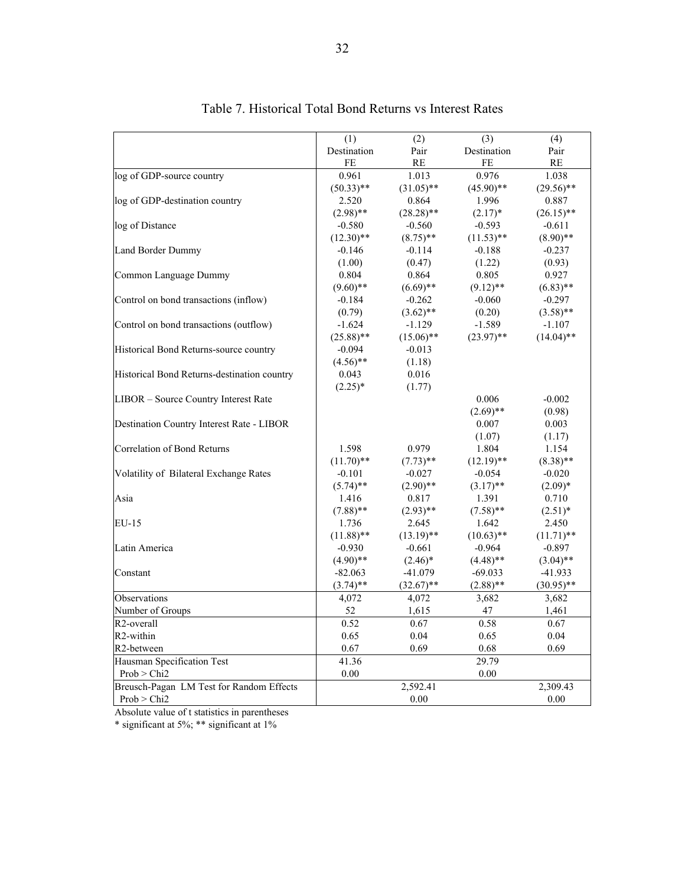# Table 7. Historical Total Bond Returns vs Interest Rates

| | (1) Destination FE | (2) Pair RE | (3) Destination FE | (4) Pair RE |
|---|---|---|---|---|
| log of GDP-source country | 0.961 | 1.013 | 0.976 | 1.038 |
| | (50.33)** | (31.05)** | (45.90)** | (29.56)** |
| log of GDP-destination country | 2.520 | 0.864 | 1.996 | 0.887 |
| | (2.98)** | (28.28)** | (2.17)* | (26.15)** |
| log of Distance | -0.580 | -0.560 | -0.593 | -0.611 |
| | (12.30)** | (8.75)** | (11.53)** | (8.90)** |
| Land Border Dummy | -0.146 | -0.114 | -0.188 | -0.237 |
| | (1.00) | (0.47) | (1.22) | (0.93) |
| Common Language Dummy | 0.804 | 0.864 | 0.805 | 0.927 |
| | (9.60)** | (6.69)** | (9.12)** | (6.83)** |
| Control on bond transactions (inflow) | -0.184 | -0.262 | -0.060 | -0.297 |
| | (0.79) | (3.62)** | (0.20) | (3.58)** |
| Control on bond transactions (outflow) | -1.624 | -1.129 | -1.589 | -1.107 |
| | (25.88)** | (15.06)** | (23.97)** | (14.04)** |
| Historical Bond Returns-source country | -0.094 | -0.013 | | |
| | (4.56)** | (1.18) | | |
| Historical Bond Returns-destination country | 0.043 | 0.016 | | |
| | (2.25)* | (1.77) | | |
| LIBOR – Source Country Interest Rate | | | 0.006 | -0.002 |
| | | | (2.69)** | (0.98) |
| Destination Country Interest Rate - LIBOR | | | 0.007 | 0.003 |
| | | | (1.07) | (1.17) |
| Correlation of Bond Returns | 1.598 | 0.979 | 1.804 | 1.154 |
| | (11.70)** | (7.73)** | (12.19)** | (8.38)** |
| Volatility of Bilateral Exchange Rates | -0.101 | -0.027 | -0.054 | -0.020 |
| | (5.74)** | (2.90)** | (3.17)** | (2.09)* |
| Asia | 1.416 | 0.817 | 1.391 | 0.710 |
| | (7.88)** | (2.93)** | (7.58)** | (2.51)* |
| EU-15 | 1.736 | 2.645 | 1.642 | 2.450 |
| | (11.88)** | (13.19)** | (10.63)** | (11.71)** |
| Latin America | -0.930 | -0.661 | -0.964 | -0.897 |
| | (4.90)** | (2.46)* | (4.48)** | (3.04)** |
| Constant | -82.063 | -41.079 | -69.033 | -41.933 |
| | (3.74)** | (32.67)** | (2.88)** | (30.95)** |
| Observations | 4,072 | 4,072 | 3,682 | 3,682 |
| Number of Groups | 52 | 1,615 | 47 | 1,461 |
| R2-overall | 0.52 | 0.67 | 0.58 | 0.67 |
| R2-within | 0.65 | 0.04 | 0.65 | 0.04 |
| R2-between | 0.67 | 0.69 | 0.68 | 0.69 |
| Hausman Specification Test | 41.36 | | 29.79 | |
| Prob > Chi2 | 0.00 | | 0.00 | |
| Breusch-Pagan LM Test for Random Effects | | 2,592.41 | | 2,309.43 |
| Prob > Chi2 | | 0.00 | | 0.00 |

Absolute value of t statistics in parentheses

* significant at 5%; ** significant at 1%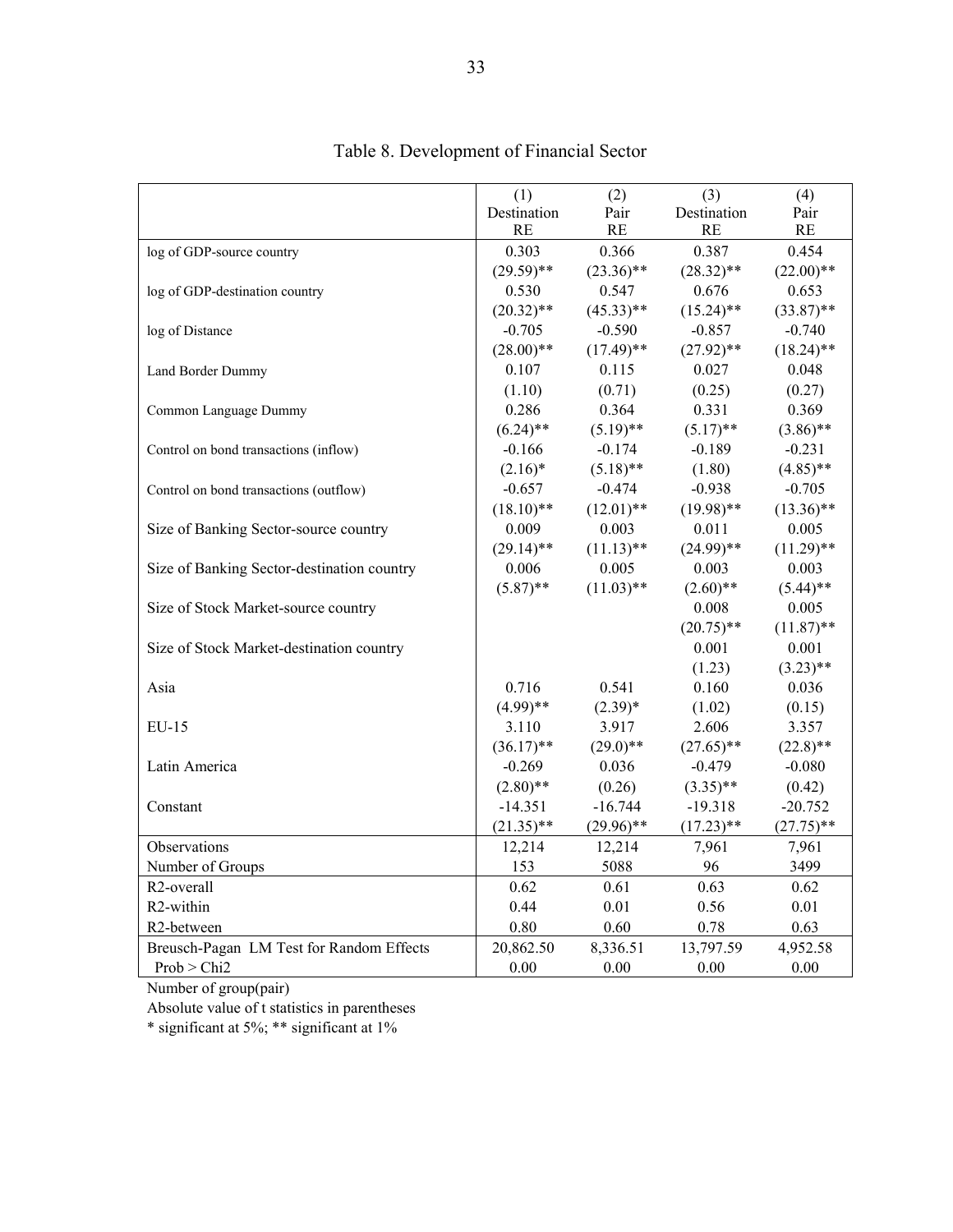# Table 8. Development of Financial Sector

| | (1) Destination RE | (2) Pair RE | (3) Destination RE | (4) Pair RE |
|---|---|---|---|---|
| log of GDP-source country | 0.303 | 0.366 | 0.387 | 0.454 |
| | (29.59)** | (23.36)** | (28.32)** | (22.00)** |
| log of GDP-destination country | 0.530 | 0.547 | 0.676 | 0.653 |
| | (20.32)** | (45.33)** | (15.24)** | (33.87)** |
| log of Distance | -0.705 | -0.590 | -0.857 | -0.740 |
| | (28.00)** | (17.49)** | (27.92)** | (18.24)** |
| Land Border Dummy | 0.107 | 0.115 | 0.027 | 0.048 |
| | (1.10) | (0.71) | (0.25) | (0.27) |
| Common Language Dummy | 0.286 | 0.364 | 0.331 | 0.369 |
| | (6.24)** | (5.19)** | (5.17)** | (3.86)** |
| Control on bond transactions (inflow) | -0.166 | -0.174 | -0.189 | -0.231 |
| | (2.16)* | (5.18)** | (1.80) | (4.85)** |
| Control on bond transactions (outflow) | -0.657 | -0.474 | -0.938 | -0.705 |
| | (18.10)** | (12.01)** | (19.98)** | (13.36)** |
| Size of Banking Sector-source country | 0.009 | 0.003 | 0.011 | 0.005 |
| | (29.14)** | (11.13)** | (24.99)** | (11.29)** |
| Size of Banking Sector-destination country | 0.006 | 0.005 | 0.003 | 0.003 |
| | (5.87)** | (11.03)** | (2.60)** | (5.44)** |
| Size of Stock Market-source country | | | 0.008 | 0.005 |
| | | | (20.75)** | (11.87)** |
| Size of Stock Market-destination country | | | 0.001 | 0.001 |
| | | | (1.23) | (3.23)** |
| Asia | 0.716 | 0.541 | 0.160 | 0.036 |
| | (4.99)** | (2.39)* | (1.02) | (0.15) |
| EU-15 | 3.110 | 3.917 | 2.606 | 3.357 |
| | (36.17)** | (29.0)** | (27.65)** | (22.8)** |
| Latin America | -0.269 | 0.036 | -0.479 | -0.080 |
| | (2.80)** | (0.26) | (3.35)** | (0.42) |
| Constant | -14.351 | -16.744 | -19.318 | -20.752 |
| | (21.35)** | (29.96)** | (17.23)** | (27.75)** |
| Observations | 12,214 | 12,214 | 7,961 | 7,961 |
| Number of Groups | 153 | 5088 | 96 | 3499 |
| R2-overall | 0.62 | 0.61 | 0.63 | 0.62 |
| R2-within | 0.44 | 0.01 | 0.56 | 0.01 |
| R2-between | 0.80 | 0.60 | 0.78 | 0.63 |
| Breusch-Pagan LM Test for Random Effects | 20,862.50 | 8,336.51 | 13,797.59 | 4,952.58 |
| Prob > Chi2 | 0.00 | 0.00 | 0.00 | 0.00 |

Number of group(pair)

Absolute value of t statistics in parentheses

* significant at 5%; ** significant at 1%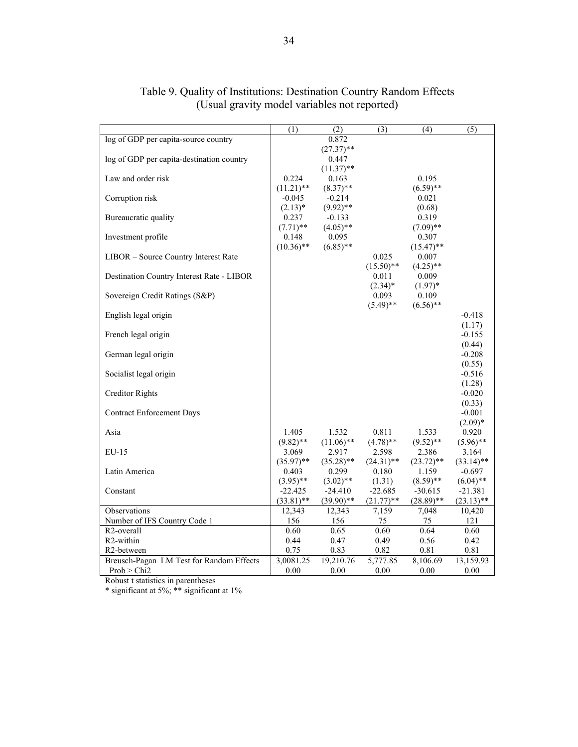# Table 9. Quality of Institutions: Destination Country Random Effects (Usual gravity model variables not reported)

| | (1) | (2) | (3) | (4) | (5) |
|---|---|---|---|---|---|
| log of GDP per capita-source country | | 0.872 | | | |
| | | (27.37)** | | | |
| log of GDP per capita-destination country | | 0.447 | | | |
| | | (11.37)** | | | |
| Law and order risk | 0.224 | 0.163 | | 0.195 | |
| | (11.21)** | (8.37)** | | (6.59)** | |
| Corruption risk | -0.045 | -0.214 | | 0.021 | |
| | (2.13)* | (9.92)** | | (0.68) | |
| Bureaucratic quality | 0.237 | -0.133 | | 0.319 | |
| | (7.71)** | (4.05)** | | (7.09)** | |
| Investment profile | 0.148 | 0.095 | | 0.307 | |
| | (10.36)** | (6.85)** | | (15.47)** | |
| LIBOR – Source Country Interest Rate | | | 0.025 | 0.007 | |
| | | | (15.50)** | (4.25)** | |
| Destination Country Interest Rate - LIBOR | | | 0.011 | 0.009 | |
| | | | (2.34)* | (1.97)* | |
| Sovereign Credit Ratings (S&P) | | | 0.093 | 0.109 | |
| | | | (5.49)** | (6.56)** | |
| English legal origin | | | | | -0.418 |
| | | | | | (1.17) |
| French legal origin | | | | | -0.155 |
| | | | | | (0.44) |
| German legal origin | | | | | -0.208 |
| | | | | | (0.55) |
| Socialist legal origin | | | | | -0.516 |
| | | | | | (1.28) |
| Creditor Rights | | | | | -0.020 |
| | | | | | (0.33) |
| Contract Enforcement Days | | | | | -0.001 |
| | | | | | (2.09)* |
| Asia | 1.405 | 1.532 | 0.811 | 1.533 | 0.920 |
| | (9.82)** | (11.06)** | (4.78)** | (9.52)** | (5.96)** |
| EU-15 | 3.069 | 2.917 | 2.598 | 2.386 | 3.164 |
| | (35.97)** | (35.28)** | (24.31)** | (23.72)** | (33.14)** |
| Latin America | 0.403 | 0.299 | 0.180 | 1.159 | -0.697 |
| | (3.95)** | (3.02)** | (1.31) | (8.59)** | (6.04)** |
| Constant | -22.425 | -24.410 | -22.685 | -30.615 | -21.381 |
| | (33.81)** | (39.90)** | (21.77)** | (28.89)** | (23.13)** |
| Observations | 12,343 | 12,343 | 7,159 | 7,048 | 10,420 |
| Number of IFS Country Code 1 | 156 | 156 | 75 | 75 | 121 |
| R2-overall | 0.60 | 0.65 | 0.60 | 0.64 | 0.60 |
| R2-within | 0.44 | 0.47 | 0.49 | 0.56 | 0.42 |
| R2-between | 0.75 | 0.83 | 0.82 | 0.81 | 0.81 |
| Breusch-Pagan LM Test for Random Effects | 3,0081.25 | 19,210.76 | 5,777.85 | 8,106.69 | 13,159.93 |
| Prob > Chi2 | 0.00 | 0.00 | 0.00 | 0.00 | 0.00 |

Robust t statistics in parentheses

* significant at 5%; ** significant at 1%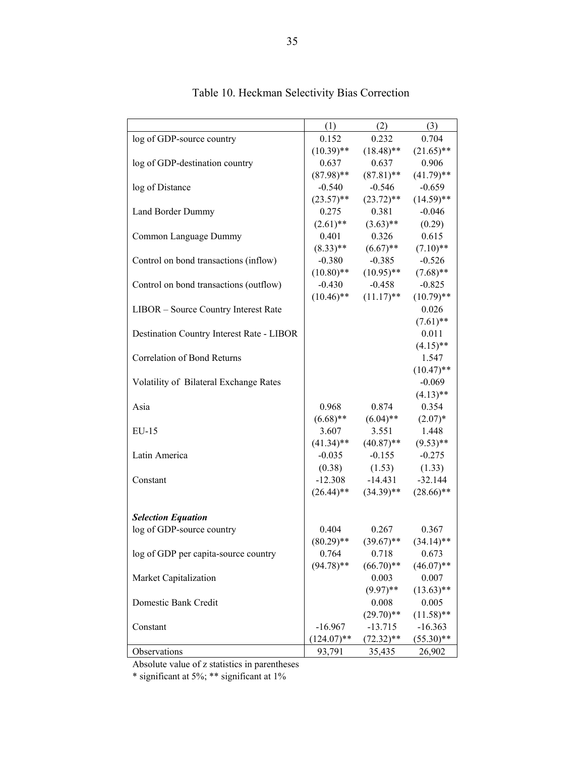# Table 10. Heckman Selectivity Bias Correction

| | (1) | (2) | (3) |
|---|---|---|---|
| log of GDP-source country | 0.152 | 0.232 | 0.704 |
| | (10.39)** | (18.48)** | (21.65)** |
| log of GDP-destination country | 0.637 | 0.637 | 0.906 |
| | (87.98)** | (87.81)** | (41.79)** |
| log of Distance | -0.540 | -0.546 | -0.659 |
| | (23.57)** | (23.72)** | (14.59)** |
| Land Border Dummy | 0.275 | 0.381 | -0.046 |
| | (2.61)** | (3.63)** | (0.29) |
| Common Language Dummy | 0.401 | 0.326 | 0.615 |
| | (8.33)** | (6.67)** | (7.10)** |
| Control on bond transactions (inflow) | -0.380 | -0.385 | -0.526 |
| | (10.80)** | (10.95)** | (7.68)** |
| Control on bond transactions (outflow) | -0.430 | -0.458 | -0.825 |
| | (10.46)** | (11.17)** | (10.79)** |
| LIBOR – Source Country Interest Rate | | | 0.026 |
| | | | (7.61)** |
| Destination Country Interest Rate - LIBOR | | | 0.011 |
| | | | (4.15)** |
| Correlation of Bond Returns | | | 1.547 |
| | | | (10.47)** |
| Volatility of Bilateral Exchange Rates | | | -0.069 |
| | | | (4.13)** |
| Asia | 0.968 | 0.874 | 0.354 |
| | (6.68)** | (6.04)** | (2.07)* |
| EU-15 | 3.607 | 3.551 | 1.448 |
| | (41.34)** | (40.87)** | (9.53)** |
| Latin America | -0.035 | -0.155 | -0.275 |
| | (0.38) | (1.53) | (1.33) |
| Constant | -12.308 | -14.431 | -32.144 |
| | (26.44)** | (34.39)** | (28.66)** |
| ***Selection Equation*** | | | |
| log of GDP-source country | 0.404 | 0.267 | 0.367 |
| | (80.29)** | (39.67)** | (34.14)** |
| log of GDP per capita-source country | 0.764 | 0.718 | 0.673 |
| | (94.78)** | (66.70)** | (46.07)** |
| Market Capitalization | | 0.003 | 0.007 |
| | | (9.97)** | (13.63)** |
| Domestic Bank Credit | | 0.008 | 0.005 |
| | | (29.70)** | (11.58)** |
| Constant | -16.967 | -13.715 | -16.363 |
| | (124.07)** | (72.32)** | (55.30)** |
| Observations | 93,791 | 35,435 | 26,902 |

Absolute value of z statistics in parentheses

* significant at 5%; ** significant at 1%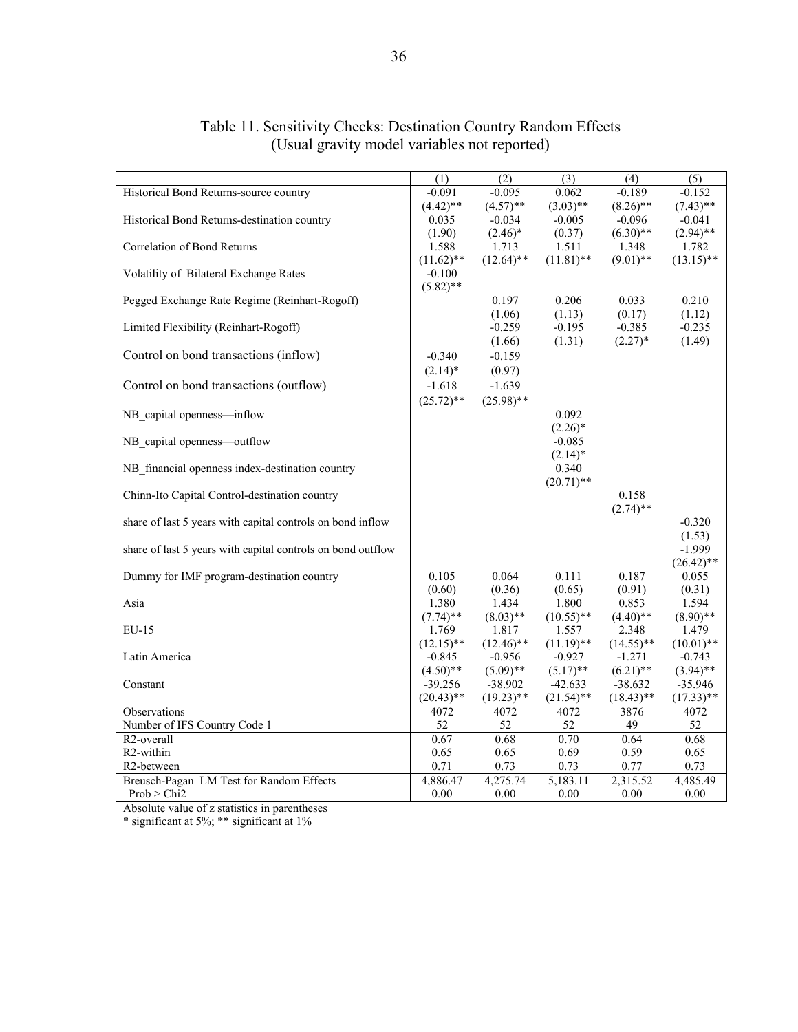# Table 11. Sensitivity Checks: Destination Country Random Effects (Usual gravity model variables not reported)

| | (1) | (2) | (3) | (4) | (5) |
|---|---|---|---|---|---|
| Historical Bond Returns-source country | -0.091 | -0.095 | 0.062 | -0.189 | -0.152 |
| | (4.42)** | (4.57)** | (3.03)** | (8.26)** | (7.43)** |
| Historical Bond Returns-destination country | 0.035 | -0.034 | -0.005 | -0.096 | -0.041 |
| | (1.90) | (2.46)* | (0.37) | (6.30)** | (2.94)** |
| Correlation of Bond Returns | 1.588 | 1.713 | 1.511 | 1.348 | 1.782 |
| | (11.62)** | (12.64)** | (11.81)** | (9.01)** | (13.15)** |
| Volatility of Bilateral Exchange Rates | -0.100 | | | | |
| | (5.82)** | | | | |
| Pegged Exchange Rate Regime (Reinhart-Rogoff) | | 0.197 | 0.206 | 0.033 | 0.210 |
| | | (1.06) | (1.13) | (0.17) | (1.12) |
| Limited Flexibility (Reinhart-Rogoff) | | -0.259 | -0.195 | -0.385 | -0.235 |
| | | (1.66) | (1.31) | (2.27)* | (1.49) |
| Control on bond transactions (inflow) | -0.340 | -0.159 | | | |
| | (2.14)* | (0.97) | | | |
| Control on bond transactions (outflow) | -1.618 | -1.639 | | | |
| | (25.72)** | (25.98)** | | | |
| NB_capital openness—inflow | | | 0.092 | | |
| | | | (2.26)* | | |
| NB_capital openness—outflow | | | -0.085 | | |
| | | | (2.14)* | | |
| NB_financial openness index-destination country | | | 0.340 | | |
| | | | (20.71)** | | |
| Chinn-Ito Capital Control-destination country | | | | 0.158 | |
| | | | | (2.74)** | |
| share of last 5 years with capital controls on bond inflow | | | | | -0.320 |
| | | | | | (1.53) |
| share of last 5 years with capital controls on bond outflow | | | | | -1.999 |
| | | | | | (26.42)** |
| Dummy for IMF program-destination country | 0.105 | 0.064 | 0.111 | 0.187 | 0.055 |
| | (0.60) | (0.36) | (0.65) | (0.91) | (0.31) |
| Asia | 1.380 | 1.434 | 1.800 | 0.853 | 1.594 |
| | (7.74)** | (8.03)** | (10.55)** | (4.40)** | (8.90)** |
| EU-15 | 1.769 | 1.817 | 1.557 | 2.348 | 1.479 |
| | (12.15)** | (12.46)** | (11.19)** | (14.55)** | (10.01)** |
| Latin America | -0.845 | -0.956 | -0.927 | -1.271 | -0.743 |
| | (4.50)** | (5.09)** | (5.17)** | (6.21)** | (3.94)** |
| Constant | -39.256 | -38.902 | -42.633 | -38.632 | -35.946 |
| | (20.43)** | (19.23)** | (21.54)** | (18.43)** | (17.33)** |
| Observations | 4072 | 4072 | 4072 | 3876 | 4072 |
| Number of IFS Country Code 1 | 52 | 52 | 52 | 49 | 52 |
| R2-overall | 0.67 | 0.68 | 0.70 | 0.64 | 0.68 |
| R2-within | 0.65 | 0.65 | 0.69 | 0.59 | 0.65 |
| R2-between | 0.71 | 0.73 | 0.73 | 0.77 | 0.73 |
| Breusch-Pagan LM Test for Random Effects | 4,886.47 | 4,275.74 | 5,183.11 | 2,315.52 | 4,485.49 |
| Prob > Chi2 | 0.00 | 0.00 | 0.00 | 0.00 | 0.00 |

Absolute value of z statistics in parentheses
* significant at 5%; ** significant at 1%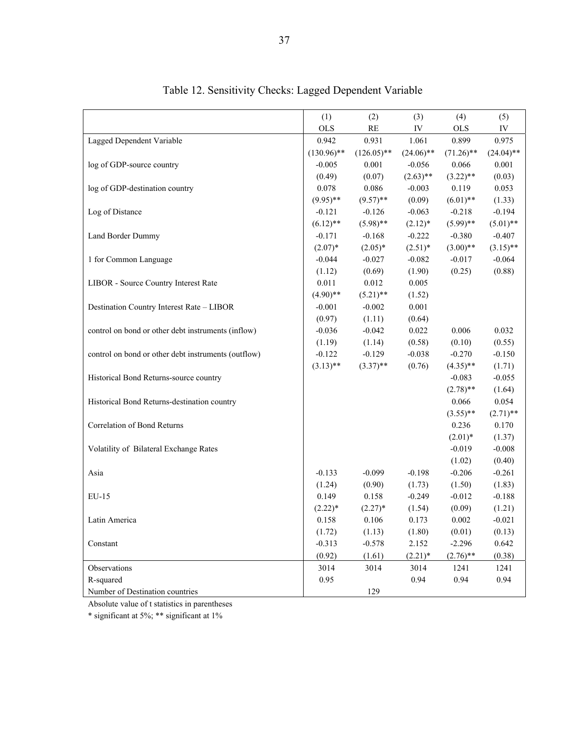# Table 12. Sensitivity Checks: Lagged Dependent Variable

| | (1) OLS | (2) RE | (3) IV | (4) OLS | (5) IV |
|---|---|---|---|---|---|
| Lagged Dependent Variable | 0.942 | 0.931 | 1.061 | 0.899 | 0.975 |
| | (130.96)** | (126.05)** | (24.06)** | (71.26)** | (24.04)** |
| log of GDP-source country | -0.005 | 0.001 | -0.056 | 0.066 | 0.001 |
| | (0.49) | (0.07) | (2.63)** | (3.22)** | (0.03) |
| log of GDP-destination country | 0.078 | 0.086 | -0.003 | 0.119 | 0.053 |
| | (9.95)** | (9.57)** | (0.09) | (6.01)** | (1.33) |
| Log of Distance | -0.121 | -0.126 | -0.063 | -0.218 | -0.194 |
| | (6.12)** | (5.98)** | (2.12)* | (5.99)** | (5.01)** |
| Land Border Dummy | -0.171 | -0.168 | -0.222 | -0.380 | -0.407 |
| | (2.07)* | (2.05)* | (2.51)* | (3.00)** | (3.15)** |
| 1 for Common Language | -0.044 | -0.027 | -0.082 | -0.017 | -0.064 |
| | (1.12) | (0.69) | (1.90) | (0.25) | (0.88) |
| LIBOR - Source Country Interest Rate | 0.011 | 0.012 | 0.005 | | |
| | (4.90)** | (5.21)** | (1.52) | | |
| Destination Country Interest Rate – LIBOR | -0.001 | -0.002 | 0.001 | | |
| | (0.97) | (1.11) | (0.64) | | |
| control on bond or other debt instruments (inflow) | -0.036 | -0.042 | 0.022 | 0.006 | 0.032 |
| | (1.19) | (1.14) | (0.58) | (0.10) | (0.55) |
| control on bond or other debt instruments (outflow) | -0.122 | -0.129 | -0.038 | -0.270 | -0.150 |
| | (3.13)** | (3.37)** | (0.76) | (4.35)** | (1.71) |
| Historical Bond Returns-source country | | | | -0.083 | -0.055 |
| | | | | (2.78)** | (1.64) |
| Historical Bond Returns-destination country | | | | 0.066 | 0.054 |
| | | | | (3.55)** | (2.71)** |
| Correlation of Bond Returns | | | | 0.236 | 0.170 |
| | | | | (2.01)* | (1.37) |
| Volatility of Bilateral Exchange Rates | | | | -0.019 | -0.008 |
| | | | | (1.02) | (0.40) |
| Asia | -0.133 | -0.099 | -0.198 | -0.206 | -0.261 |
| | (1.24) | (0.90) | (1.73) | (1.50) | (1.83) |
| EU-15 | 0.149 | 0.158 | -0.249 | -0.012 | -0.188 |
| | (2.22)* | (2.27)* | (1.54) | (0.09) | (1.21) |
| Latin America | 0.158 | 0.106 | 0.173 | 0.002 | -0.021 |
| | (1.72) | (1.13) | (1.80) | (0.01) | (0.13) |
| Constant | -0.313 | -0.578 | 2.152 | -2.296 | 0.642 |
| | (0.92) | (1.61) | (2.21)* | (2.76)** | (0.38) |
| Observations | 3014 | 3014 | 3014 | 1241 | 1241 |
| R-squared | 0.95 | | 0.94 | 0.94 | 0.94 |
| Number of Destination countries | | 129 | | | |

Absolute value of t statistics in parentheses

* significant at 5%; ** significant at 1%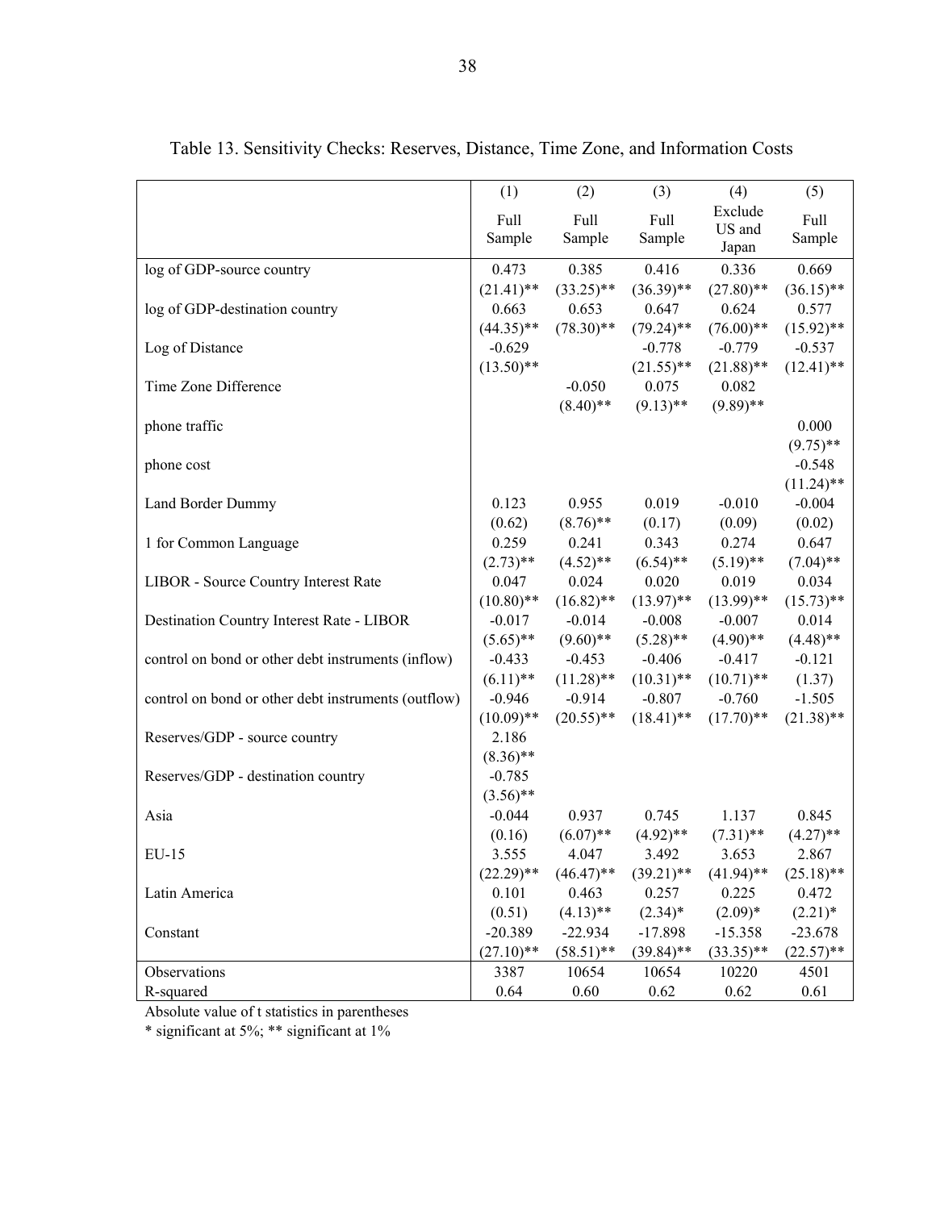Table 13. Sensitivity Checks: Reserves, Distance, Time Zone, and Information Costs

| | (1) | (2) | (3) | (4) | (5) |
|---|---|---|---|---|---|
| | Full Sample | Full Sample | Full Sample | Exclude US and Japan | Full Sample |
| log of GDP-source country | 0.473 | 0.385 | 0.416 | 0.336 | 0.669 |
| | (21.41)** | (33.25)** | (36.39)** | (27.80)** | (36.15)** |
| log of GDP-destination country | 0.663 | 0.653 | 0.647 | 0.624 | 0.577 |
| | (44.35)** | (78.30)** | (79.24)** | (76.00)** | (15.92)** |
| Log of Distance | -0.629 | | -0.778 | -0.779 | -0.537 |
| | (13.50)** | | (21.55)** | (21.88)** | (12.41)** |
| Time Zone Difference | | -0.050 | 0.075 | 0.082 | |
| | | (8.40)** | (9.13)** | (9.89)** | |
| phone traffic | | | | | 0.000 |
| | | | | | (9.75)** |
| phone cost | | | | | -0.548 |
| | | | | | (11.24)** |
| Land Border Dummy | 0.123 | 0.955 | 0.019 | -0.010 | -0.004 |
| | (0.62) | (8.76)** | (0.17) | (0.09) | (0.02) |
| 1 for Common Language | 0.259 | 0.241 | 0.343 | 0.274 | 0.647 |
| | (2.73)** | (4.52)** | (6.54)** | (5.19)** | (7.04)** |
| LIBOR - Source Country Interest Rate | 0.047 | 0.024 | 0.020 | 0.019 | 0.034 |
| | (10.80)** | (16.82)** | (13.97)** | (13.99)** | (15.73)** |
| Destination Country Interest Rate - LIBOR | -0.017 | -0.014 | -0.008 | -0.007 | 0.014 |
| | (5.65)** | (9.60)** | (5.28)** | (4.90)** | (4.48)** |
| control on bond or other debt instruments (inflow) | -0.433 | -0.453 | -0.406 | -0.417 | -0.121 |
| | (6.11)** | (11.28)** | (10.31)** | (10.71)** | (1.37) |
| control on bond or other debt instruments (outflow) | -0.946 | -0.914 | -0.807 | -0.760 | -1.505 |
| | (10.09)** | (20.55)** | (18.41)** | (17.70)** | (21.38)** |
| Reserves/GDP - source country | 2.186 | | | | |
| | (8.36)** | | | | |
| Reserves/GDP - destination country | -0.785 | | | | |
| | (3.56)** | | | | |
| Asia | -0.044 | 0.937 | 0.745 | 1.137 | 0.845 |
| | (0.16) | (6.07)** | (4.92)** | (7.31)** | (4.27)** |
| EU-15 | 3.555 | 4.047 | 3.492 | 3.653 | 2.867 |
| | (22.29)** | (46.47)** | (39.21)** | (41.94)** | (25.18)** |
| Latin America | 0.101 | 0.463 | 0.257 | 0.225 | 0.472 |
| | (0.51) | (4.13)** | (2.34)* | (2.09)* | (2.21)* |
| Constant | -20.389 | -22.934 | -17.898 | -15.358 | -23.678 |
| | (27.10)** | (58.51)** | (39.84)** | (33.35)** | (22.57)** |
| Observations | 3387 | 10654 | 10654 | 10220 | 4501 |
| R-squared | 0.64 | 0.60 | 0.62 | 0.62 | 0.61 |

Absolute value of t statistics in parentheses

* significant at 5%; ** significant at 1%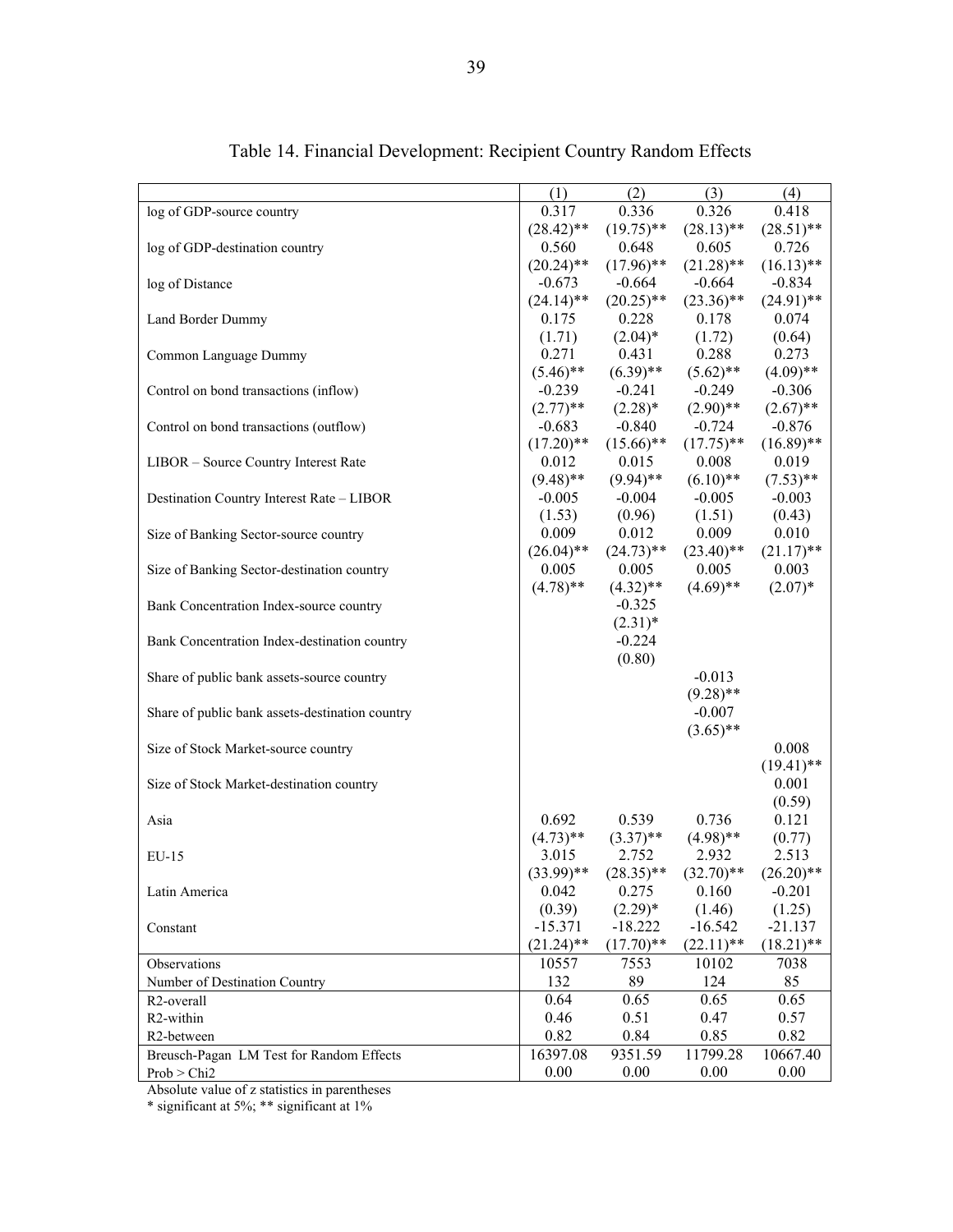# Table 14. Financial Development: Recipient Country Random Effects

| | (1) | (2) | (3) | (4) |
|---|---|---|---|---|
| log of GDP-source country | 0.317 | 0.336 | 0.326 | 0.418 |
| | (28.42)** | (19.75)** | (28.13)** | (28.51)** |
| log of GDP-destination country | 0.560 | 0.648 | 0.605 | 0.726 |
| | (20.24)** | (17.96)** | (21.28)** | (16.13)** |
| log of Distance | -0.673 | -0.664 | -0.664 | -0.834 |
| | (24.14)** | (20.25)** | (23.36)** | (24.91)** |
| Land Border Dummy | 0.175 | 0.228 | 0.178 | 0.074 |
| | (1.71) | (2.04)* | (1.72) | (0.64) |
| Common Language Dummy | 0.271 | 0.431 | 0.288 | 0.273 |
| | (5.46)** | (6.39)** | (5.62)** | (4.09)** |
| Control on bond transactions (inflow) | -0.239 | -0.241 | -0.249 | -0.306 |
| | (2.77)** | (2.28)* | (2.90)** | (2.67)** |
| Control on bond transactions (outflow) | -0.683 | -0.840 | -0.724 | -0.876 |
| | (17.20)** | (15.66)** | (17.75)** | (16.89)** |
| LIBOR – Source Country Interest Rate | 0.012 | 0.015 | 0.008 | 0.019 |
| | (9.48)** | (9.94)** | (6.10)** | (7.53)** |
| Destination Country Interest Rate – LIBOR | -0.005 | -0.004 | -0.005 | -0.003 |
| | (1.53) | (0.96) | (1.51) | (0.43) |
| Size of Banking Sector-source country | 0.009 | 0.012 | 0.009 | 0.010 |
| | (26.04)** | (24.73)** | (23.40)** | (21.17)** |
| Size of Banking Sector-destination country | 0.005 | 0.005 | 0.005 | 0.003 |
| | (4.78)** | (4.32)** | (4.69)** | (2.07)* |
| Bank Concentration Index-source country | | -0.325 | | |
| | | (2.31)* | | |
| Bank Concentration Index-destination country | | -0.224 | | |
| | | (0.80) | | |
| Share of public bank assets-source country | | | -0.013 | |
| | | | (9.28)** | |
| Share of public bank assets-destination country | | | -0.007 | |
| | | | (3.65)** | |
| Size of Stock Market-source country | | | | 0.008 |
| | | | | (19.41)** |
| Size of Stock Market-destination country | | | | 0.001 |
| | | | | (0.59) |
| Asia | 0.692 | 0.539 | 0.736 | 0.121 |
| | (4.73)** | (3.37)** | (4.98)** | (0.77) |
| EU-15 | 3.015 | 2.752 | 2.932 | 2.513 |
| | (33.99)** | (28.35)** | (32.70)** | (26.20)** |
| Latin America | 0.042 | 0.275 | 0.160 | -0.201 |
| | (0.39) | (2.29)* | (1.46) | (1.25) |
| Constant | -15.371 | -18.222 | -16.542 | -21.137 |
| | (21.24)** | (17.70)** | (22.11)** | (18.21)** |
| Observations | 10557 | 7553 | 10102 | 7038 |
| Number of Destination Country | 132 | 89 | 124 | 85 |
| R2-overall | 0.64 | 0.65 | 0.65 | 0.65 |
| R2-within | 0.46 | 0.51 | 0.47 | 0.57 |
| R2-between | 0.82 | 0.84 | 0.85 | 0.82 |
| Breusch-Pagan LM Test for Random Effects | 16397.08 | 9351.59 | 11799.28 | 10667.40 |
| Prob > Chi2 | 0.00 | 0.00 | 0.00 | 0.00 |

Absolute value of z statistics in parentheses
* significant at 5%; ** significant at 1%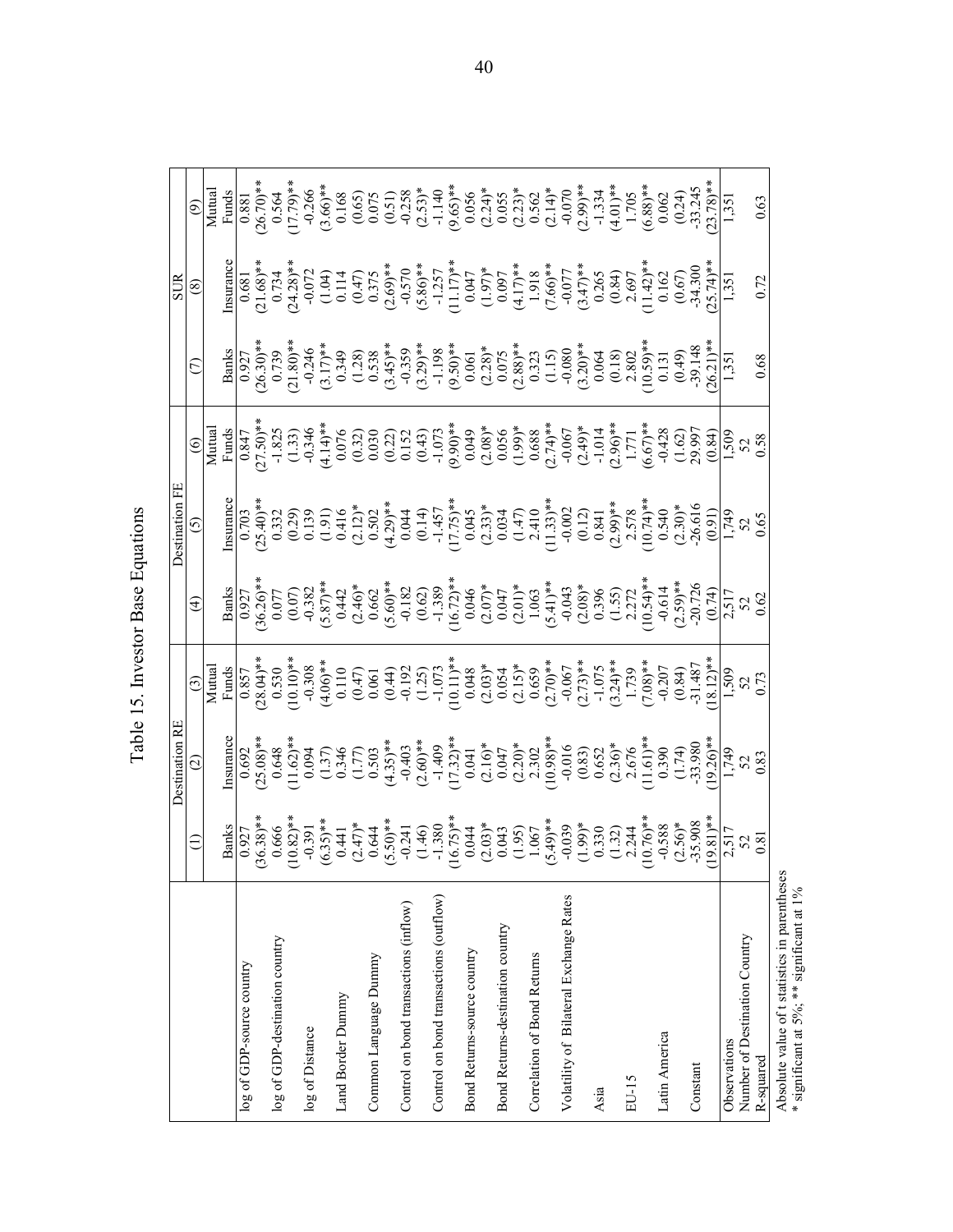# Table 15. Investor Base Equations

| | Destination RE | | | Destination FE | | | SUR | | |
|---|---|---|---|---|---|---|---|---|---|
| | (1) | (2) | (3) | (4) | (5) | (6) | (7) | (8) | (9) |
| | Banks | Insurance | Mutual Funds | Banks | Insurance | Mutual Funds | Banks | Insurance | Mutual Funds |
| log of GDP-source country | 0.927 | 0.692 | 0.857 | 0.927 | 0.703 | 0.847 | 0.927 | 0.681 | 0.881 |
| | (36.38)** | (25.08)** | (28.04)** | (36.26)** | (25.40)** | (27.50)** | (26.30)** | (21.68)** | (26.70)** |
| log of GDP-destination country | 0.666 | 0.648 | 0.530 | 0.077 | 0.332 | -1.825 | 0.739 | 0.734 | 0.564 |
| | (10.82)** | (11.62)** | (10.10)** | (0.07) | (0.29) | (1.33) | (21.80)** | (24.28)** | (17.79)** |
| log of Distance | -0.391 | 0.094 | -0.308 | -0.382 | 0.139 | -0.346 | -0.246 | -0.072 | -0.266 |
| | (6.35)** | (1.37) | (4.06)** | (5.87)** | (1.91) | (4.14)** | (3.17)** | (1.04) | (3.66)** |
| Land Border Dummy | 0.441 | 0.346 | 0.110 | 0.442 | 0.416 | 0.076 | 0.349 | 0.114 | 0.168 |
| | (2.47)* | (1.77) | (0.47) | (2.46)* | (2.12)* | (0.32) | (1.28) | (0.47) | (0.65) |
| Common Language Dummy | 0.644 | 0.503 | 0.061 | 0.662 | 0.502 | 0.030 | 0.538 | 0.375 | 0.075 |
| | (5.50)** | (4.35)** | (0.44) | (5.60)** | (4.29)** | (0.22) | (3.45)** | (2.69)** | (0.51) |
| Control on bond transactions (inflow) | -0.241 | -0.403 | -0.192 | -0.182 | 0.044 | 0.152 | -0.359 | -0.570 | -0.258 |
| | (1.46) | (2.60)** | (1.25) | (0.62) | (0.14) | (0.43) | (3.29)** | (5.86)** | (2.53)* |
| Control on bond transactions (outflow) | -1.380 | -1.409 | -1.073 | -1.389 | -1.457 | -1.073 | -1.198 | -1.257 | -1.140 |
| | (16.75)** | (17.32)** | (10.11)** | (16.72)** | (17.75)** | (9.90)** | (9.50)** | (11.17)** | (9.65)** |
| Bond Returns-source country | 0.044 | 0.041 | 0.048 | 0.046 | 0.045 | 0.049 | 0.061 | 0.047 | 0.056 |
| | (2.03)* | (2.16)* | (2.03)* | (2.07)* | (2.33)* | (2.08)* | (2.28)* | (1.97)* | (2.24)* |
| Bond Returns-destination country | 0.043 | 0.047 | 0.054 | 0.047 | 0.034 | 0.056 | 0.075 | 0.097 | 0.055 |
| | (1.95) | (2.20)* | (2.15)* | (2.01)* | (1.47) | (1.99)* | (2.88)** | (4.17)** | (2.23)* |
| Correlation of Bond Returns | 1.067 | 2.302 | 0.659 | 1.063 | 2.410 | 0.688 | 0.323 | 1.918 | 0.562 |
| | (5.49)** | (10.98)** | (2.70)** | (5.41)** | (11.33)** | (2.74)** | (1.15) | (7.66)** | (2.14)* |
| Volatility of Bilateral Exchange Rates | -0.039 | -0.016 | -0.067 | -0.043 | -0.002 | -0.067 | -0.080 | -0.077 | -0.070 |
| | (1.99)* | (0.83) | (2.73)** | (2.08)* | (0.12) | (2.49)* | (3.20)** | (3.47)** | (2.99)** |
| Asia | 0.330 | 0.652 | -1.075 | 0.396 | 0.841 | -1.014 | 0.064 | 0.265 | -1.334 |
| | (1.32) | (2.36)* | (3.24)** | (1.55) | (2.99)** | (2.96)** | (0.18) | (0.84) | (4.01)** |
| EU-15 | 2.244 | 2.676 | 1.739 | 2.272 | 2.578 | 1.771 | 2.802 | 2.697 | 1.705 |
| | (10.76)** | (11.61)** | (7.08)** | (10.54)** | (10.74)** | (6.67)** | (10.59)** | (11.42)** | (6.88)** |
| Latin America | -0.588 | 0.390 | -0.207 | -0.614 | 0.540 | -0.428 | 0.131 | 0.162 | 0.062 |
| | (2.56)* | (1.74) | (0.84) | (2.59)** | (2.30)* | (1.62) | (0.49) | (0.67) | (0.24) |
| Constant | -35.908 | -33.980 | -31.487 | -20.726 | -26.616 | 29.997 | -39.148 | -34.300 | -33.245 |
| | (19.81)** | (19.26)** | (18.12)** | (0.74) | (0.91) | (0.84) | (26.21)** | (25.74)** | (23.78)** |
| Observations | 2,517 | 1,749 | 1,509 | 2,517 | 1,749 | 1,509 | 1,351 | 1,351 | 1,351 |
| Number of Destination Country | 52 | 52 | 52 | 52 | 52 | 52 | | | |
| R-squared | 0.81 | 0.83 | 0.73 | 0.62 | 0.65 | 0.58 | 0.68 | 0.72 | 0.63 |

Absolute value of t statistics in parentheses
* significant at 5%; ** significant at 1%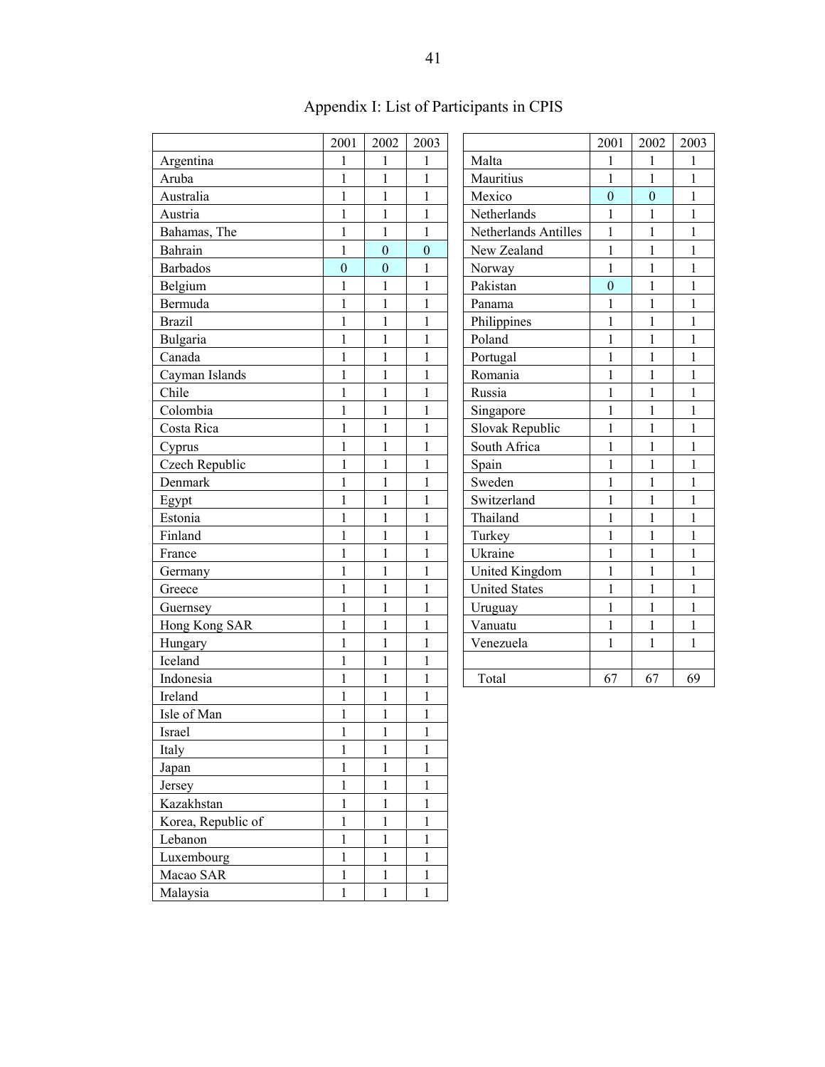## Appendix I: List of Participants in CPIS

| | 2001 | 2002 | 2003 |
|---|---|---|---|
| Argentina | 1 | 1 | 1 |
| Aruba | 1 | 1 | 1 |
| Australia | 1 | 1 | 1 |
| Austria | 1 | 1 | 1 |
| Bahamas, The | 1 | 1 | 1 |
| Bahrain | 1 | 0 | 0 |
| Barbados | 0 | 0 | 1 |
| Belgium | 1 | 1 | 1 |
| Bermuda | 1 | 1 | 1 |
| Brazil | 1 | 1 | 1 |
| Bulgaria | 1 | 1 | 1 |
| Canada | 1 | 1 | 1 |
| Cayman Islands | 1 | 1 | 1 |
| Chile | 1 | 1 | 1 |
| Colombia | 1 | 1 | 1 |
| Costa Rica | 1 | 1 | 1 |
| Cyprus | 1 | 1 | 1 |
| Czech Republic | 1 | 1 | 1 |
| Denmark | 1 | 1 | 1 |
| Egypt | 1 | 1 | 1 |
| Estonia | 1 | 1 | 1 |
| Finland | 1 | 1 | 1 |
| France | 1 | 1 | 1 |
| Germany | 1 | 1 | 1 |
| Greece | 1 | 1 | 1 |
| Guernsey | 1 | 1 | 1 |
| Hong Kong SAR | 1 | 1 | 1 |
| Hungary | 1 | 1 | 1 |
| Iceland | 1 | 1 | 1 |
| Indonesia | 1 | 1 | 1 |
| Ireland | 1 | 1 | 1 |
| Isle of Man | 1 | 1 | 1 |
| Israel | 1 | 1 | 1 |
| Italy | 1 | 1 | 1 |
| Japan | 1 | 1 | 1 |
| Jersey | 1 | 1 | 1 |
| Kazakhstan | 1 | 1 | 1 |
| Korea, Republic of | 1 | 1 | 1 |
| Lebanon | 1 | 1 | 1 |
| Luxembourg | 1 | 1 | 1 |
| Macao SAR | 1 | 1 | 1 |
| Malaysia | 1 | 1 | 1 |
| Malta | 1 | 1 | 1 |
| Mauritius | 1 | 1 | 1 |
| Mexico | 0 | 0 | 1 |
| Netherlands | 1 | 1 | 1 |
| Netherlands Antilles | 1 | 1 | 1 |
| New Zealand | 1 | 1 | 1 |
| Norway | 1 | 1 | 1 |
| Pakistan | 0 | 1 | 1 |
| Panama | 1 | 1 | 1 |
| Philippines | 1 | 1 | 1 |
| Poland | 1 | 1 | 1 |
| Portugal | 1 | 1 | 1 |
| Romania | 1 | 1 | 1 |
| Russia | 1 | 1 | 1 |
| Singapore | 1 | 1 | 1 |
| Slovak Republic | 1 | 1 | 1 |
| South Africa | 1 | 1 | 1 |
| Spain | 1 | 1 | 1 |
| Sweden | 1 | 1 | 1 |
| Switzerland | 1 | 1 | 1 |
| Thailand | 1 | 1 | 1 |
| Turkey | 1 | 1 | 1 |
| Ukraine | 1 | 1 | 1 |
| United Kingdom | 1 | 1 | 1 |
| United States | 1 | 1 | 1 |
| Uruguay | 1 | 1 | 1 |
| Vanuatu | 1 | 1 | 1 |
| Venezuela | 1 | 1 | 1 |
| | | | |
| Total | 67 | 67 | 69 |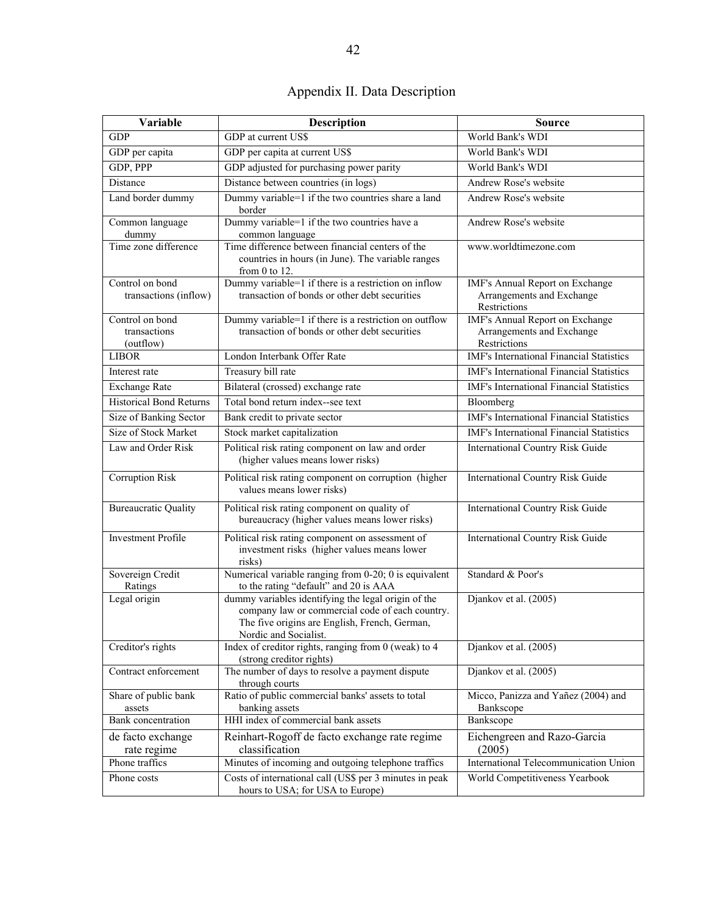## Appendix II. Data Description

| Variable | Description | Source |
|---|---|---|
| GDP | GDP at current US$ | World Bank's WDI |
| GDP per capita | GDP per capita at current US$ | World Bank's WDI |
| GDP, PPP | GDP adjusted for purchasing power parity | World Bank's WDI |
| Distance | Distance between countries (in logs) | Andrew Rose's website |
| Land border dummy | Dummy variable=1 if the two countries share a land border | Andrew Rose's website |
| Common language dummy | Dummy variable=1 if the two countries have a common language | Andrew Rose's website |
| Time zone difference | Time difference between financial centers of the countries in hours (in June). The variable ranges from 0 to 12. | www.worldtimezone.com |
| Control on bond transactions (inflow) | Dummy variable=1 if there is a restriction on inflow transaction of bonds or other debt securities | IMF's Annual Report on Exchange Arrangements and Exchange Restrictions |
| Control on bond transactions (outflow) | Dummy variable=1 if there is a restriction on outflow transaction of bonds or other debt securities | IMF's Annual Report on Exchange Arrangements and Exchange Restrictions |
| LIBOR | London Interbank Offer Rate | IMF's International Financial Statistics |
| Interest rate | Treasury bill rate | IMF's International Financial Statistics |
| Exchange Rate | Bilateral (crossed) exchange rate | IMF's International Financial Statistics |
| Historical Bond Returns | Total bond return index--see text | Bloomberg |
| Size of Banking Sector | Bank credit to private sector | IMF's International Financial Statistics |
| Size of Stock Market | Stock market capitalization | IMF's International Financial Statistics |
| Law and Order Risk | Political risk rating component on law and order (higher values means lower risks) | International Country Risk Guide |
| Corruption Risk | Political risk rating component on corruption (higher values means lower risks) | International Country Risk Guide |
| Bureaucratic Quality | Political risk rating component on quality of bureaucracy (higher values means lower risks) | International Country Risk Guide |
| Investment Profile | Political risk rating component on assessment of investment risks (higher values means lower risks) | International Country Risk Guide |
| Sovereign Credit Ratings | Numerical variable ranging from 0-20; 0 is equivalent to the rating "default" and 20 is AAA | Standard & Poor's |
| Legal origin | dummy variables identifying the legal origin of the company law or commercial code of each country. The five origins are English, French, German, Nordic and Socialist. | Djankov et al. (2005) |
| Creditor's rights | Index of creditor rights, ranging from 0 (weak) to 4 (strong creditor rights) | Djankov et al. (2005) |
| Contract enforcement | The number of days to resolve a payment dispute through courts | Djankov et al. (2005) |
| Share of public bank assets | Ratio of public commercial banks' assets to total banking assets | Micco, Panizza and Yañez (2004) and Bankscope |
| Bank concentration | HHI index of commercial bank assets | Bankscope |
| de facto exchange rate regime | Reinhart-Rogoff de facto exchange rate regime classification | Eichengreen and Razo-Garcia (2005) |
| Phone traffics | Minutes of incoming and outgoing telephone traffics | International Telecommunication Union |
| Phone costs | Costs of international call (US$ per 3 minutes in peak hours to USA; for USA to Europe) | World Competitiveness Yearbook |